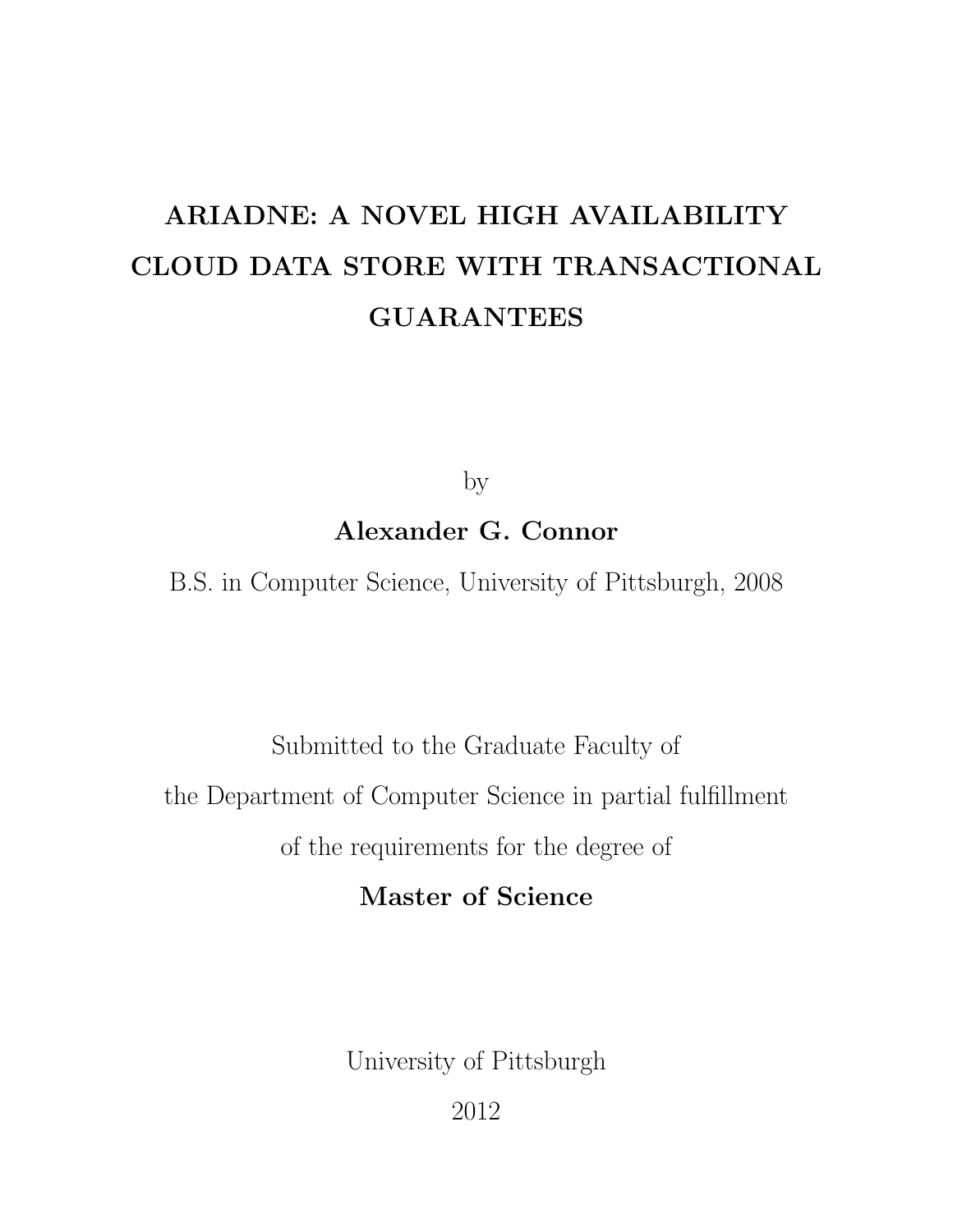# ARIADNE: A NOVEL HIGH AVAILABILITY CLOUD DATA STORE WITH TRANSACTIONAL GUARANTEES

by

**Alexander G. Connor**

B.S. in Computer Science, University of Pittsburgh, 2008

Submitted to the Graduate Faculty of

the Department of Computer Science in partial fulfillment

of the requirements for the degree of

**Master of Science**

University of Pittsburgh

2012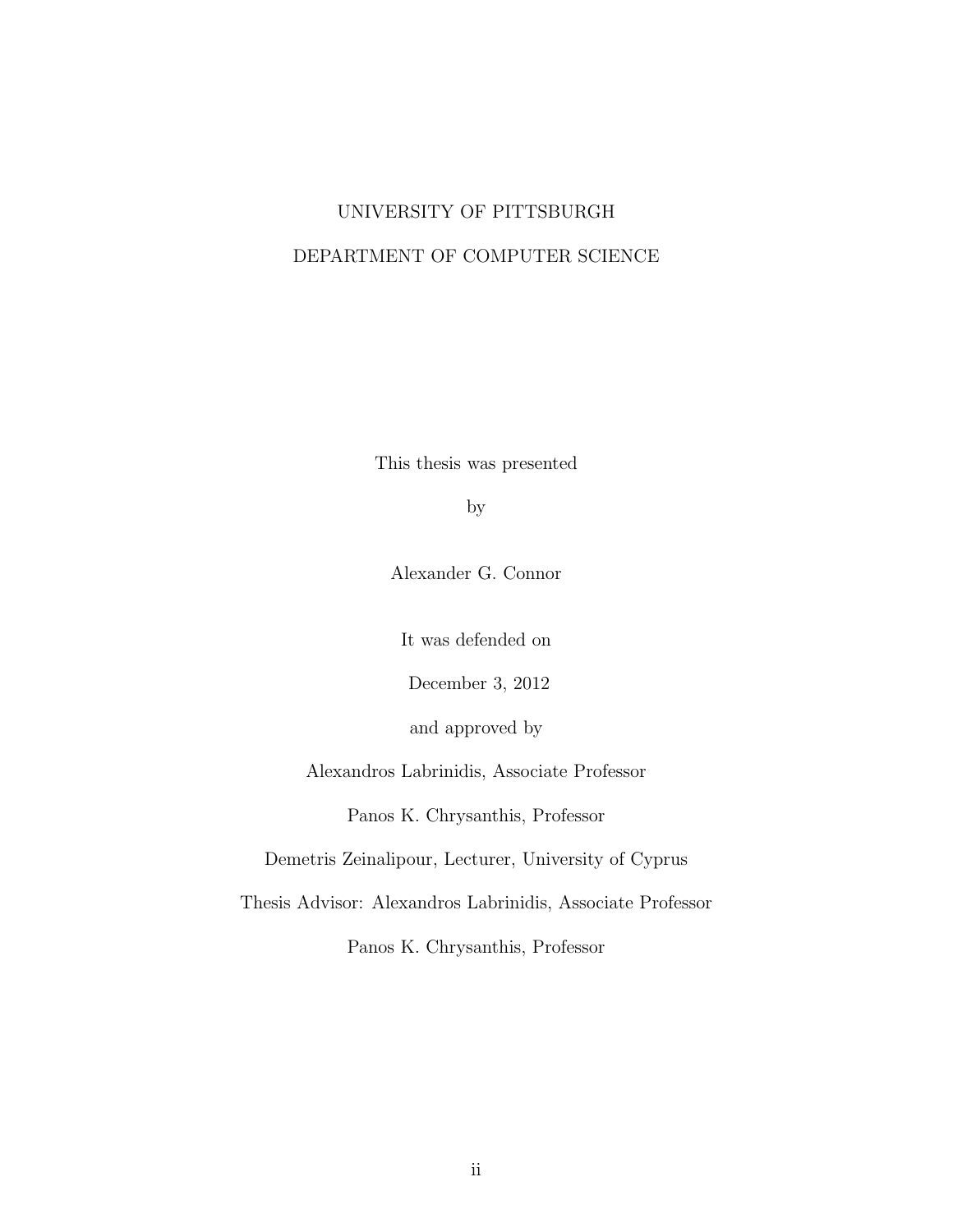UNIVERSITY OF PITTSBURGH

DEPARTMENT OF COMPUTER SCIENCE

This thesis was presented

by

Alexander G. Connor

It was defended on

December 3, 2012

and approved by

Alexandros Labrinidis, Associate Professor

Panos K. Chrysanthis, Professor

Demetris Zeinalipour, Lecturer, University of Cyprus

Thesis Advisor: Alexandros Labrinidis, Associate Professor

Panos K. Chrysanthis, Professor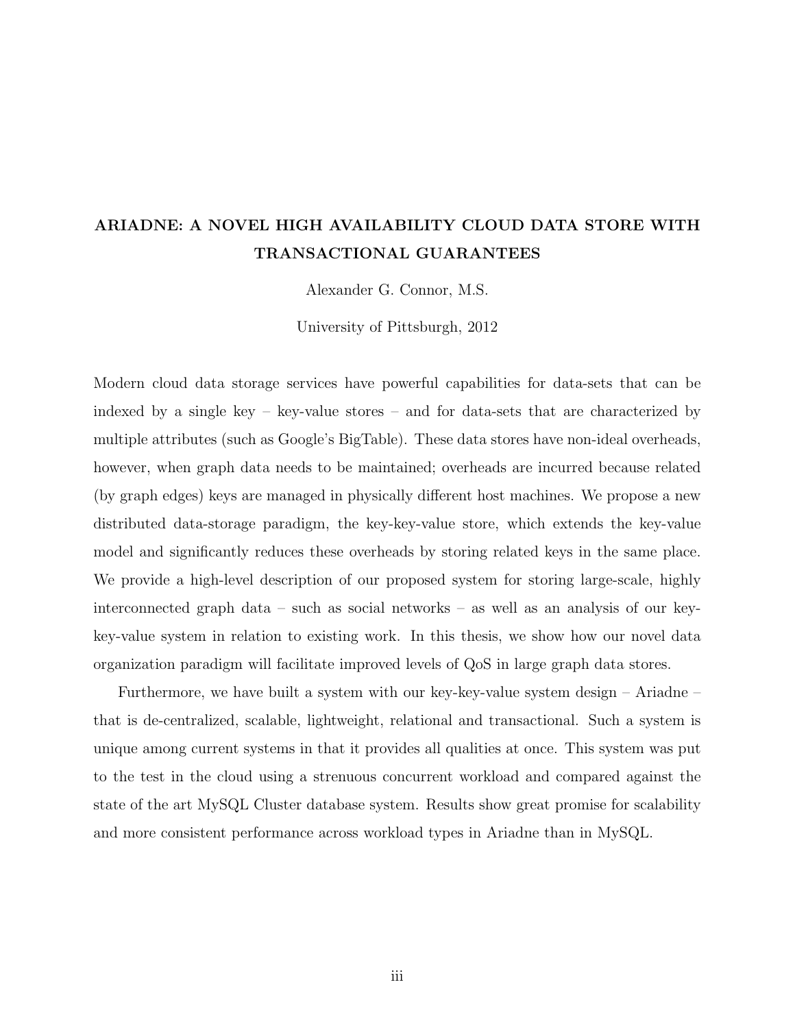# ARIADNE: A NOVEL HIGH AVAILABILITY CLOUD DATA STORE WITH TRANSACTIONAL GUARANTEES

Alexander G. Connor, M.S.

University of Pittsburgh, 2012

Modern cloud data storage services have powerful capabilities for data-sets that can be indexed by a single key – key-value stores – and for data-sets that are characterized by multiple attributes (such as Google's BigTable). These data stores have non-ideal overheads, however, when graph data needs to be maintained; overheads are incurred because related (by graph edges) keys are managed in physically different host machines. We propose a new distributed data-storage paradigm, the key-key-value store, which extends the key-value model and significantly reduces these overheads by storing related keys in the same place. We provide a high-level description of our proposed system for storing large-scale, highly interconnected graph data – such as social networks – as well as an analysis of our key-key-value system in relation to existing work. In this thesis, we show how our novel data organization paradigm will facilitate improved levels of QoS in large graph data stores.

Furthermore, we have built a system with our key-key-value system design – Ariadne – that is de-centralized, scalable, lightweight, relational and transactional. Such a system is unique among current systems in that it provides all qualities at once. This system was put to the test in the cloud using a strenuous concurrent workload and compared against the state of the art MySQL Cluster database system. Results show great promise for scalability and more consistent performance across workload types in Ariadne than in MySQL.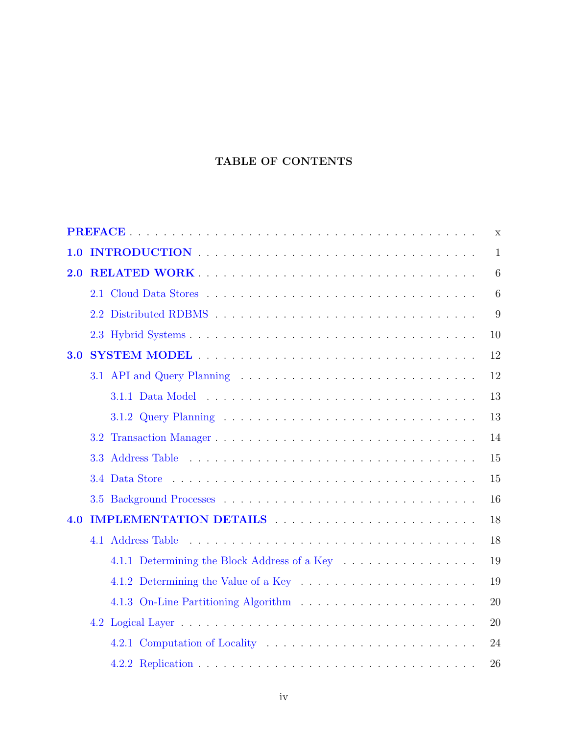# TABLE OF CONTENTS

PREFACE . . . . . . . . . . . . . . . . . . . . . . . . . . . . . . . . . . . . x

1.0 INTRODUCTION . . . . . . . . . . . . . . . . . . . . . . . . . . . . . . 1

2.0 RELATED WORK . . . . . . . . . . . . . . . . . . . . . . . . . . . . . . 6

- 2.1 Cloud Data Stores . . . . . . . . . . . . . . . . . . . . . . . . . . . . 6
- 2.2 Distributed RDBMS . . . . . . . . . . . . . . . . . . . . . . . . . . . 9
- 2.3 Hybrid Systems . . . . . . . . . . . . . . . . . . . . . . . . . . . . . 10

3.0 SYSTEM MODEL . . . . . . . . . . . . . . . . . . . . . . . . . . . . . . 12

- 3.1 API and Query Planning . . . . . . . . . . . . . . . . . . . . . . . . 12
  - 3.1.1 Data Model . . . . . . . . . . . . . . . . . . . . . . . . . . . . 13
  - 3.1.2 Query Planning . . . . . . . . . . . . . . . . . . . . . . . . . 13
- 3.2 Transaction Manager . . . . . . . . . . . . . . . . . . . . . . . . . . 14
- 3.3 Address Table . . . . . . . . . . . . . . . . . . . . . . . . . . . . . 15
- 3.4 Data Store . . . . . . . . . . . . . . . . . . . . . . . . . . . . . . . 15
- 3.5 Background Processes . . . . . . . . . . . . . . . . . . . . . . . . . 16

4.0 IMPLEMENTATION DETAILS . . . . . . . . . . . . . . . . . . . . . . . 18

- 4.1 Address Table . . . . . . . . . . . . . . . . . . . . . . . . . . . . . 18
  - 4.1.1 Determining the Block Address of a Key . . . . . . . . . . . . . 19
  - 4.1.2 Determining the Value of a Key . . . . . . . . . . . . . . . . . 19
  - 4.1.3 On-Line Partitioning Algorithm . . . . . . . . . . . . . . . . . 20
- 4.2 Logical Layer . . . . . . . . . . . . . . . . . . . . . . . . . . . . . 20
  - 4.2.1 Computation of Locality . . . . . . . . . . . . . . . . . . . . . 24
  - 4.2.2 Replication . . . . . . . . . . . . . . . . . . . . . . . . . . . . 26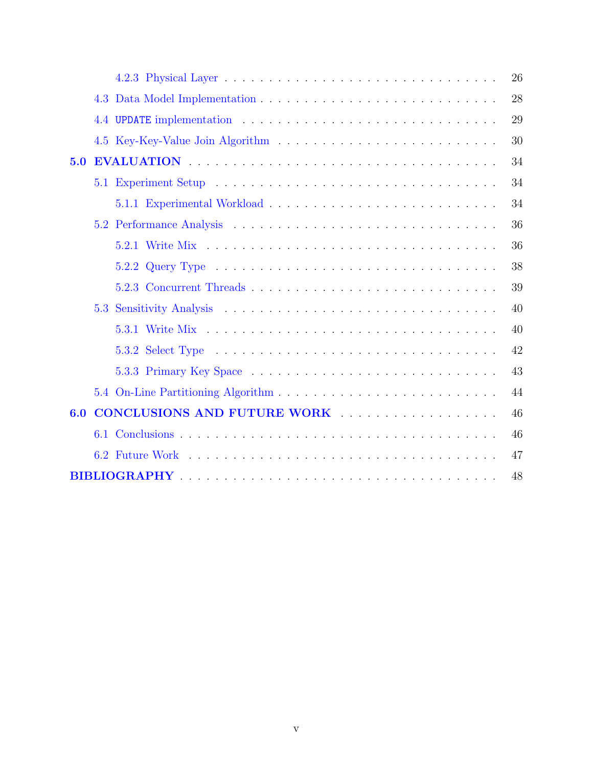4.2.3 Physical Layer . . . . . . . . . . . . . . . . . . . . . . . . . . . . . . 26

4.3 Data Model Implementation . . . . . . . . . . . . . . . . . . . . . . . . . 28

4.4 `UPDATE` implementation . . . . . . . . . . . . . . . . . . . . . . . . . . 29

4.5 Key-Key-Value Join Algorithm . . . . . . . . . . . . . . . . . . . . . . . 30

**5.0 EVALUATION** . . . . . . . . . . . . . . . . . . . . . . . . . . . . . . . . 34

5.1 Experiment Setup . . . . . . . . . . . . . . . . . . . . . . . . . . . . . . 34

5.1.1 Experimental Workload . . . . . . . . . . . . . . . . . . . . . . . . 34

5.2 Performance Analysis . . . . . . . . . . . . . . . . . . . . . . . . . . . . 36

5.2.1 Write Mix . . . . . . . . . . . . . . . . . . . . . . . . . . . . . . . 36

5.2.2 Query Type . . . . . . . . . . . . . . . . . . . . . . . . . . . . . . 38

5.2.3 Concurrent Threads . . . . . . . . . . . . . . . . . . . . . . . . . . 39

5.3 Sensitivity Analysis . . . . . . . . . . . . . . . . . . . . . . . . . . . . . 40

5.3.1 Write Mix . . . . . . . . . . . . . . . . . . . . . . . . . . . . . . . 40

5.3.2 Select Type . . . . . . . . . . . . . . . . . . . . . . . . . . . . . . 42

5.3.3 Primary Key Space . . . . . . . . . . . . . . . . . . . . . . . . . . 43

5.4 On-Line Partitioning Algorithm . . . . . . . . . . . . . . . . . . . . . . . 44

**6.0 CONCLUSIONS AND FUTURE WORK** . . . . . . . . . . . . . . . . . 46

6.1 Conclusions . . . . . . . . . . . . . . . . . . . . . . . . . . . . . . . . . . 46

6.2 Future Work . . . . . . . . . . . . . . . . . . . . . . . . . . . . . . . . . 47

**BIBLIOGRAPHY** . . . . . . . . . . . . . . . . . . . . . . . . . . . . . . . . . 48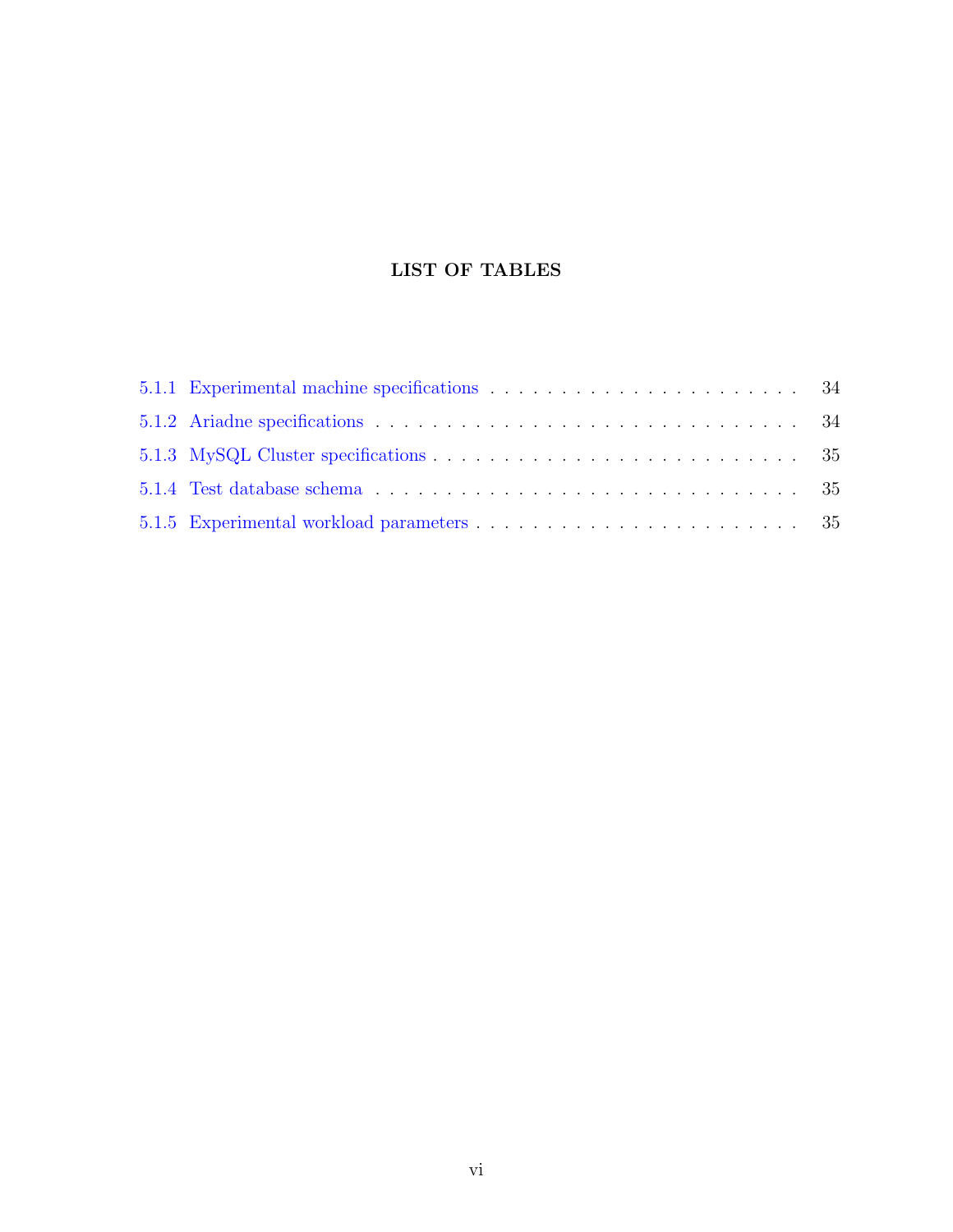# LIST OF TABLES

5.1.1 Experimental machine specifications . . . . . . . . . . . . . . . . . . . . . . . 34

5.1.2 Ariadne specifications . . . . . . . . . . . . . . . . . . . . . . . . . . . . . . . 34

5.1.3 MySQL Cluster specifications . . . . . . . . . . . . . . . . . . . . . . . . . . . 35

5.1.4 Test database schema . . . . . . . . . . . . . . . . . . . . . . . . . . . . . . . 35

5.1.5 Experimental workload parameters . . . . . . . . . . . . . . . . . . . . . . . . 35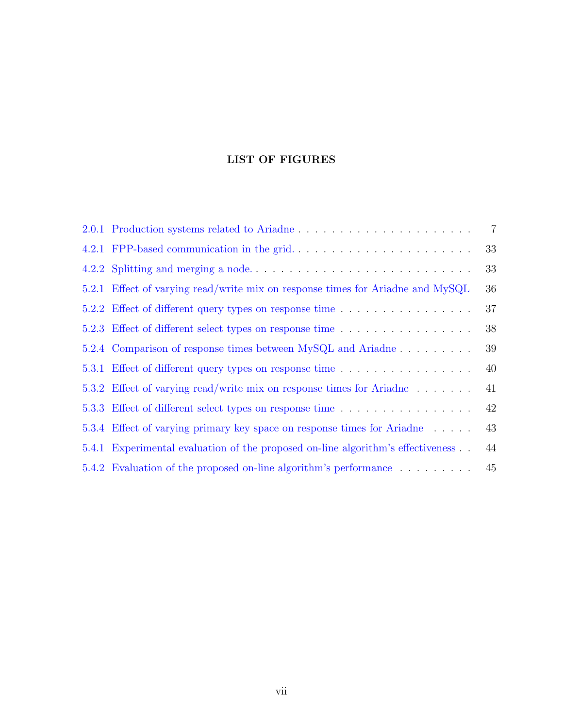# LIST OF FIGURES

| | | |
|---|---|---|
| 2.0.1 | Production systems related to Ariadne | 7 |
| 4.2.1 | FPP-based communication in the grid. | 33 |
| 4.2.2 | Splitting and merging a node. | 33 |
| 5.2.1 | Effect of varying read/write mix on response times for Ariadne and MySQL | 36 |
| 5.2.2 | Effect of different query types on response time | 37 |
| 5.2.3 | Effect of different select types on response time | 38 |
| 5.2.4 | Comparison of response times between MySQL and Ariadne | 39 |
| 5.3.1 | Effect of different query types on response time | 40 |
| 5.3.2 | Effect of varying read/write mix on response times for Ariadne | 41 |
| 5.3.3 | Effect of different select types on response time | 42 |
| 5.3.4 | Effect of varying primary key space on response times for Ariadne | 43 |
| 5.4.1 | Experimental evaluation of the proposed on-line algorithm's effectiveness | 44 |
| 5.4.2 | Evaluation of the proposed on-line algorithm's performance | 45 |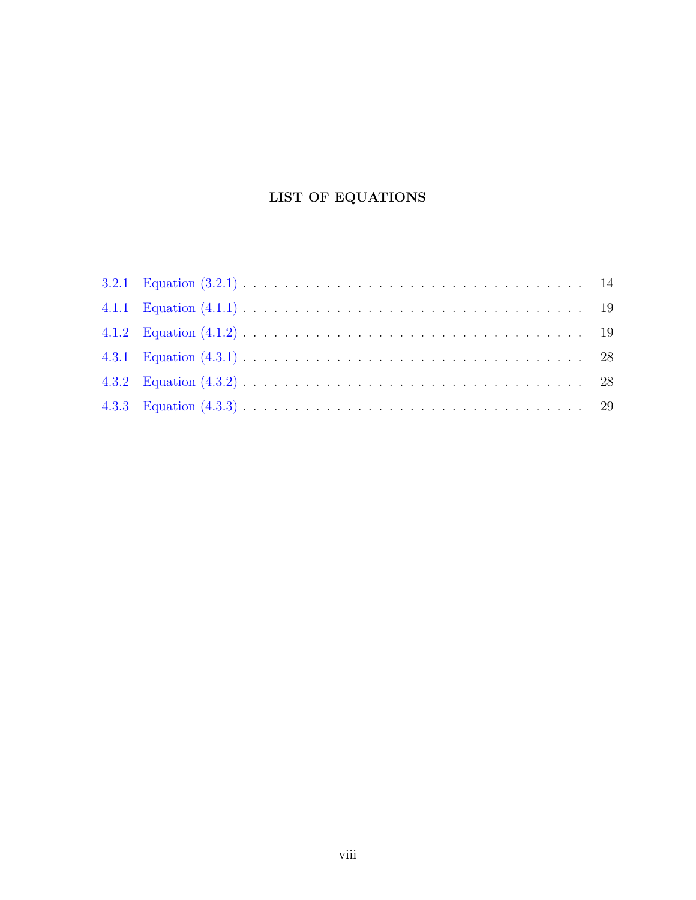## LIST OF EQUATIONS

3.2.1 Equation (3.2.1) . . . . . . . . . . . . . . . . . . . . . . . . . . . . . . . . . . 14

4.1.1 Equation (4.1.1) . . . . . . . . . . . . . . . . . . . . . . . . . . . . . . . . . . 19

4.1.2 Equation (4.1.2) . . . . . . . . . . . . . . . . . . . . . . . . . . . . . . . . . . 19

4.3.1 Equation (4.3.1) . . . . . . . . . . . . . . . . . . . . . . . . . . . . . . . . . . 28

4.3.2 Equation (4.3.2) . . . . . . . . . . . . . . . . . . . . . . . . . . . . . . . . . . 28

4.3.3 Equation (4.3.3) . . . . . . . . . . . . . . . . . . . . . . . . . . . . . . . . . . 29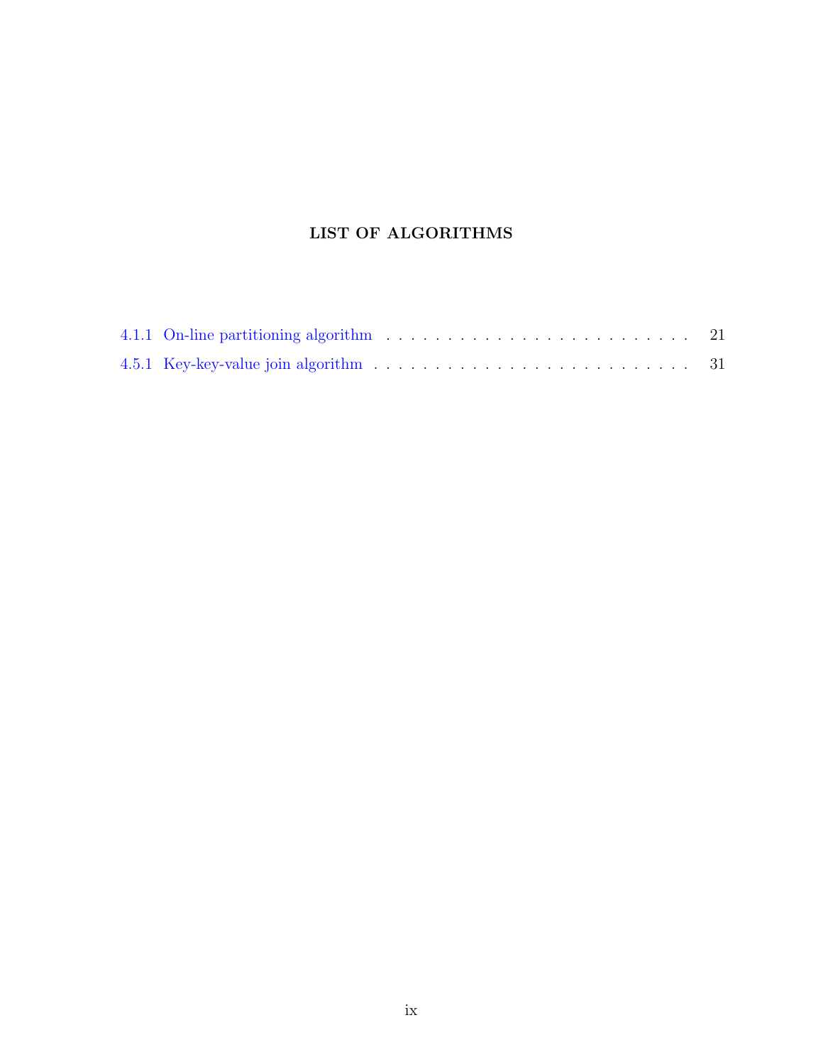# LIST OF ALGORITHMS

4.1.1 On-line partitioning algorithm . . . . . . . . . . . . . . . . . . . . . . . . . . 21

4.5.1 Key-key-value join algorithm . . . . . . . . . . . . . . . . . . . . . . . . . . . 31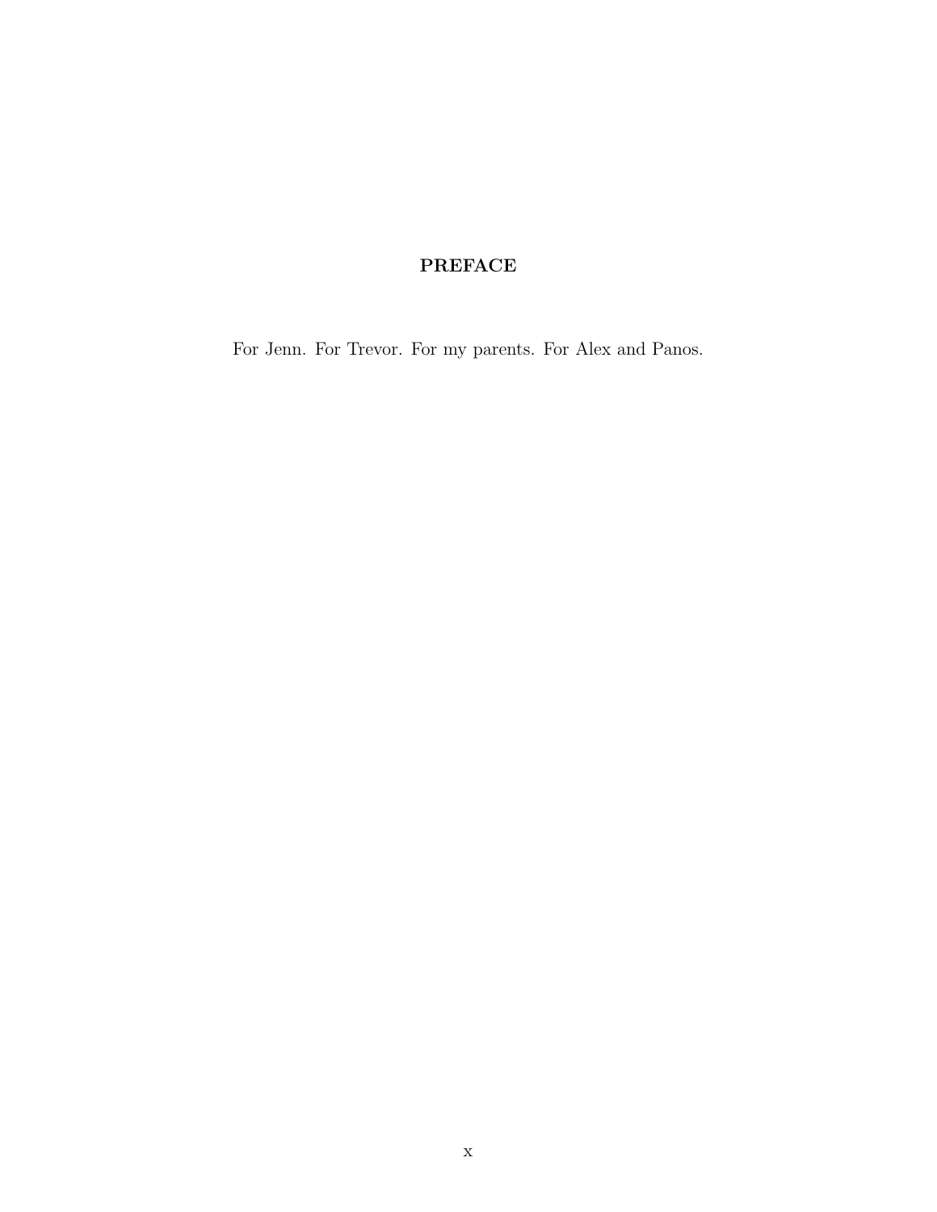# PREFACE

For Jenn. For Trevor. For my parents. For Alex and Panos.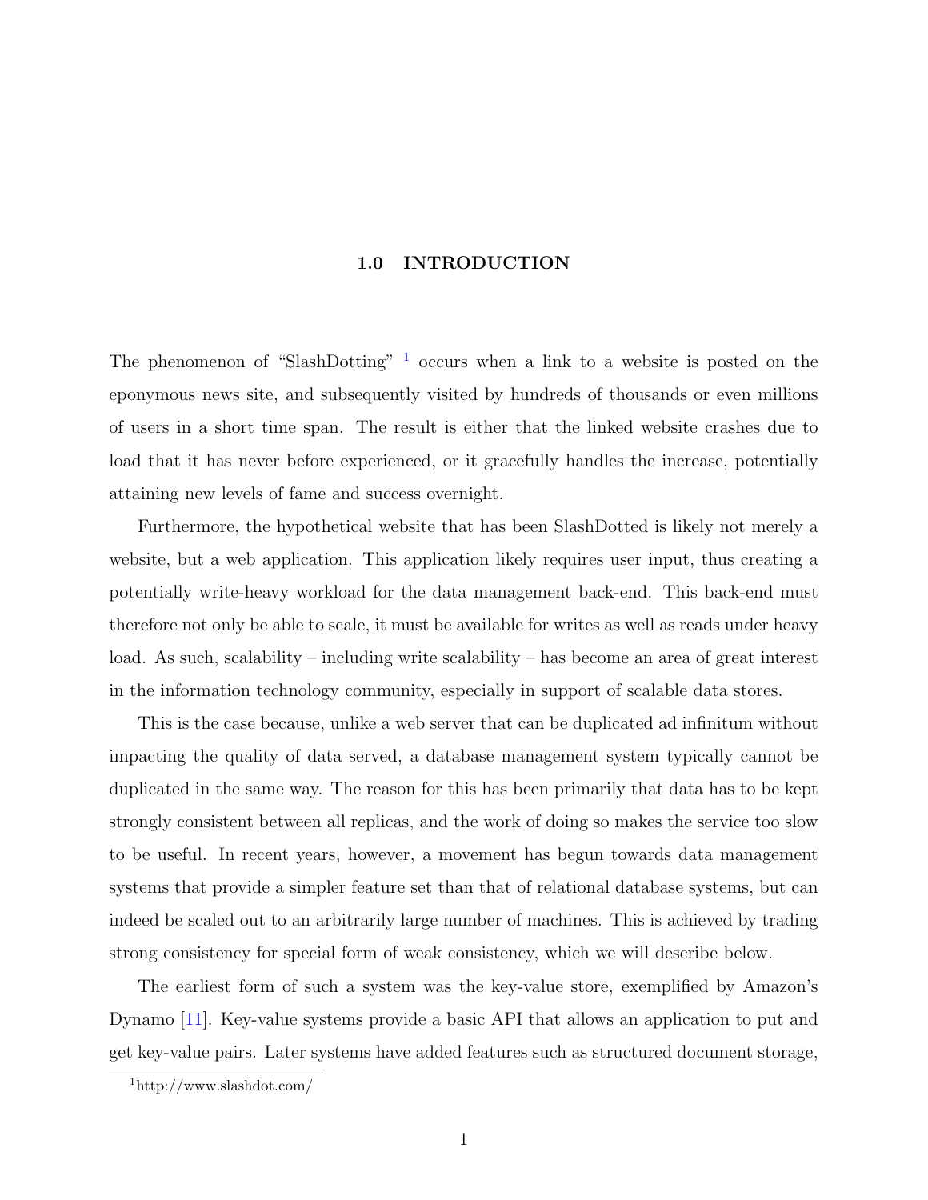# 1.0 INTRODUCTION

The phenomenon of "SlashDotting" [1] occurs when a link to a website is posted on the eponymous news site, and subsequently visited by hundreds of thousands or even millions of users in a short time span. The result is either that the linked website crashes due to load that it has never before experienced, or it gracefully handles the increase, potentially attaining new levels of fame and success overnight.

Furthermore, the hypothetical website that has been SlashDotted is likely not merely a website, but a web application. This application likely requires user input, thus creating a potentially write-heavy workload for the data management back-end. This back-end must therefore not only be able to scale, it must be available for writes as well as reads under heavy load. As such, scalability – including write scalability – has become an area of great interest in the information technology community, especially in support of scalable data stores.

This is the case because, unlike a web server that can be duplicated ad infinitum without impacting the quality of data served, a database management system typically cannot be duplicated in the same way. The reason for this has been primarily that data has to be kept strongly consistent between all replicas, and the work of doing so makes the service too slow to be useful. In recent years, however, a movement has begun towards data management systems that provide a simpler feature set than that of relational database systems, but can indeed be scaled out to an arbitrarily large number of machines. This is achieved by trading strong consistency for special form of weak consistency, which we will describe below.

The earliest form of such a system was the key-value store, exemplified by Amazon's Dynamo [11]. Key-value systems provide a basic API that allows an application to put and get key-value pairs. Later systems have added features such as structured document storage,

[1] http://www.slashdot.com/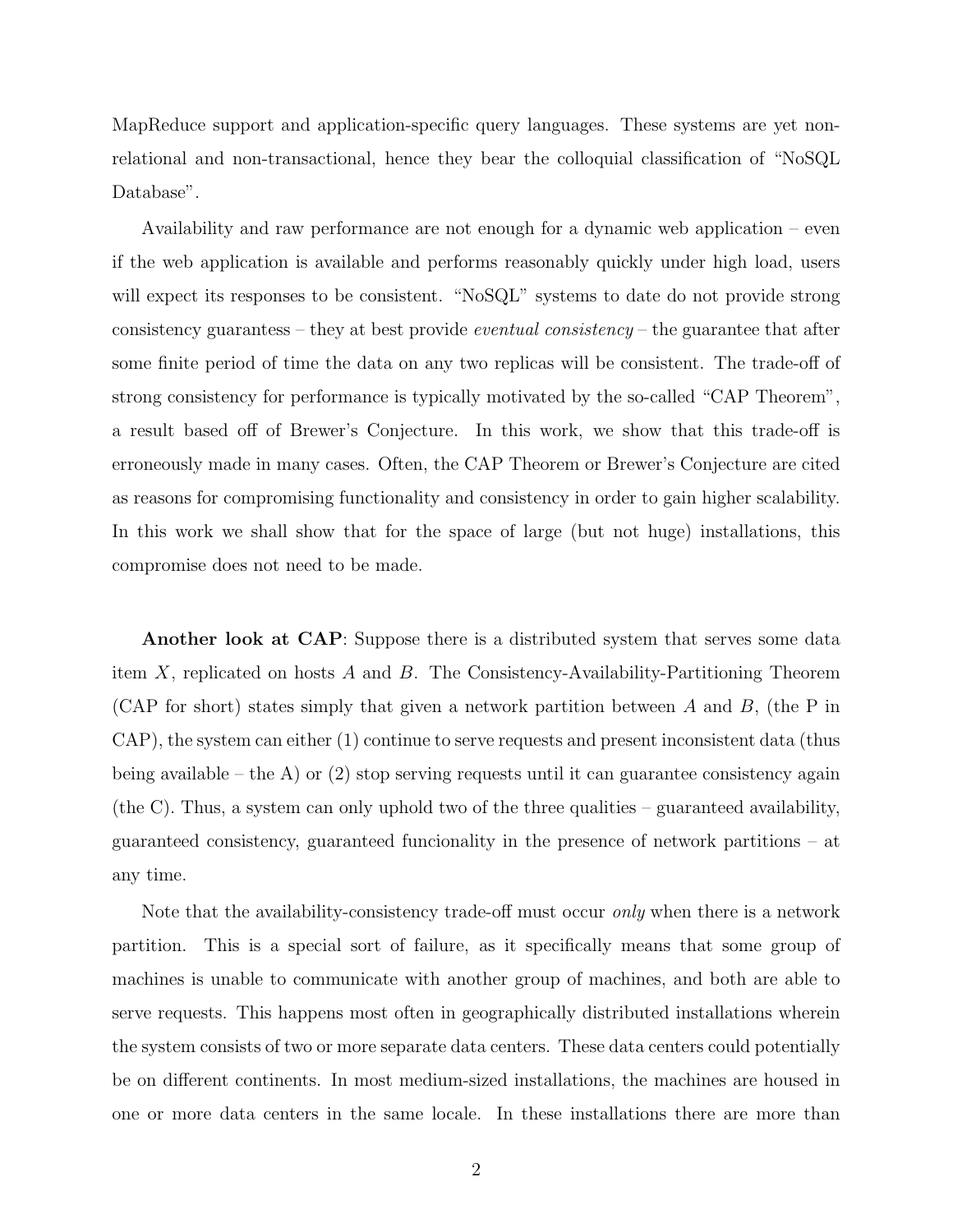MapReduce support and application-specific query languages. These systems are yet non-relational and non-transactional, hence they bear the colloquial classification of "NoSQL Database".

Availability and raw performance are not enough for a dynamic web application – even if the web application is available and performs reasonably quickly under high load, users will expect its responses to be consistent. "NoSQL" systems to date do not provide strong consistency guarantess – they at best provide *eventual consistency* – the guarantee that after some finite period of time the data on any two replicas will be consistent. The trade-off of strong consistency for performance is typically motivated by the so-called "CAP Theorem", a result based off of Brewer's Conjecture. In this work, we show that this trade-off is erroneously made in many cases. Often, the CAP Theorem or Brewer's Conjecture are cited as reasons for compromising functionality and consistency in order to gain higher scalability. In this work we shall show that for the space of large (but not huge) installations, this compromise does not need to be made.

**Another look at CAP**: Suppose there is a distributed system that serves some data item $X$, replicated on hosts $A$ and $B$. The Consistency-Availability-Partitioning Theorem (CAP for short) states simply that given a network partition between $A$ and $B$, (the P in CAP), the system can either (1) continue to serve requests and present inconsistent data (thus being available – the A) or (2) stop serving requests until it can guarantee consistency again (the C). Thus, a system can only uphold two of the three qualities – guaranteed availability, guaranteed consistency, guaranteed funcionality in the presence of network partitions – at any time.

Note that the availability-consistency trade-off must occur *only* when there is a network partition. This is a special sort of failure, as it specifically means that some group of machines is unable to communicate with another group of machines, and both are able to serve requests. This happens most often in geographically distributed installations wherein the system consists of two or more separate data centers. These data centers could potentially be on different continents. In most medium-sized installations, the machines are housed in one or more data centers in the same locale. In these installations there are more than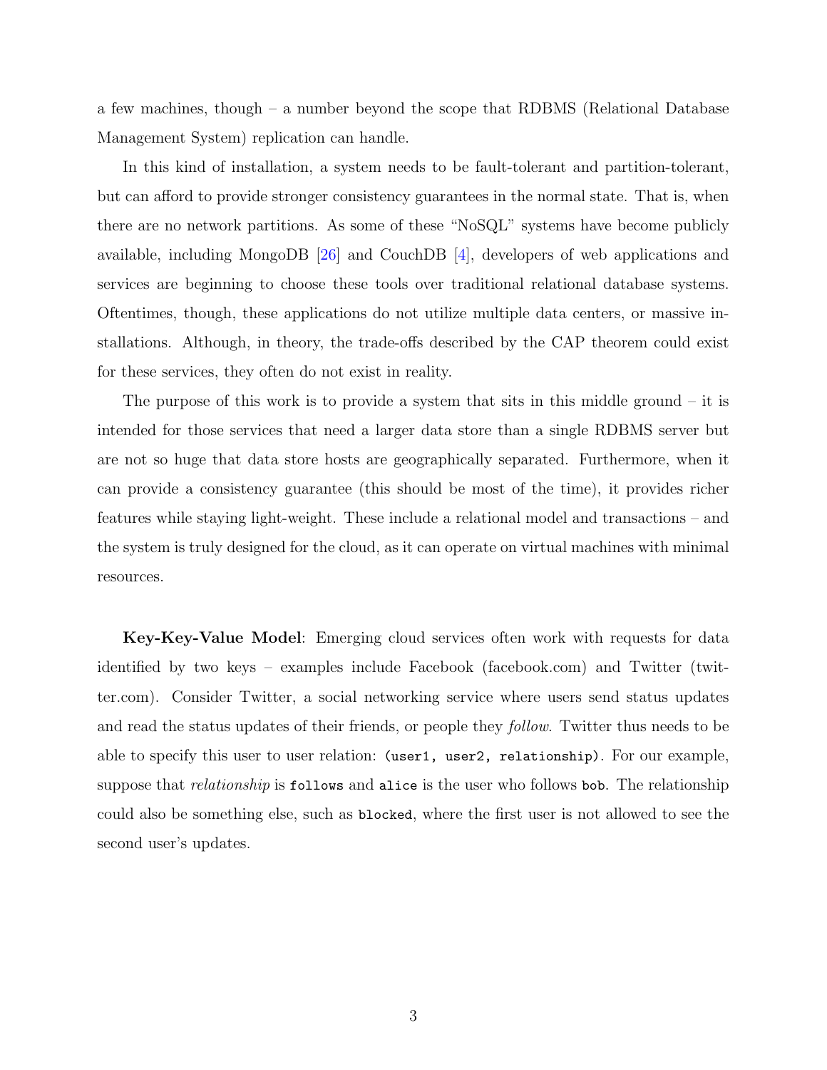a few machines, though – a number beyond the scope that RDBMS (Relational Database Management System) replication can handle.

In this kind of installation, a system needs to be fault-tolerant and partition-tolerant, but can afford to provide stronger consistency guarantees in the normal state. That is, when there are no network partitions. As some of these "NoSQL" systems have become publicly available, including MongoDB [26] and CouchDB [4], developers of web applications and services are beginning to choose these tools over traditional relational database systems. Oftentimes, though, these applications do not utilize multiple data centers, or massive installations. Although, in theory, the trade-offs described by the CAP theorem could exist for these services, they often do not exist in reality.

The purpose of this work is to provide a system that sits in this middle ground – it is intended for those services that need a larger data store than a single RDBMS server but are not so huge that data store hosts are geographically separated. Furthermore, when it can provide a consistency guarantee (this should be most of the time), it provides richer features while staying light-weight. These include a relational model and transactions – and the system is truly designed for the cloud, as it can operate on virtual machines with minimal resources.

**Key-Key-Value Model**: Emerging cloud services often work with requests for data identified by two keys – examples include Facebook (facebook.com) and Twitter (twitter.com). Consider Twitter, a social networking service where users send status updates and read the status updates of their friends, or people they *follow*. Twitter thus needs to be able to specify this user to user relation: `(user1, user2, relationship)`. For our example, suppose that *relationship* is `follows` and `alice` is the user who follows `bob`. The relationship could also be something else, such as `blocked`, where the first user is not allowed to see the second user's updates.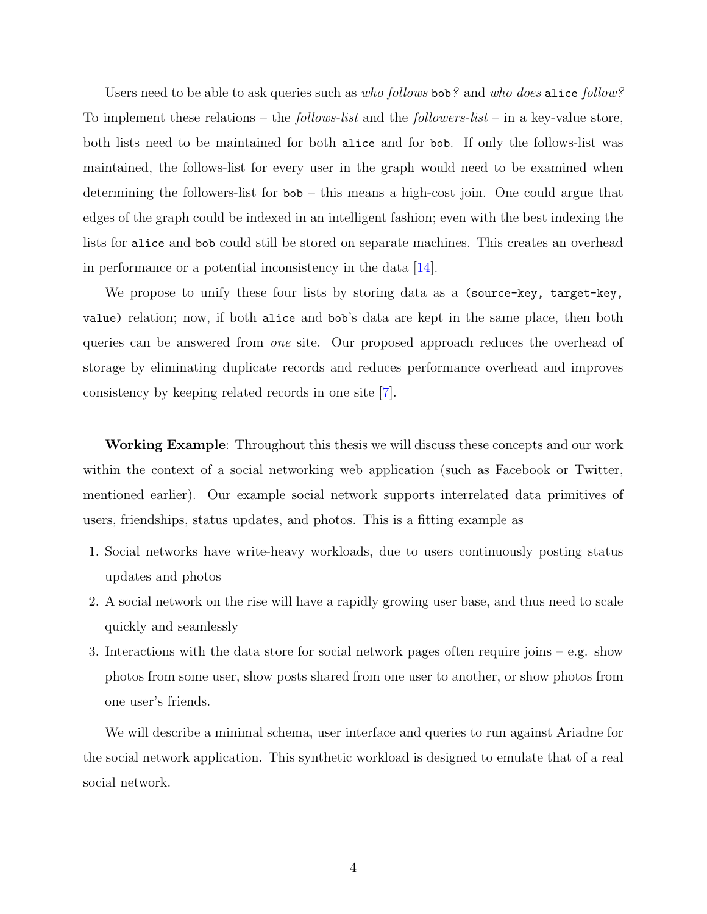Users need to be able to ask queries such as *who follows* `bob`*?* and *who does* `alice` *follow?* To implement these relations – the *follows-list* and the *followers-list* – in a key-value store, both lists need to be maintained for both `alice` and for `bob`. If only the follows-list was maintained, the follows-list for every user in the graph would need to be examined when determining the followers-list for `bob` – this means a high-cost join. One could argue that edges of the graph could be indexed in an intelligent fashion; even with the best indexing the lists for `alice` and `bob` could still be stored on separate machines. This creates an overhead in performance or a potential inconsistency in the data [14].

We propose to unify these four lists by storing data as a `(source-key, target-key, value)` relation; now, if both `alice` and `bob`'s data are kept in the same place, then both queries can be answered from *one* site. Our proposed approach reduces the overhead of storage by eliminating duplicate records and reduces performance overhead and improves consistency by keeping related records in one site [7].

**Working Example**: Throughout this thesis we will discuss these concepts and our work within the context of a social networking web application (such as Facebook or Twitter, mentioned earlier). Our example social network supports interrelated data primitives of users, friendships, status updates, and photos. This is a fitting example as

1. Social networks have write-heavy workloads, due to users continuously posting status updates and photos
2. A social network on the rise will have a rapidly growing user base, and thus need to scale quickly and seamlessly
3. Interactions with the data store for social network pages often require joins – e.g. show photos from some user, show posts shared from one user to another, or show photos from one user's friends.

We will describe a minimal schema, user interface and queries to run against Ariadne for the social network application. This synthetic workload is designed to emulate that of a real social network.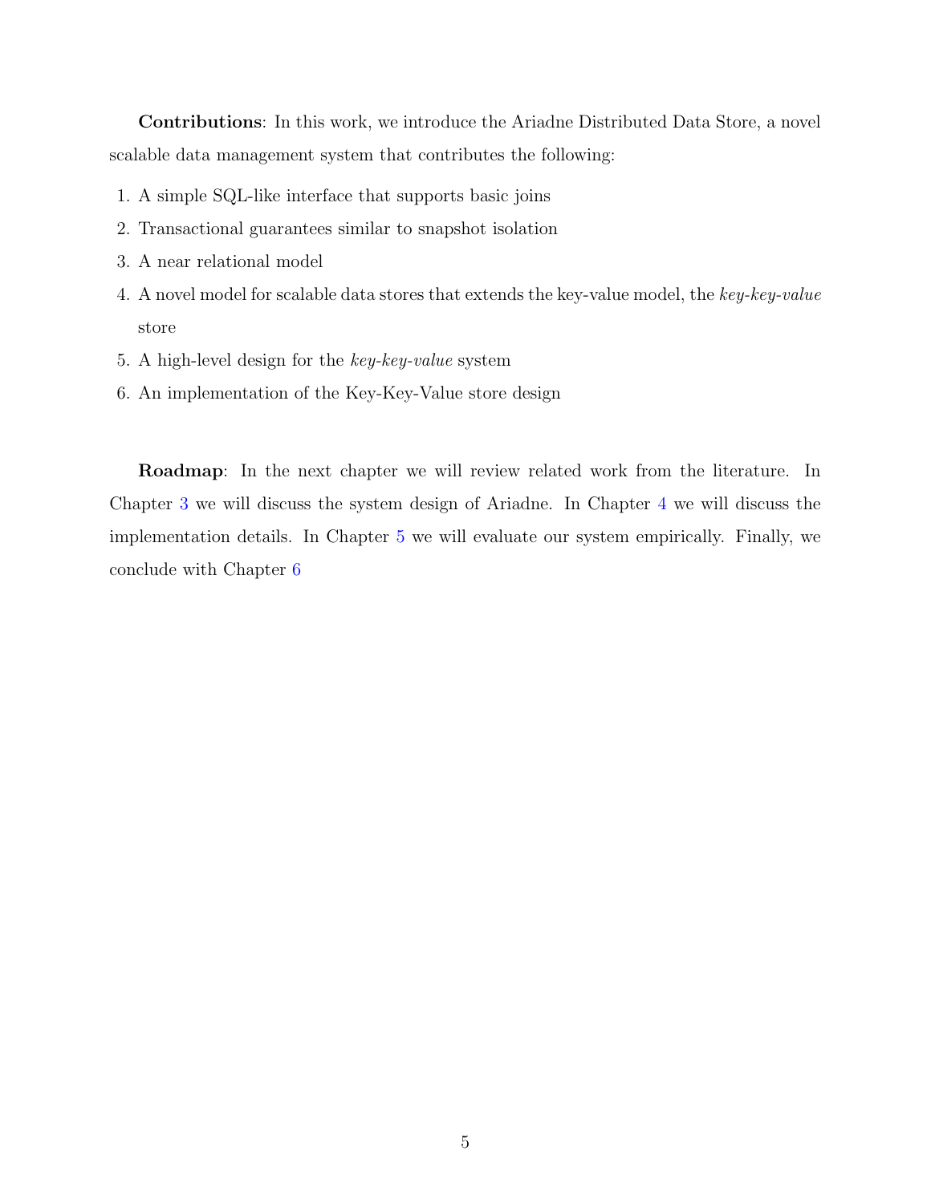**Contributions**: In this work, we introduce the Ariadne Distributed Data Store, a novel scalable data management system that contributes the following:

1. A simple SQL-like interface that supports basic joins
2. Transactional guarantees similar to snapshot isolation
3. A near relational model
4. A novel model for scalable data stores that extends the key-value model, the *key-key-value* store
5. A high-level design for the *key-key-value* system
6. An implementation of the Key-Key-Value store design

**Roadmap**: In the next chapter we will review related work from the literature. In Chapter 3 we will discuss the system design of Ariadne. In Chapter 4 we will discuss the implementation details. In Chapter 5 we will evaluate our system empirically. Finally, we conclude with Chapter 6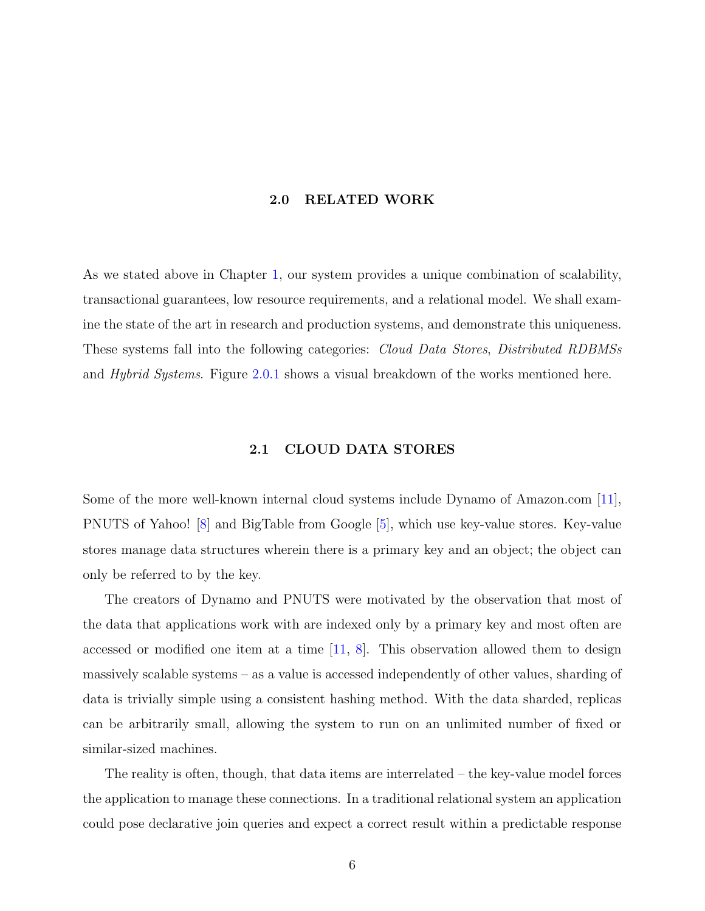# 2.0 RELATED WORK

As we stated above in Chapter 1, our system provides a unique combination of scalability, transactional guarantees, low resource requirements, and a relational model. We shall examine the state of the art in research and production systems, and demonstrate this uniqueness. These systems fall into the following categories: *Cloud Data Stores*, *Distributed RDBMSs* and *Hybrid Systems*. Figure 2.0.1 shows a visual breakdown of the works mentioned here.

## 2.1 CLOUD DATA STORES

Some of the more well-known internal cloud systems include Dynamo of Amazon.com [11], PNUTS of Yahoo! [8] and BigTable from Google [5], which use key-value stores. Key-value stores manage data structures wherein there is a primary key and an object; the object can only be referred to by the key.

The creators of Dynamo and PNUTS were motivated by the observation that most of the data that applications work with are indexed only by a primary key and most often are accessed or modified one item at a time [11, 8]. This observation allowed them to design massively scalable systems – as a value is accessed independently of other values, sharding of data is trivially simple using a consistent hashing method. With the data sharded, replicas can be arbitrarily small, allowing the system to run on an unlimited number of fixed or similar-sized machines.

The reality is often, though, that data items are interrelated – the key-value model forces the application to manage these connections. In a traditional relational system an application could pose declarative join queries and expect a correct result within a predictable response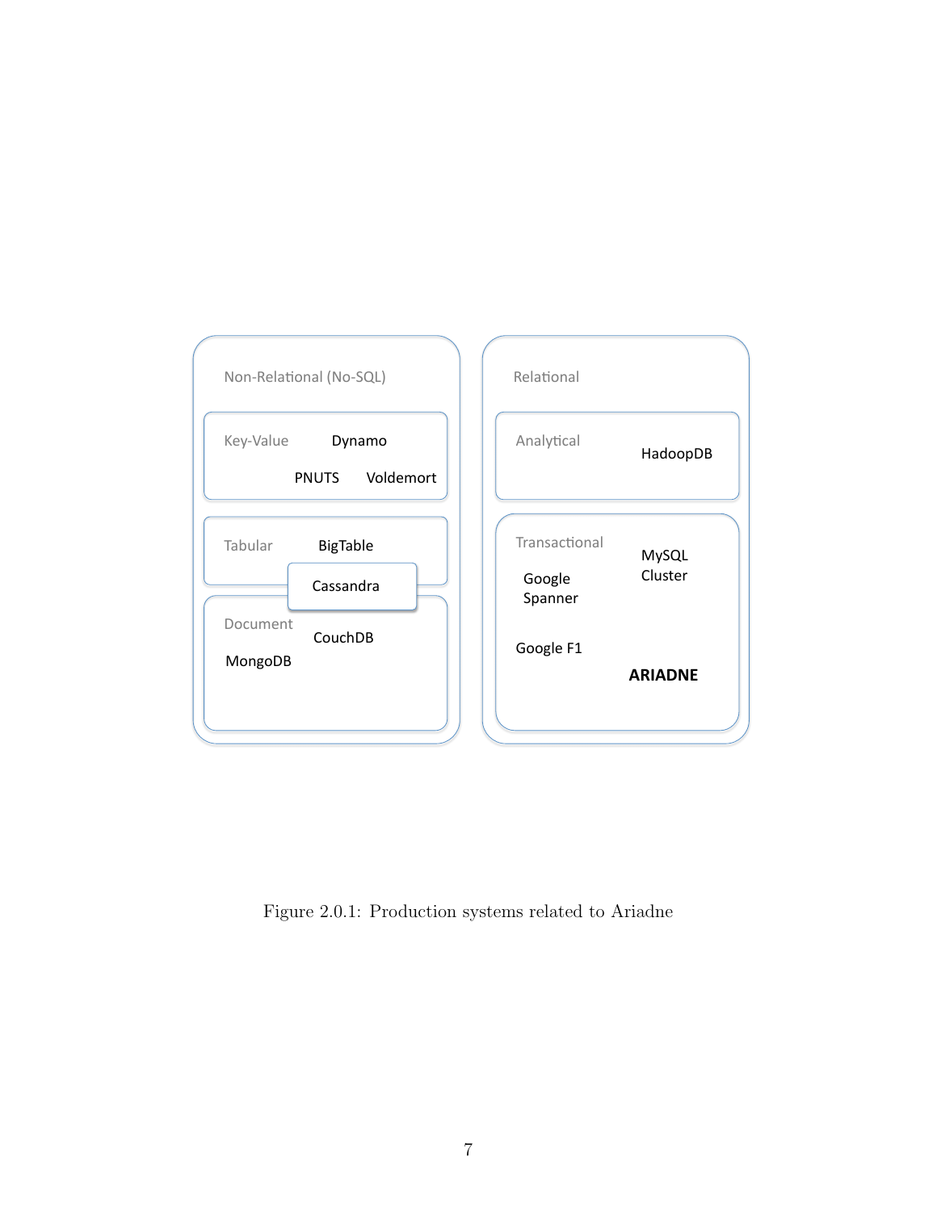Figure 2.0.1: Production systems related to Ariadne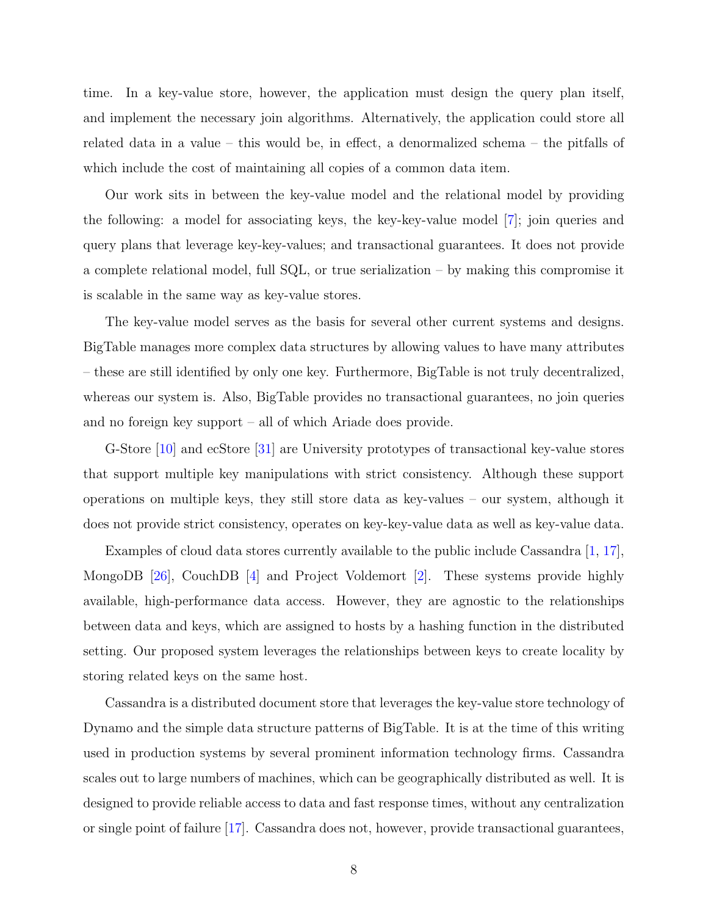time. In a key-value store, however, the application must design the query plan itself, and implement the necessary join algorithms. Alternatively, the application could store all related data in a value – this would be, in effect, a denormalized schema – the pitfalls of which include the cost of maintaining all copies of a common data item.

Our work sits in between the key-value model and the relational model by providing the following: a model for associating keys, the key-key-value model [7]; join queries and query plans that leverage key-key-values; and transactional guarantees. It does not provide a complete relational model, full SQL, or true serialization – by making this compromise it is scalable in the same way as key-value stores.

The key-value model serves as the basis for several other current systems and designs. BigTable manages more complex data structures by allowing values to have many attributes – these are still identified by only one key. Furthermore, BigTable is not truly decentralized, whereas our system is. Also, BigTable provides no transactional guarantees, no join queries and no foreign key support – all of which Ariade does provide.

G-Store [10] and ecStore [31] are University prototypes of transactional key-value stores that support multiple key manipulations with strict consistency. Although these support operations on multiple keys, they still store data as key-values – our system, although it does not provide strict consistency, operates on key-key-value data as well as key-value data.

Examples of cloud data stores currently available to the public include Cassandra [1, 17], MongoDB [26], CouchDB [4] and Project Voldemort [2]. These systems provide highly available, high-performance data access. However, they are agnostic to the relationships between data and keys, which are assigned to hosts by a hashing function in the distributed setting. Our proposed system leverages the relationships between keys to create locality by storing related keys on the same host.

Cassandra is a distributed document store that leverages the key-value store technology of Dynamo and the simple data structure patterns of BigTable. It is at the time of this writing used in production systems by several prominent information technology firms. Cassandra scales out to large numbers of machines, which can be geographically distributed as well. It is designed to provide reliable access to data and fast response times, without any centralization or single point of failure [17]. Cassandra does not, however, provide transactional guarantees,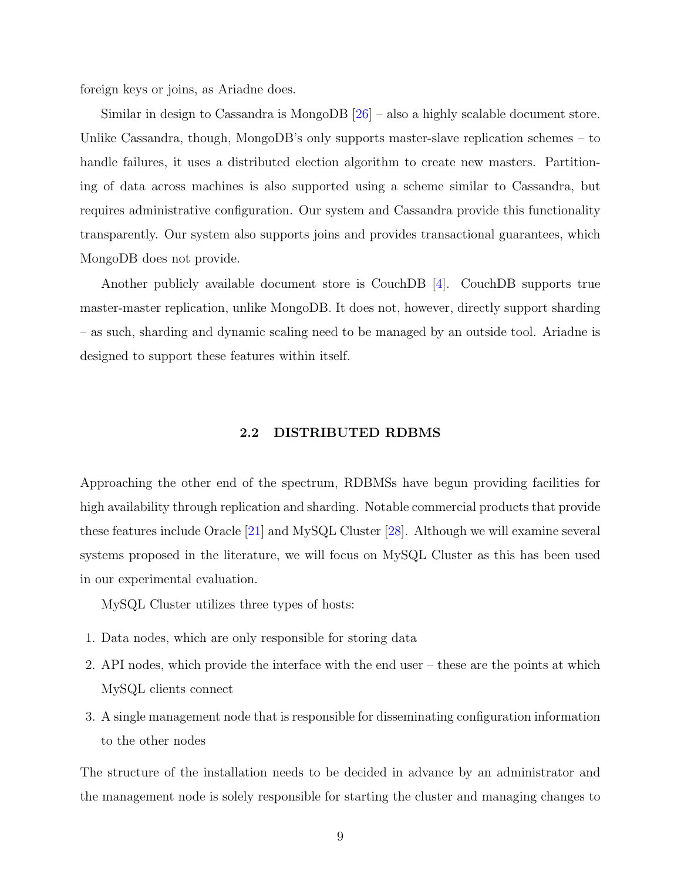foreign keys or joins, as Ariadne does.

Similar in design to Cassandra is MongoDB [26] – also a highly scalable document store. Unlike Cassandra, though, MongoDB's only supports master-slave replication schemes – to handle failures, it uses a distributed election algorithm to create new masters. Partitioning of data across machines is also supported using a scheme similar to Cassandra, but requires administrative configuration. Our system and Cassandra provide this functionality transparently. Our system also supports joins and provides transactional guarantees, which MongoDB does not provide.

Another publicly available document store is CouchDB [4]. CouchDB supports true master-master replication, unlike MongoDB. It does not, however, directly support sharding – as such, sharding and dynamic scaling need to be managed by an outside tool. Ariadne is designed to support these features within itself.

## 2.2 DISTRIBUTED RDBMS

Approaching the other end of the spectrum, RDBMSs have begun providing facilities for high availability through replication and sharding. Notable commercial products that provide these features include Oracle [21] and MySQL Cluster [28]. Although we will examine several systems proposed in the literature, we will focus on MySQL Cluster as this has been used in our experimental evaluation.

MySQL Cluster utilizes three types of hosts:

1. Data nodes, which are only responsible for storing data
2. API nodes, which provide the interface with the end user – these are the points at which MySQL clients connect
3. A single management node that is responsible for disseminating configuration information to the other nodes

The structure of the installation needs to be decided in advance by an administrator and the management node is solely responsible for starting the cluster and managing changes to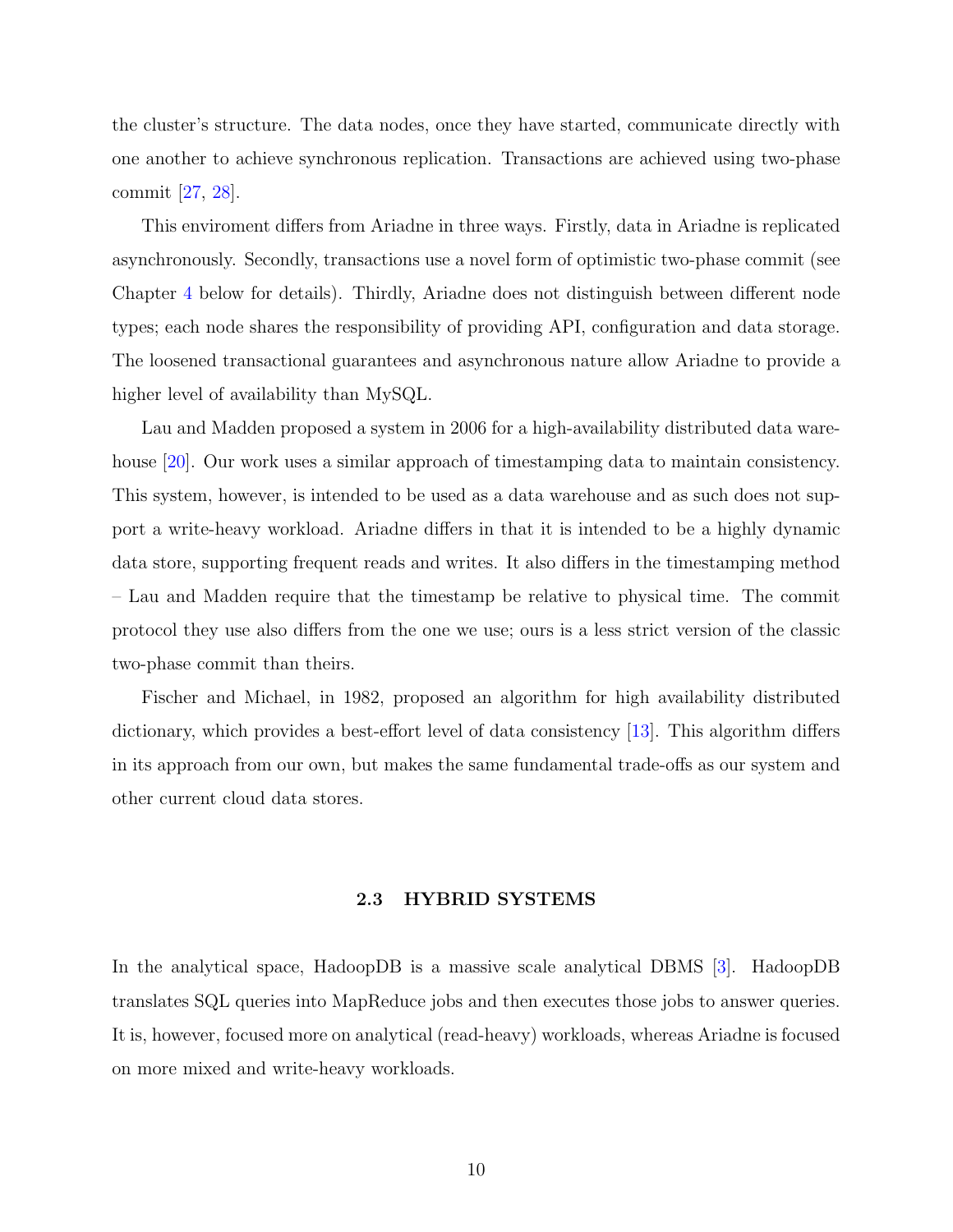the cluster's structure. The data nodes, once they have started, communicate directly with one another to achieve synchronous replication. Transactions are achieved using two-phase commit [27, 28].

This enviroment differs from Ariadne in three ways. Firstly, data in Ariadne is replicated asynchronously. Secondly, transactions use a novel form of optimistic two-phase commit (see Chapter 4 below for details). Thirdly, Ariadne does not distinguish between different node types; each node shares the responsibility of providing API, configuration and data storage. The loosened transactional guarantees and asynchronous nature allow Ariadne to provide a higher level of availability than MySQL.

Lau and Madden proposed a system in 2006 for a high-availability distributed data warehouse [20]. Our work uses a similar approach of timestamping data to maintain consistency. This system, however, is intended to be used as a data warehouse and as such does not support a write-heavy workload. Ariadne differs in that it is intended to be a highly dynamic data store, supporting frequent reads and writes. It also differs in the timestamping method – Lau and Madden require that the timestamp be relative to physical time. The commit protocol they use also differs from the one we use; ours is a less strict version of the classic two-phase commit than theirs.

Fischer and Michael, in 1982, proposed an algorithm for high availability distributed dictionary, which provides a best-effort level of data consistency [13]. This algorithm differs in its approach from our own, but makes the same fundamental trade-offs as our system and other current cloud data stores.

### 2.3 HYBRID SYSTEMS

In the analytical space, HadoopDB is a massive scale analytical DBMS [3]. HadoopDB translates SQL queries into MapReduce jobs and then executes those jobs to answer queries. It is, however, focused more on analytical (read-heavy) workloads, whereas Ariadne is focused on more mixed and write-heavy workloads.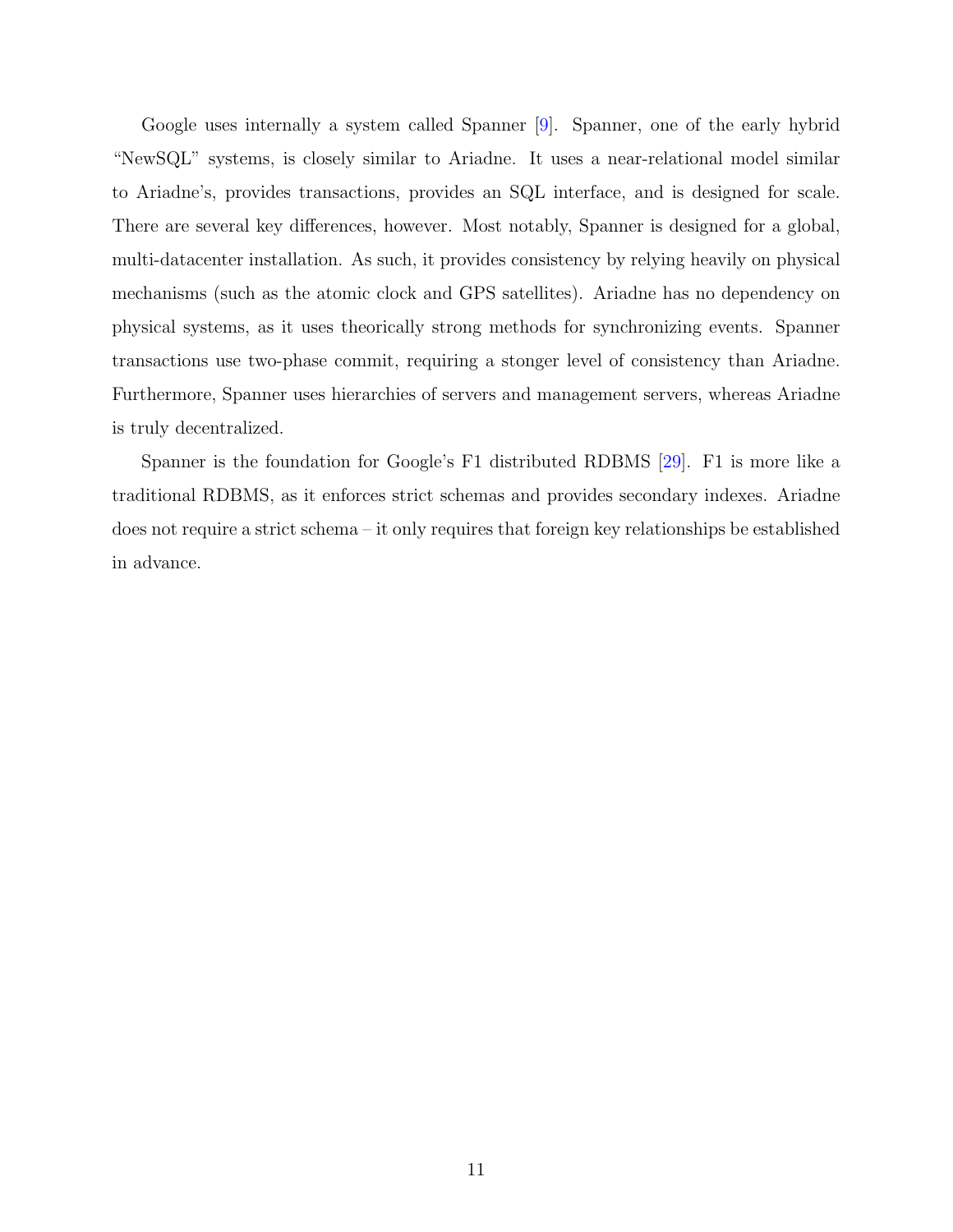Google uses internally a system called Spanner [9]. Spanner, one of the early hybrid "NewSQL" systems, is closely similar to Ariadne. It uses a near-relational model similar to Ariadne's, provides transactions, provides an SQL interface, and is designed for scale. There are several key differences, however. Most notably, Spanner is designed for a global, multi-datacenter installation. As such, it provides consistency by relying heavily on physical mechanisms (such as the atomic clock and GPS satellites). Ariadne has no dependency on physical systems, as it uses theorically strong methods for synchronizing events. Spanner transactions use two-phase commit, requiring a stonger level of consistency than Ariadne. Furthermore, Spanner uses hierarchies of servers and management servers, whereas Ariadne is truly decentralized.

Spanner is the foundation for Google's F1 distributed RDBMS [29]. F1 is more like a traditional RDBMS, as it enforces strict schemas and provides secondary indexes. Ariadne does not require a strict schema – it only requires that foreign key relationships be established in advance.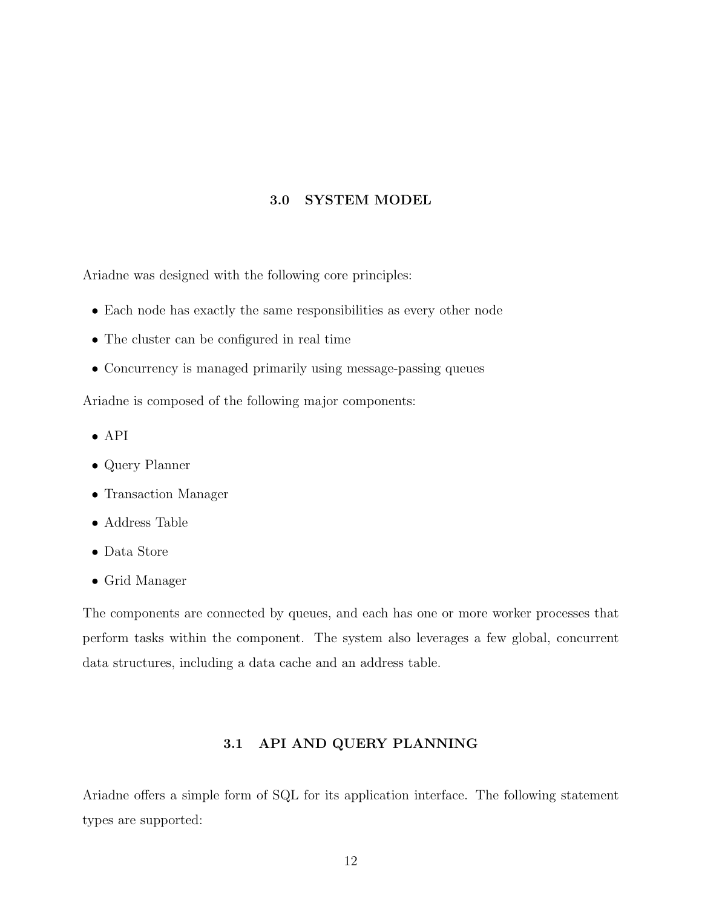## 3.0 SYSTEM MODEL

Ariadne was designed with the following core principles:

- Each node has exactly the same responsibilities as every other node
- The cluster can be configured in real time
- Concurrency is managed primarily using message-passing queues

Ariadne is composed of the following major components:

- API
- Query Planner
- Transaction Manager
- Address Table
- Data Store
- Grid Manager

The components are connected by queues, and each has one or more worker processes that perform tasks within the component. The system also leverages a few global, concurrent data structures, including a data cache and an address table.

### 3.1 API AND QUERY PLANNING

Ariadne offers a simple form of SQL for its application interface. The following statement types are supported: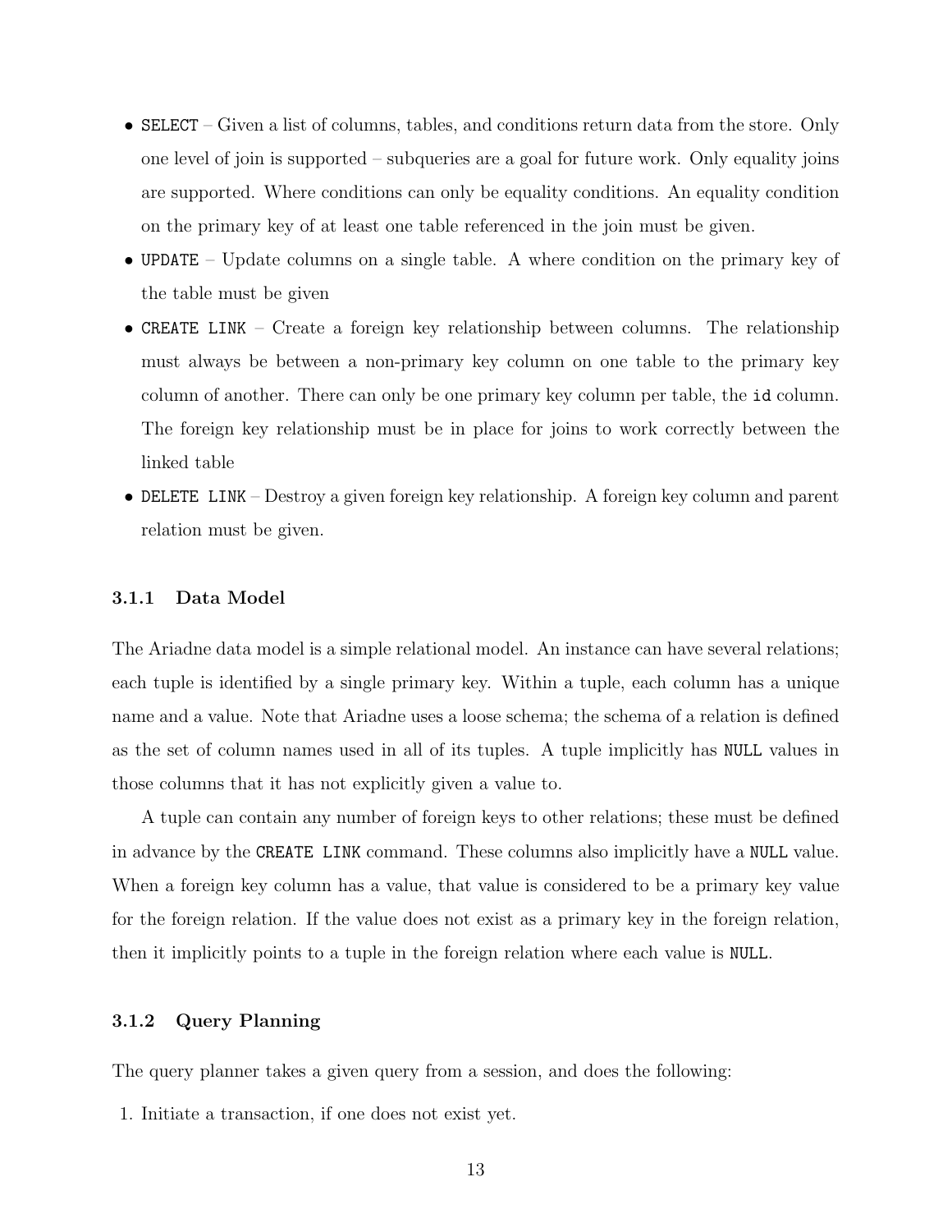- `SELECT` – Given a list of columns, tables, and conditions return data from the store. Only one level of join is supported – subqueries are a goal for future work. Only equality joins are supported. Where conditions can only be equality conditions. An equality condition on the primary key of at least one table referenced in the join must be given.
- `UPDATE` – Update columns on a single table. A where condition on the primary key of the table must be given
- `CREATE LINK` – Create a foreign key relationship between columns. The relationship must always be between a non-primary key column on one table to the primary key column of another. There can only be one primary key column per table, the `id` column. The foreign key relationship must be in place for joins to work correctly between the linked table
- `DELETE LINK` – Destroy a given foreign key relationship. A foreign key column and parent relation must be given.

### 3.1.1 Data Model

The Ariadne data model is a simple relational model. An instance can have several relations; each tuple is identified by a single primary key. Within a tuple, each column has a unique name and a value. Note that Ariadne uses a loose schema; the schema of a relation is defined as the set of column names used in all of its tuples. A tuple implicitly has `NULL` values in those columns that it has not explicitly given a value to.

A tuple can contain any number of foreign keys to other relations; these must be defined in advance by the `CREATE LINK` command. These columns also implicitly have a `NULL` value. When a foreign key column has a value, that value is considered to be a primary key value for the foreign relation. If the value does not exist as a primary key in the foreign relation, then it implicitly points to a tuple in the foreign relation where each value is `NULL`.

### 3.1.2 Query Planning

The query planner takes a given query from a session, and does the following:

1. Initiate a transaction, if one does not exist yet.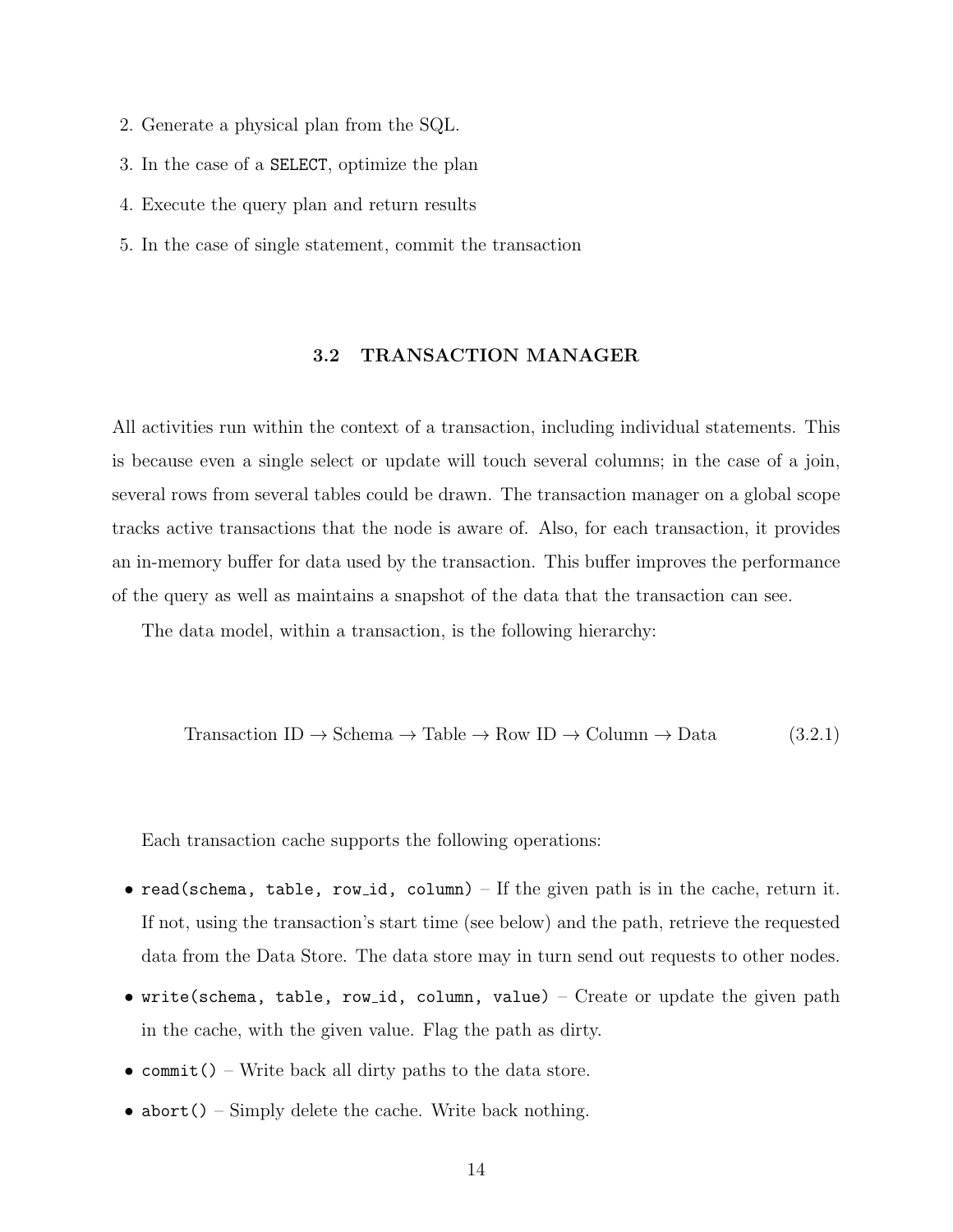2. Generate a physical plan from the SQL.
3. In the case of a `SELECT`, optimize the plan
4. Execute the query plan and return results
5. In the case of single statement, commit the transaction

## 3.2 TRANSACTION MANAGER

All activities run within the context of a transaction, including individual statements. This is because even a single select or update will touch several columns; in the case of a join, several rows from several tables could be drawn. The transaction manager on a global scope tracks active transactions that the node is aware of. Also, for each transaction, it provides an in-memory buffer for data used by the transaction. This buffer improves the performance of the query as well as maintains a snapshot of the data that the transaction can see.

The data model, within a transaction, is the following hierarchy:

$$\text{Transaction ID} \rightarrow \text{Schema} \rightarrow \text{Table} \rightarrow \text{Row ID} \rightarrow \text{Column} \rightarrow \text{Data} \tag{3.2.1}$$

Each transaction cache supports the following operations:

- `read(schema, table, row_id, column)` – If the given path is in the cache, return it. If not, using the transaction's start time (see below) and the path, retrieve the requested data from the Data Store. The data store may in turn send out requests to other nodes.
- `write(schema, table, row_id, column, value)` – Create or update the given path in the cache, with the given value. Flag the path as dirty.
- `commit()` – Write back all dirty paths to the data store.
- `abort()` – Simply delete the cache. Write back nothing.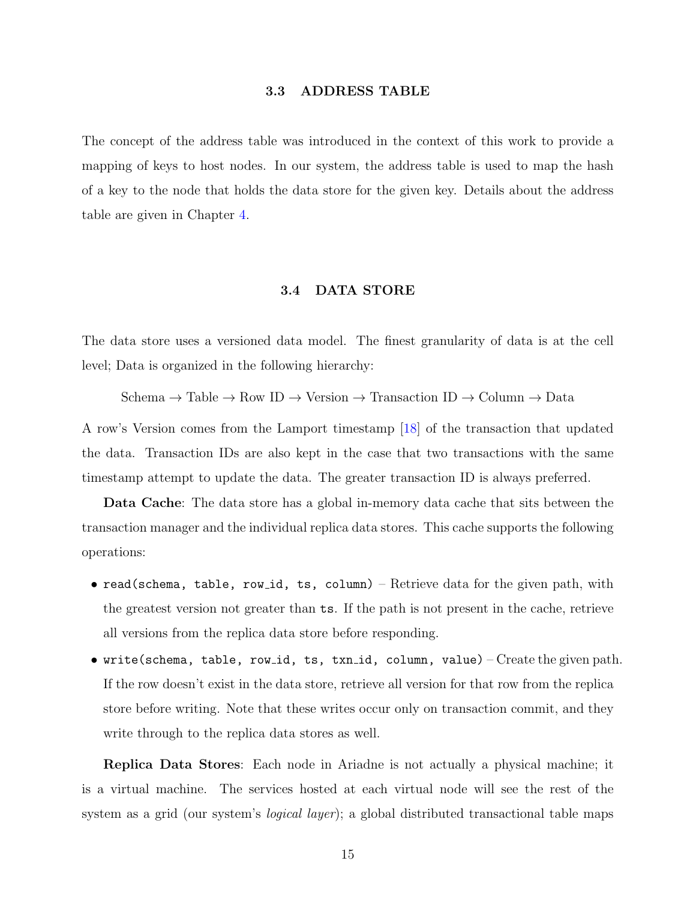### 3.3 ADDRESS TABLE

The concept of the address table was introduced in the context of this work to provide a mapping of keys to host nodes. In our system, the address table is used to map the hash of a key to the node that holds the data store for the given key. Details about the address table are given in Chapter 4.

### 3.4 DATA STORE

The data store uses a versioned data model. The finest granularity of data is at the cell level; Data is organized in the following hierarchy:

Schema → Table → Row ID → Version → Transaction ID → Column → Data

A row's Version comes from the Lamport timestamp [18] of the transaction that updated the data. Transaction IDs are also kept in the case that two transactions with the same timestamp attempt to update the data. The greater transaction ID is always preferred.

**Data Cache**: The data store has a global in-memory data cache that sits between the transaction manager and the individual replica data stores. This cache supports the following operations:

- `read(schema, table, row_id, ts, column)` – Retrieve data for the given path, with the greatest version not greater than `ts`. If the path is not present in the cache, retrieve all versions from the replica data store before responding.
- `write(schema, table, row_id, ts, txn_id, column, value)` – Create the given path. If the row doesn't exist in the data store, retrieve all version for that row from the replica store before writing. Note that these writes occur only on transaction commit, and they write through to the replica data stores as well.

**Replica Data Stores**: Each node in Ariadne is not actually a physical machine; it is a virtual machine. The services hosted at each virtual node will see the rest of the system as a grid (our system's *logical layer*); a global distributed transactional table maps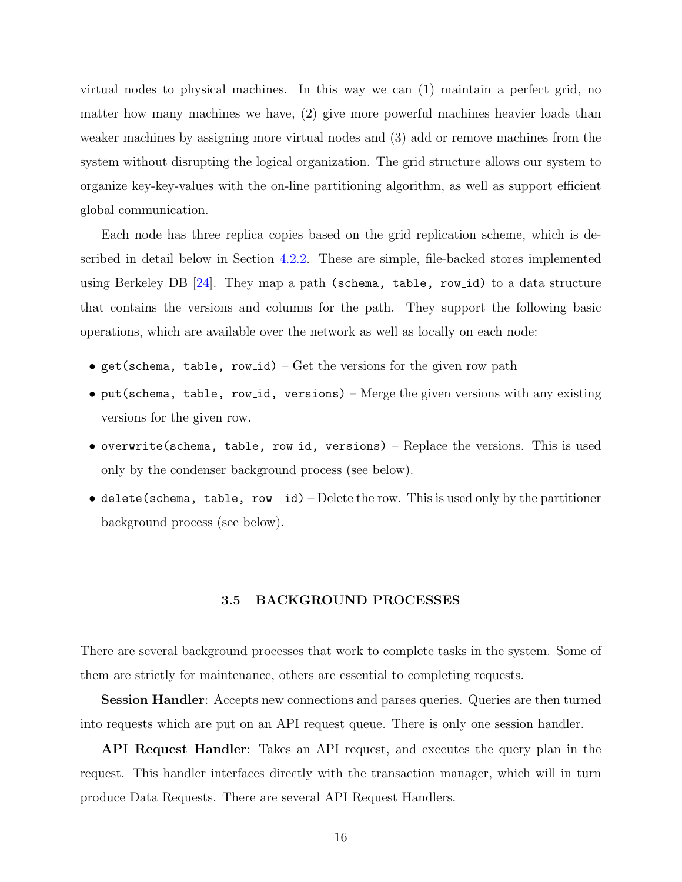virtual nodes to physical machines. In this way we can (1) maintain a perfect grid, no matter how many machines we have, (2) give more powerful machines heavier loads than weaker machines by assigning more virtual nodes and (3) add or remove machines from the system without disrupting the logical organization. The grid structure allows our system to organize key-key-values with the on-line partitioning algorithm, as well as support efficient global communication.

Each node has three replica copies based on the grid replication scheme, which is described in detail below in Section 4.2.2. These are simple, file-backed stores implemented using Berkeley DB [24]. They map a path `(schema, table, row_id)` to a data structure that contains the versions and columns for the path. They support the following basic operations, which are available over the network as well as locally on each node:

- `get(schema, table, row_id)` – Get the versions for the given row path
- `put(schema, table, row_id, versions)` – Merge the given versions with any existing versions for the given row.
- `overwrite(schema, table, row_id, versions)` – Replace the versions. This is used only by the condenser background process (see below).
- `delete(schema, table, row _id)` – Delete the row. This is used only by the partitioner background process (see below).

## 3.5 BACKGROUND PROCESSES

There are several background processes that work to complete tasks in the system. Some of them are strictly for maintenance, others are essential to completing requests.

**Session Handler**: Accepts new connections and parses queries. Queries are then turned into requests which are put on an API request queue. There is only one session handler.

**API Request Handler**: Takes an API request, and executes the query plan in the request. This handler interfaces directly with the transaction manager, which will in turn produce Data Requests. There are several API Request Handlers.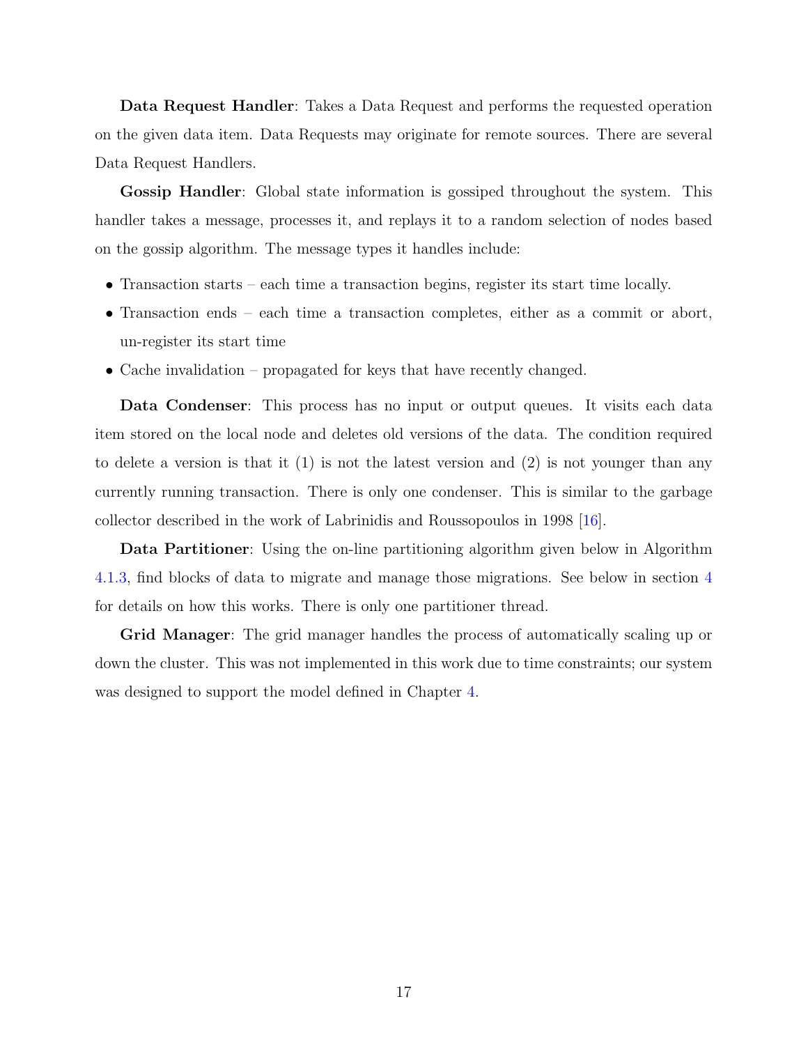**Data Request Handler**: Takes a Data Request and performs the requested operation on the given data item. Data Requests may originate for remote sources. There are several Data Request Handlers.

**Gossip Handler**: Global state information is gossiped throughout the system. This handler takes a message, processes it, and replays it to a random selection of nodes based on the gossip algorithm. The message types it handles include:

- Transaction starts – each time a transaction begins, register its start time locally.
- Transaction ends – each time a transaction completes, either as a commit or abort, un-register its start time
- Cache invalidation – propagated for keys that have recently changed.

**Data Condenser**: This process has no input or output queues. It visits each data item stored on the local node and deletes old versions of the data. The condition required to delete a version is that it (1) is not the latest version and (2) is not younger than any currently running transaction. There is only one condenser. This is similar to the garbage collector described in the work of Labrinidis and Roussopoulos in 1998 [16].

**Data Partitioner**: Using the on-line partitioning algorithm given below in Algorithm 4.1.3, find blocks of data to migrate and manage those migrations. See below in section 4 for details on how this works. There is only one partitioner thread.

**Grid Manager**: The grid manager handles the process of automatically scaling up or down the cluster. This was not implemented in this work due to time constraints; our system was designed to support the model defined in Chapter 4.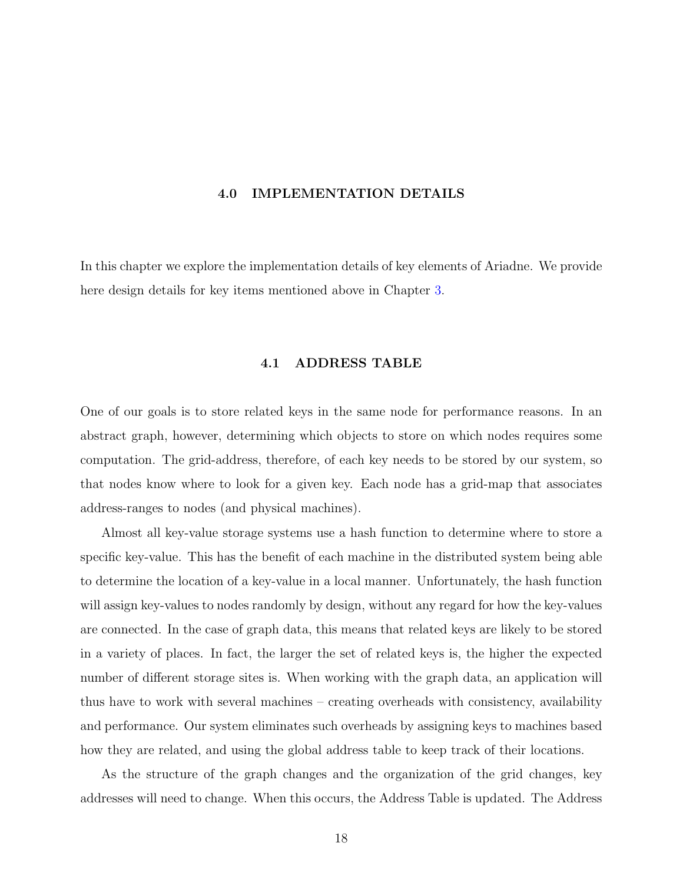# 4.0 IMPLEMENTATION DETAILS

In this chapter we explore the implementation details of key elements of Ariadne. We provide here design details for key items mentioned above in Chapter 3.

## 4.1 ADDRESS TABLE

One of our goals is to store related keys in the same node for performance reasons. In an abstract graph, however, determining which objects to store on which nodes requires some computation. The grid-address, therefore, of each key needs to be stored by our system, so that nodes know where to look for a given key. Each node has a grid-map that associates address-ranges to nodes (and physical machines).

Almost all key-value storage systems use a hash function to determine where to store a specific key-value. This has the benefit of each machine in the distributed system being able to determine the location of a key-value in a local manner. Unfortunately, the hash function will assign key-values to nodes randomly by design, without any regard for how the key-values are connected. In the case of graph data, this means that related keys are likely to be stored in a variety of places. In fact, the larger the set of related keys is, the higher the expected number of different storage sites is. When working with the graph data, an application will thus have to work with several machines – creating overheads with consistency, availability and performance. Our system eliminates such overheads by assigning keys to machines based how they are related, and using the global address table to keep track of their locations.

As the structure of the graph changes and the organization of the grid changes, key addresses will need to change. When this occurs, the Address Table is updated. The Address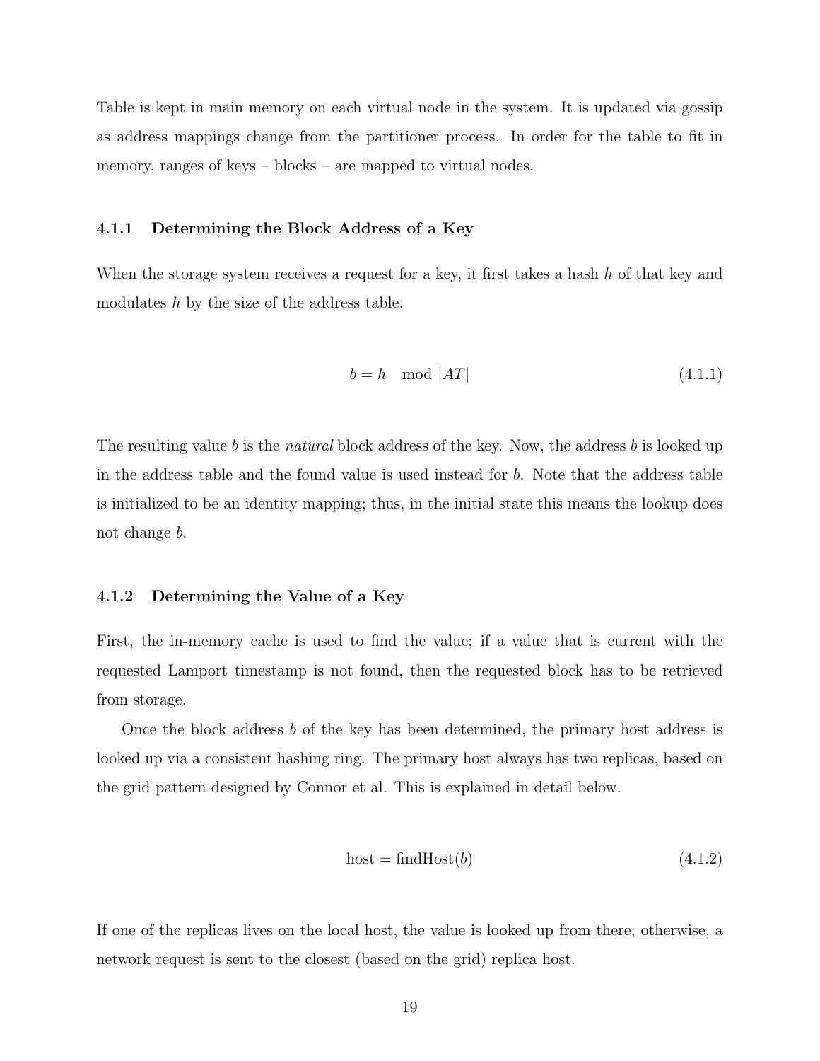Table is kept in main memory on each virtual node in the system. It is updated via gossip as address mappings change from the partitioner process. In order for the table to fit in memory, ranges of keys – blocks – are mapped to virtual nodes.

### 4.1.1 Determining the Block Address of a Key

When the storage system receives a request for a key, it first takes a hash $h$ of that key and modulates $h$ by the size of the address table.

$$b = h \mod |AT| \tag{4.1.1}$$

The resulting value $b$ is the *natural* block address of the key. Now, the address $b$ is looked up in the address table and the found value is used instead for $b$. Note that the address table is initialized to be an identity mapping; thus, in the initial state this means the lookup does not change $b$.

### 4.1.2 Determining the Value of a Key

First, the in-memory cache is used to find the value; if a value that is current with the requested Lamport timestamp is not found, then the requested block has to be retrieved from storage.

Once the block address $b$ of the key has been determined, the primary host address is looked up via a consistent hashing ring. The primary host always has two replicas, based on the grid pattern designed by Connor et al. This is explained in detail below.

$$\text{host} = \text{findHost}(b) \tag{4.1.2}$$

If one of the replicas lives on the local host, the value is looked up from there; otherwise, a network request is sent to the closest (based on the grid) replica host.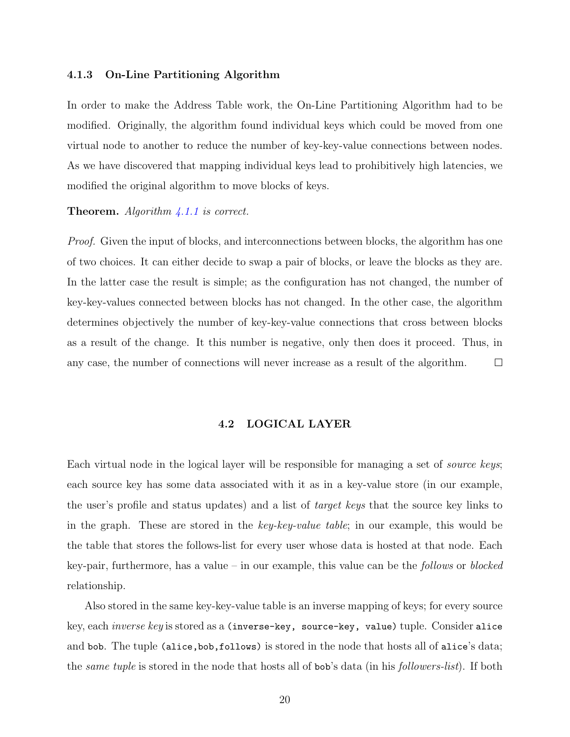### 4.1.3 On-Line Partitioning Algorithm

In order to make the Address Table work, the On-Line Partitioning Algorithm had to be modified. Originally, the algorithm found individual keys which could be moved from one virtual node to another to reduce the number of key-key-value connections between nodes. As we have discovered that mapping individual keys lead to prohibitively high latencies, we modified the original algorithm to move blocks of keys.

**Theorem.** *Algorithm 4.1.1 is correct.*

*Proof.* Given the input of blocks, and interconnections between blocks, the algorithm has one of two choices. It can either decide to swap a pair of blocks, or leave the blocks as they are. In the latter case the result is simple; as the configuration has not changed, the number of key-key-values connected between blocks has not changed. In the other case, the algorithm determines objectively the number of key-key-value connections that cross between blocks as a result of the change. It this number is negative, only then does it proceed. Thus, in any case, the number of connections will never increase as a result of the algorithm. □

## 4.2 LOGICAL LAYER

Each virtual node in the logical layer will be responsible for managing a set of *source keys*; each source key has some data associated with it as in a key-value store (in our example, the user's profile and status updates) and a list of *target keys* that the source key links to in the graph. These are stored in the *key-key-value table*; in our example, this would be the table that stores the follows-list for every user whose data is hosted at that node. Each key-pair, furthermore, has a value – in our example, this value can be the *follows* or *blocked* relationship.

Also stored in the same key-key-value table is an inverse mapping of keys; for every source key, each *inverse key* is stored as a `(inverse-key, source-key, value)` tuple. Consider `alice` and `bob`. The tuple `(alice,bob,follows)` is stored in the node that hosts all of `alice`'s data; the *same tuple* is stored in the node that hosts all of `bob`'s data (in his *followers-list*). If both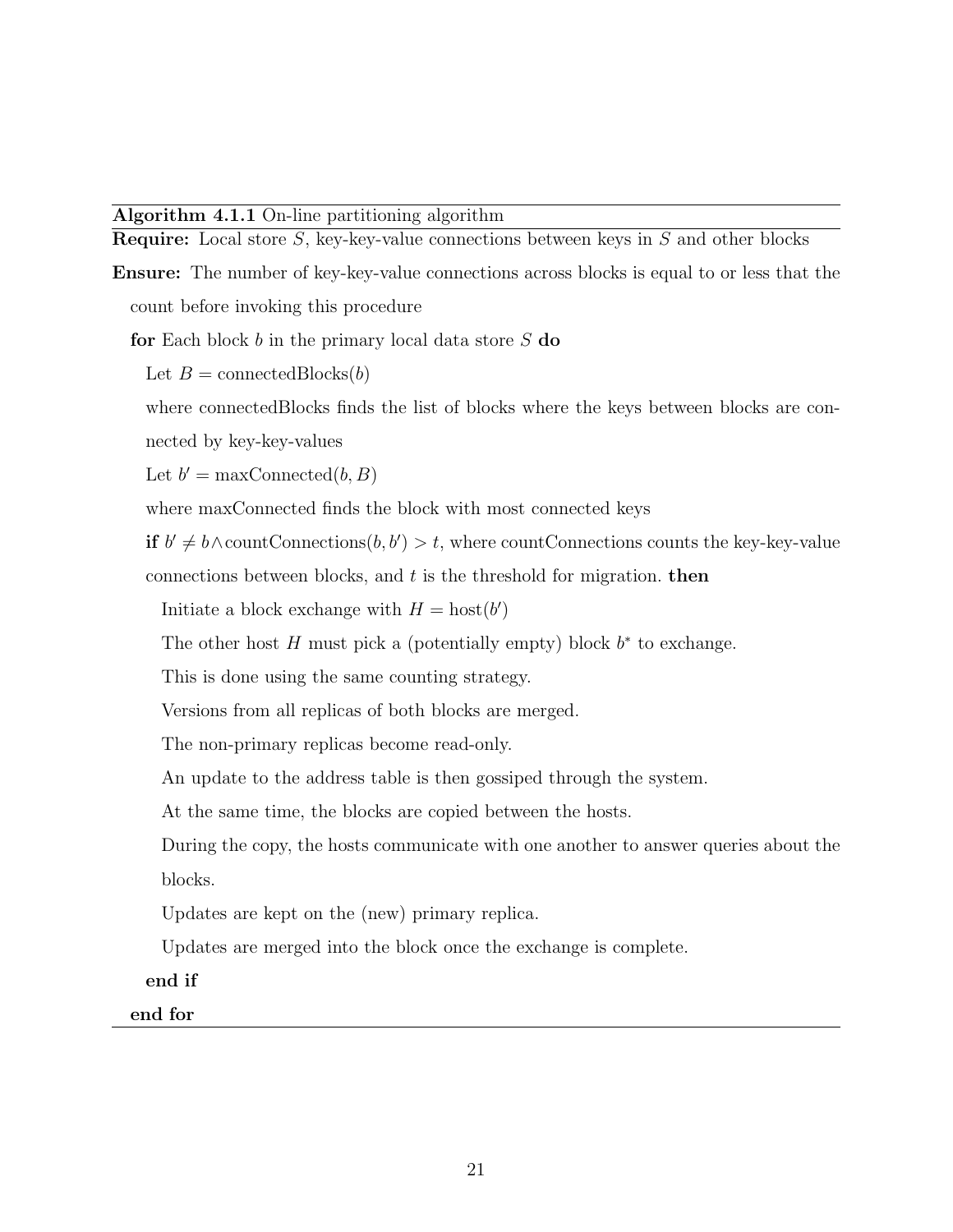**Algorithm 4.1.1** On-line partitioning algorithm

**Require:** Local store $S$, key-key-value connections between keys in $S$ and other blocks

**Ensure:** The number of key-key-value connections across blocks is equal to or less that the count before invoking this procedure

**for** Each block $b$ in the primary local data store $S$ **do**

  Let $B = \text{connectedBlocks}(b)$

  where connectedBlocks finds the list of blocks where the keys between blocks are connected by key-key-values

  Let $b' = \text{maxConnected}(b, B)$

  where maxConnected finds the block with most connected keys

  **if** $b' \neq b \wedge \text{countConnections}(b, b') > t$, where countConnections counts the key-key-value connections between blocks, and $t$ is the threshold for migration. **then**

    Initiate a block exchange with $H = \text{host}(b')$

    The other host $H$ must pick a (potentially empty) block $b^*$ to exchange.

    This is done using the same counting strategy.

    Versions from all replicas of both blocks are merged.

    The non-primary replicas become read-only.

    An update to the address table is then gossiped through the system.

    At the same time, the blocks are copied between the hosts.

    During the copy, the hosts communicate with one another to answer queries about the blocks.

    Updates are kept on the (new) primary replica.

    Updates are merged into the block once the exchange is complete.

  **end if**

**end for**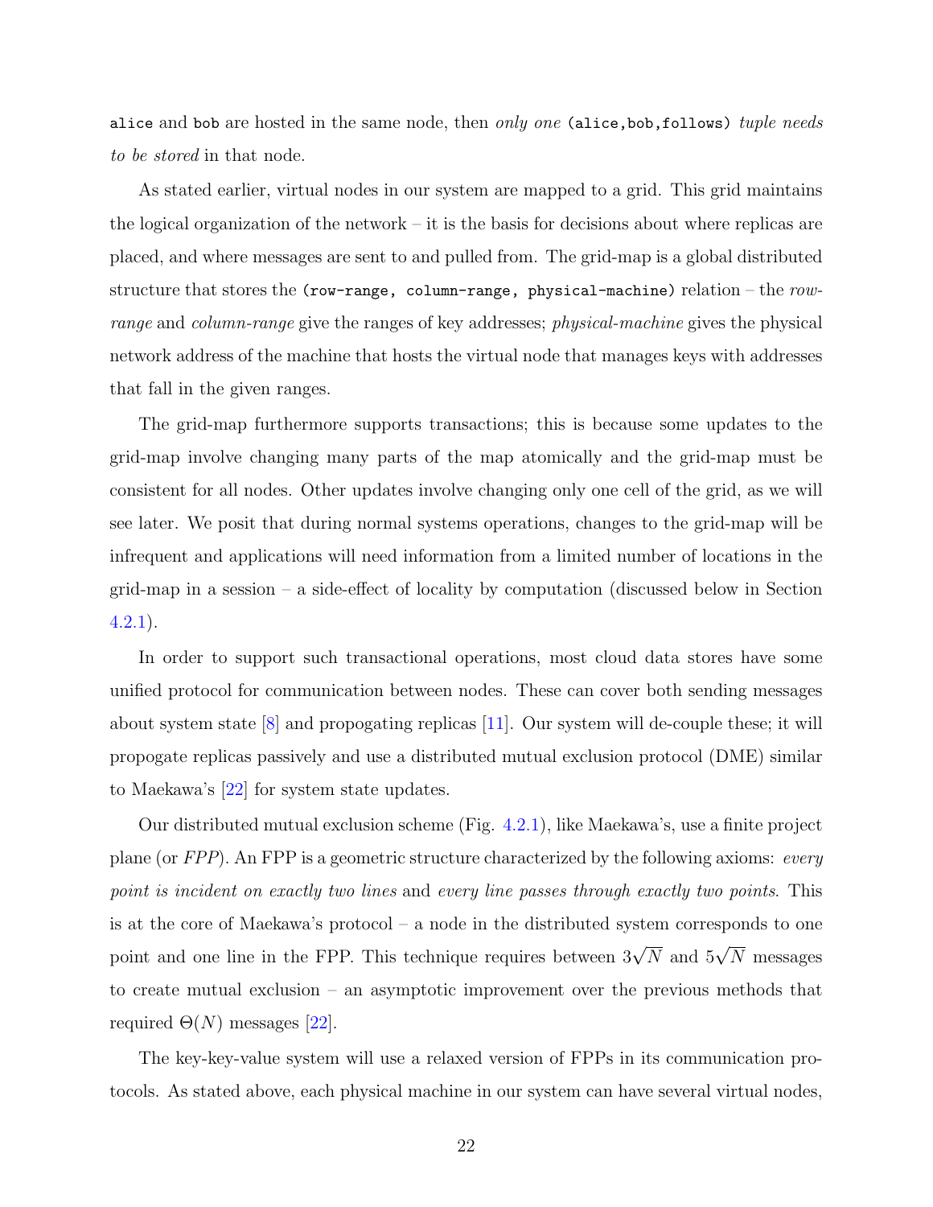`alice` and `bob` are hosted in the same node, then *only one* `(alice,bob,follows)` *tuple needs to be stored* in that node.

As stated earlier, virtual nodes in our system are mapped to a grid. This grid maintains the logical organization of the network – it is the basis for decisions about where replicas are placed, and where messages are sent to and pulled from. The grid-map is a global distributed structure that stores the `(row-range, column-range, physical-machine)` relation – the *row-range* and *column-range* give the ranges of key addresses; *physical-machine* gives the physical network address of the machine that hosts the virtual node that manages keys with addresses that fall in the given ranges.

The grid-map furthermore supports transactions; this is because some updates to the grid-map involve changing many parts of the map atomically and the grid-map must be consistent for all nodes. Other updates involve changing only one cell of the grid, as we will see later. We posit that during normal systems operations, changes to the grid-map will be infrequent and applications will need information from a limited number of locations in the grid-map in a session – a side-effect of locality by computation (discussed below in Section 4.2.1).

In order to support such transactional operations, most cloud data stores have some unified protocol for communication between nodes. These can cover both sending messages about system state [8] and propogating replicas [11]. Our system will de-couple these; it will propogate replicas passively and use a distributed mutual exclusion protocol (DME) similar to Maekawa's [22] for system state updates.

Our distributed mutual exclusion scheme (Fig. 4.2.1), like Maekawa's, use a finite project plane (or *FPP*). An FPP is a geometric structure characterized by the following axioms: *every point is incident on exactly two lines* and *every line passes through exactly two points*. This is at the core of Maekawa's protocol – a node in the distributed system corresponds to one point and one line in the FPP. This technique requires between $3\sqrt{N}$ and $5\sqrt{N}$ messages to create mutual exclusion – an asymptotic improvement over the previous methods that required $\Theta(N)$ messages [22].

The key-key-value system will use a relaxed version of FPPs in its communication protocols. As stated above, each physical machine in our system can have several virtual nodes,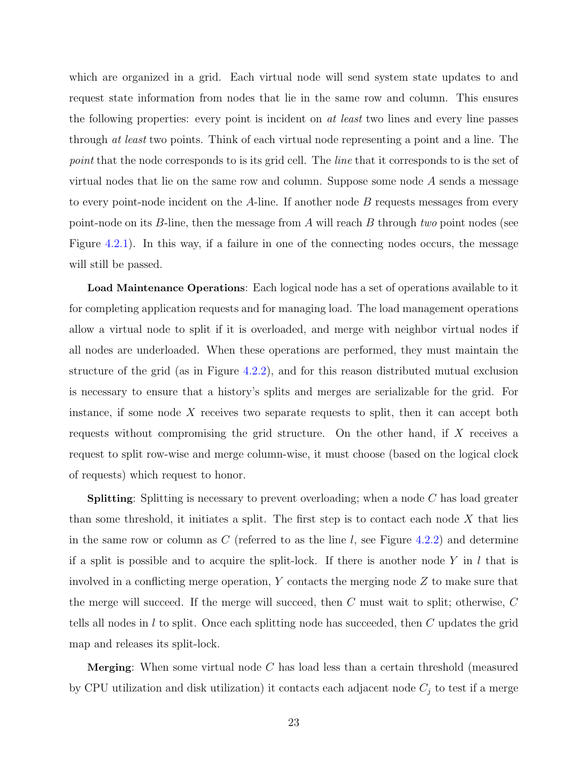which are organized in a grid. Each virtual node will send system state updates to and request state information from nodes that lie in the same row and column. This ensures the following properties: every point is incident on *at least* two lines and every line passes through *at least* two points. Think of each virtual node representing a point and a line. The *point* that the node corresponds to is its grid cell. The *line* that it corresponds to is the set of virtual nodes that lie on the same row and column. Suppose some node $A$ sends a message to every point-node incident on the $A$-line. If another node $B$ requests messages from every point-node on its $B$-line, then the message from $A$ will reach $B$ through *two* point nodes (see Figure 4.2.1). In this way, if a failure in one of the connecting nodes occurs, the message will still be passed.

**Load Maintenance Operations**: Each logical node has a set of operations available to it for completing application requests and for managing load. The load management operations allow a virtual node to split if it is overloaded, and merge with neighbor virtual nodes if all nodes are underloaded. When these operations are performed, they must maintain the structure of the grid (as in Figure 4.2.2), and for this reason distributed mutual exclusion is necessary to ensure that a history's splits and merges are serializable for the grid. For instance, if some node $X$ receives two separate requests to split, then it can accept both requests without compromising the grid structure. On the other hand, if $X$ receives a request to split row-wise and merge column-wise, it must choose (based on the logical clock of requests) which request to honor.

**Splitting**: Splitting is necessary to prevent overloading; when a node $C$ has load greater than some threshold, it initiates a split. The first step is to contact each node $X$ that lies in the same row or column as $C$ (referred to as the line $l$, see Figure 4.2.2) and determine if a split is possible and to acquire the split-lock. If there is another node $Y$ in $l$ that is involved in a conflicting merge operation, $Y$ contacts the merging node $Z$ to make sure that the merge will succeed. If the merge will succeed, then $C$ must wait to split; otherwise, $C$ tells all nodes in $l$ to split. Once each splitting node has succeeded, then $C$ updates the grid map and releases its split-lock.

**Merging**: When some virtual node $C$ has load less than a certain threshold (measured by CPU utilization and disk utilization) it contacts each adjacent node $C_j$ to test if a merge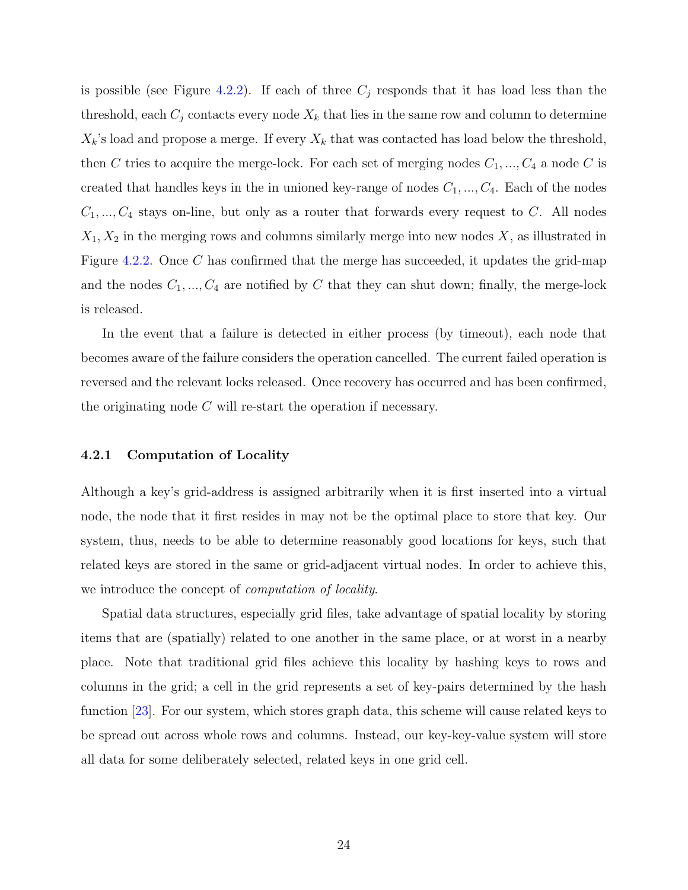is possible (see Figure 4.2.2). If each of three $C_j$ responds that it has load less than the threshold, each $C_j$ contacts every node $X_k$ that lies in the same row and column to determine $X_k$'s load and propose a merge. If every $X_k$ that was contacted has load below the threshold, then $C$ tries to acquire the merge-lock. For each set of merging nodes $C_1, ..., C_4$ a node $C$ is created that handles keys in the in unioned key-range of nodes $C_1, ..., C_4$. Each of the nodes $C_1, ..., C_4$ stays on-line, but only as a router that forwards every request to $C$. All nodes $X_1, X_2$ in the merging rows and columns similarly merge into new nodes $X$, as illustrated in Figure 4.2.2. Once $C$ has confirmed that the merge has succeeded, it updates the grid-map and the nodes $C_1, ..., C_4$ are notified by $C$ that they can shut down; finally, the merge-lock is released.

In the event that a failure is detected in either process (by timeout), each node that becomes aware of the failure considers the operation cancelled. The current failed operation is reversed and the relevant locks released. Once recovery has occurred and has been confirmed, the originating node $C$ will re-start the operation if necessary.

### 4.2.1 Computation of Locality

Although a key's grid-address is assigned arbitrarily when it is first inserted into a virtual node, the node that it first resides in may not be the optimal place to store that key. Our system, thus, needs to be able to determine reasonably good locations for keys, such that related keys are stored in the same or grid-adjacent virtual nodes. In order to achieve this, we introduce the concept of *computation of locality*.

Spatial data structures, especially grid files, take advantage of spatial locality by storing items that are (spatially) related to one another in the same place, or at worst in a nearby place. Note that traditional grid files achieve this locality by hashing keys to rows and columns in the grid; a cell in the grid represents a set of key-pairs determined by the hash function [23]. For our system, which stores graph data, this scheme will cause related keys to be spread out across whole rows and columns. Instead, our key-key-value system will store all data for some deliberately selected, related keys in one grid cell.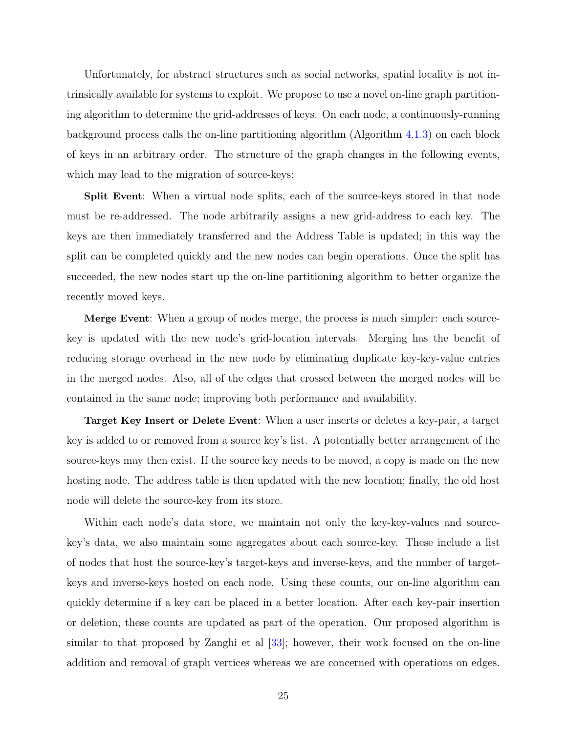Unfortunately, for abstract structures such as social networks, spatial locality is not intrinsically available for systems to exploit. We propose to use a novel on-line graph partitioning algorithm to determine the grid-addresses of keys. On each node, a continuously-running background process calls the on-line partitioning algorithm (Algorithm 4.1.3) on each block of keys in an arbitrary order. The structure of the graph changes in the following events, which may lead to the migration of source-keys:

**Split Event**: When a virtual node splits, each of the source-keys stored in that node must be re-addressed. The node arbitrarily assigns a new grid-address to each key. The keys are then immediately transferred and the Address Table is updated; in this way the split can be completed quickly and the new nodes can begin operations. Once the split has succeeded, the new nodes start up the on-line partitioning algorithm to better organize the recently moved keys.

**Merge Event**: When a group of nodes merge, the process is much simpler: each source-key is updated with the new node's grid-location intervals. Merging has the benefit of reducing storage overhead in the new node by eliminating duplicate key-key-value entries in the merged nodes. Also, all of the edges that crossed between the merged nodes will be contained in the same node; improving both performance and availability.

**Target Key Insert or Delete Event**: When a user inserts or deletes a key-pair, a target key is added to or removed from a source key's list. A potentially better arrangement of the source-keys may then exist. If the source key needs to be moved, a copy is made on the new hosting node. The address table is then updated with the new location; finally, the old host node will delete the source-key from its store.

Within each node's data store, we maintain not only the key-key-values and source-key's data, we also maintain some aggregates about each source-key. These include a list of nodes that host the source-key's target-keys and inverse-keys, and the number of target-keys and inverse-keys hosted on each node. Using these counts, our on-line algorithm can quickly determine if a key can be placed in a better location. After each key-pair insertion or deletion, these counts are updated as part of the operation. Our proposed algorithm is similar to that proposed by Zanghi et al [33]; however, their work focused on the on-line addition and removal of graph vertices whereas we are concerned with operations on edges.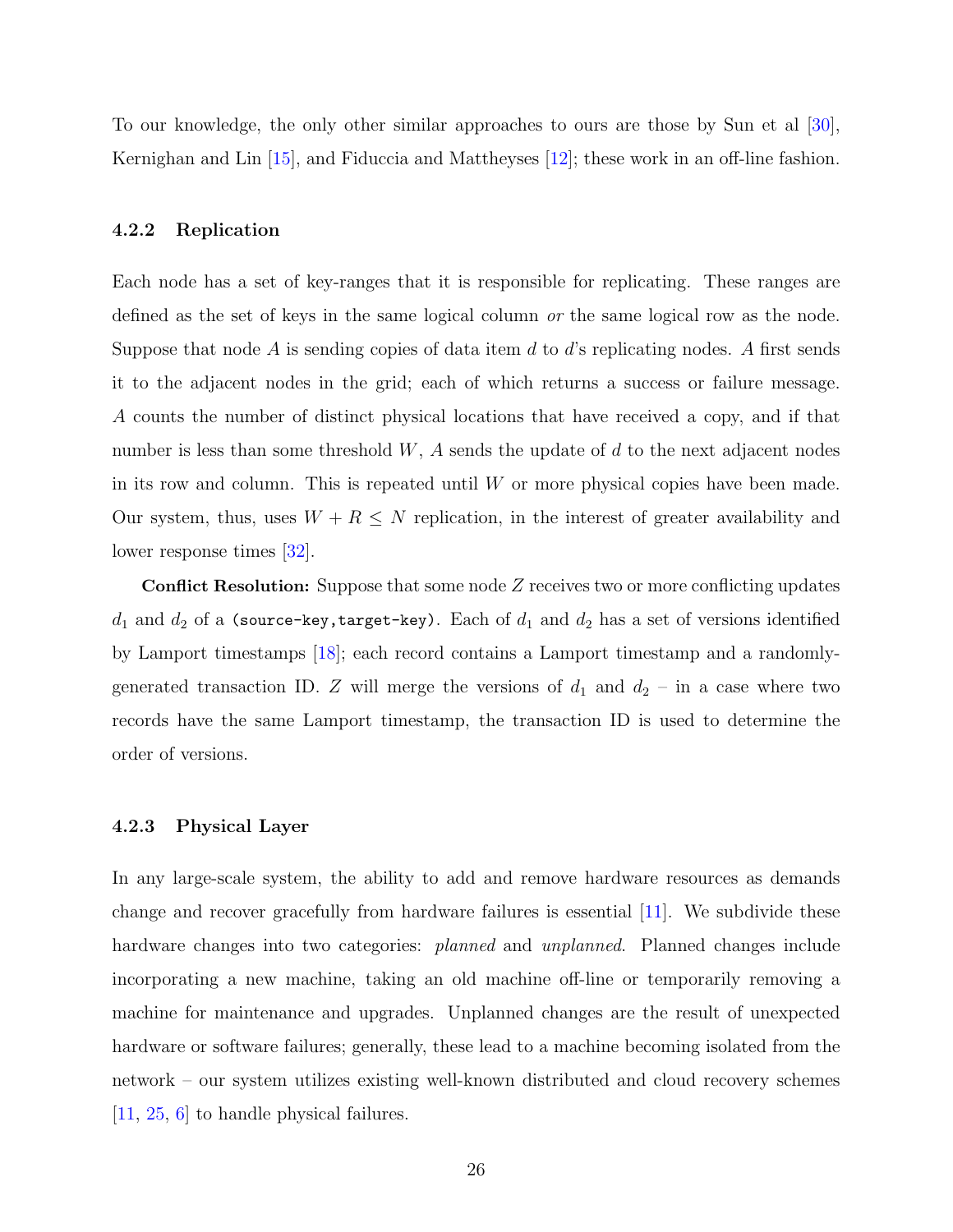To our knowledge, the only other similar approaches to ours are those by Sun et al [30], Kernighan and Lin [15], and Fiduccia and Mattheyses [12]; these work in an off-line fashion.

### 4.2.2 Replication

Each node has a set of key-ranges that it is responsible for replicating. These ranges are defined as the set of keys in the same logical column *or* the same logical row as the node. Suppose that node $A$ is sending copies of data item $d$ to $d$'s replicating nodes. $A$ first sends it to the adjacent nodes in the grid; each of which returns a success or failure message. $A$ counts the number of distinct physical locations that have received a copy, and if that number is less than some threshold $W$, $A$ sends the update of $d$ to the next adjacent nodes in its row and column. This is repeated until $W$ or more physical copies have been made. Our system, thus, uses $W + R \leq N$ replication, in the interest of greater availability and lower response times [32].

**Conflict Resolution:** Suppose that some node $Z$ receives two or more conflicting updates $d_1$ and $d_2$ of a `(source-key,target-key)`. Each of $d_1$ and $d_2$ has a set of versions identified by Lamport timestamps [18]; each record contains a Lamport timestamp and a randomly-generated transaction ID. $Z$ will merge the versions of $d_1$ and $d_2$ – in a case where two records have the same Lamport timestamp, the transaction ID is used to determine the order of versions.

### 4.2.3 Physical Layer

In any large-scale system, the ability to add and remove hardware resources as demands change and recover gracefully from hardware failures is essential [11]. We subdivide these hardware changes into two categories: *planned* and *unplanned*. Planned changes include incorporating a new machine, taking an old machine off-line or temporarily removing a machine for maintenance and upgrades. Unplanned changes are the result of unexpected hardware or software failures; generally, these lead to a machine becoming isolated from the network – our system utilizes existing well-known distributed and cloud recovery schemes [11, 25, 6] to handle physical failures.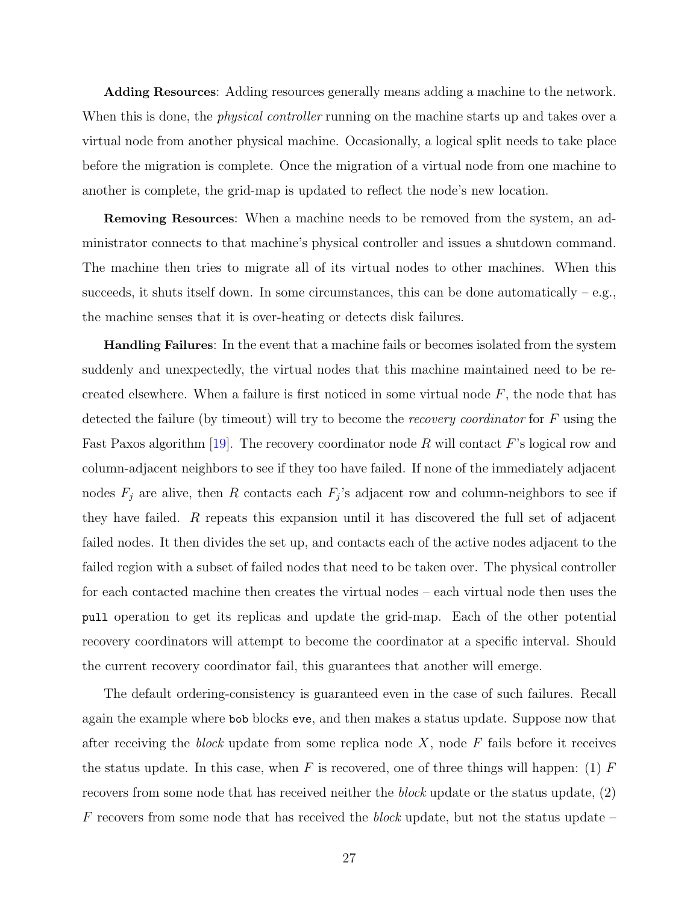**Adding Resources**: Adding resources generally means adding a machine to the network. When this is done, the *physical controller* running on the machine starts up and takes over a virtual node from another physical machine. Occasionally, a logical split needs to take place before the migration is complete. Once the migration of a virtual node from one machine to another is complete, the grid-map is updated to reflect the node's new location.

**Removing Resources**: When a machine needs to be removed from the system, an administrator connects to that machine's physical controller and issues a shutdown command. The machine then tries to migrate all of its virtual nodes to other machines. When this succeeds, it shuts itself down. In some circumstances, this can be done automatically – e.g., the machine senses that it is over-heating or detects disk failures.

**Handling Failures**: In the event that a machine fails or becomes isolated from the system suddenly and unexpectedly, the virtual nodes that this machine maintained need to be re-created elsewhere. When a failure is first noticed in some virtual node $F$, the node that has detected the failure (by timeout) will try to become the *recovery coordinator* for $F$ using the Fast Paxos algorithm [19]. The recovery coordinator node $R$ will contact $F$'s logical row and column-adjacent neighbors to see if they too have failed. If none of the immediately adjacent nodes $F_j$ are alive, then $R$ contacts each $F_j$'s adjacent row and column-neighbors to see if they have failed. $R$ repeats this expansion until it has discovered the full set of adjacent failed nodes. It then divides the set up, and contacts each of the active nodes adjacent to the failed region with a subset of failed nodes that need to be taken over. The physical controller for each contacted machine then creates the virtual nodes – each virtual node then uses the `pull` operation to get its replicas and update the grid-map. Each of the other potential recovery coordinators will attempt to become the coordinator at a specific interval. Should the current recovery coordinator fail, this guarantees that another will emerge.

The default ordering-consistency is guaranteed even in the case of such failures. Recall again the example where `bob` blocks `eve`, and then makes a status update. Suppose now that after receiving the *block* update from some replica node $X$, node $F$ fails before it receives the status update. In this case, when $F$ is recovered, one of three things will happen: (1) $F$ recovers from some node that has received neither the *block* update or the status update, (2) $F$ recovers from some node that has received the *block* update, but not the status update –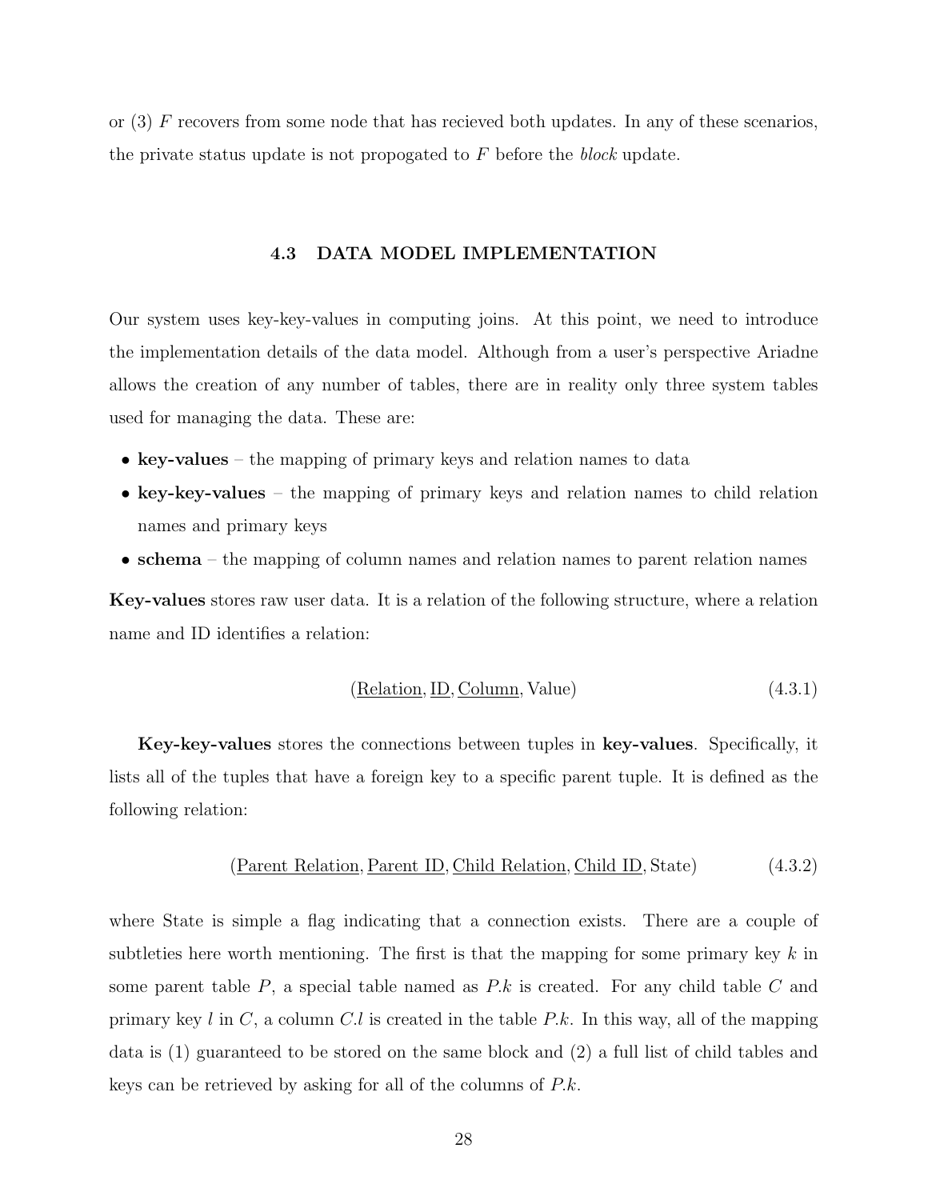or (3) $F$ recovers from some node that has recieved both updates. In any of these scenarios, the private status update is not propogated to $F$ before the *block* update.

## 4.3 DATA MODEL IMPLEMENTATION

Our system uses key-key-values in computing joins. At this point, we need to introduce the implementation details of the data model. Although from a user's perspective Ariadne allows the creation of any number of tables, there are in reality only three system tables used for managing the data. These are:

- **key-values** – the mapping of primary keys and relation names to data
- **key-key-values** – the mapping of primary keys and relation names to child relation names and primary keys
- **schema** – the mapping of column names and relation names to parent relation names

**Key-values** stores raw user data. It is a relation of the following structure, where a relation name and ID identifies a relation:

$$(\underline{\text{Relation}}, \underline{\text{ID}}, \underline{\text{Column}}, \text{Value}) \tag{4.3.1}$$

**Key-key-values** stores the connections between tuples in **key-values**. Specifically, it lists all of the tuples that have a foreign key to a specific parent tuple. It is defined as the following relation:

$$(\underline{\text{Parent Relation}}, \underline{\text{Parent ID}}, \underline{\text{Child Relation}}, \underline{\text{Child ID}}, \text{State}) \tag{4.3.2}$$

where State is simple a flag indicating that a connection exists. There are a couple of subtleties here worth mentioning. The first is that the mapping for some primary key $k$ in some parent table $P$, a special table named as $P.k$ is created. For any child table $C$ and primary key $l$ in $C$, a column $C.l$ is created in the table $P.k$. In this way, all of the mapping data is (1) guaranteed to be stored on the same block and (2) a full list of child tables and keys can be retrieved by asking for all of the columns of $P.k$.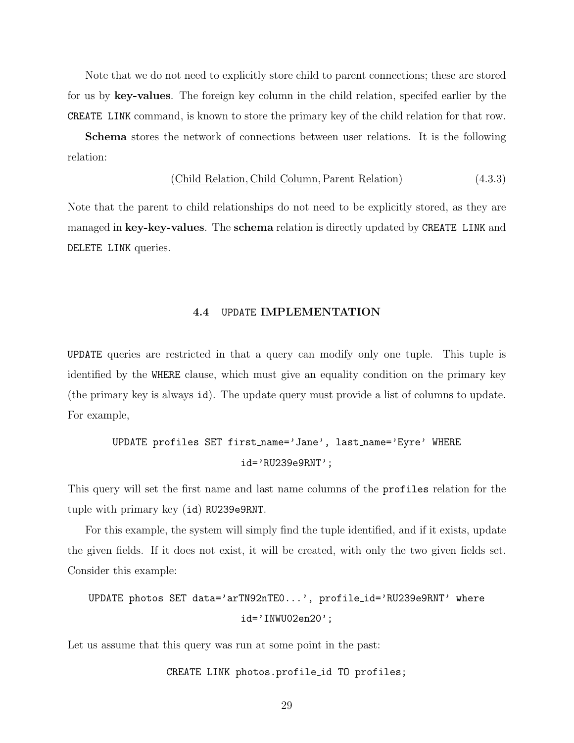Note that we do not need to explicitly store child to parent connections; these are stored for us by **key-values**. The foreign key column in the child relation, specifed earlier by the `CREATE LINK` command, is known to store the primary key of the child relation for that row.

**Schema** stores the network of connections between user relations. It is the following relation:

$$(\underline{\text{Child Relation}}, \underline{\text{Child Column}}, \text{Parent Relation}) \tag{4.3.3}$$

Note that the parent to child relationships do not need to be explicitly stored, as they are managed in **key-key-values**. The **schema** relation is directly updated by `CREATE LINK` and `DELETE LINK` queries.

## 4.4 UPDATE IMPLEMENTATION

`UPDATE` queries are restricted in that a query can modify only one tuple. This tuple is identified by the `WHERE` clause, which must give an equality condition on the primary key (the primary key is always `id`). The update query must provide a list of columns to update. For example,

```
UPDATE profiles SET first_name='Jane', last_name='Eyre' WHERE
id='RU239e9RNT';
```

This query will set the first name and last name columns of the `profiles` relation for the tuple with primary key (`id`) `RU239e9RNT`.

For this example, the system will simply find the tuple identified, and if it exists, update the given fields. If it does not exist, it will be created, with only the two given fields set. Consider this example:

```
UPDATE photos SET data='arTN92nTE0...', profile_id='RU239e9RNT' where
id='INWU02en20';
```

Let us assume that this query was run at some point in the past:

```
CREATE LINK photos.profile_id TO profiles;
```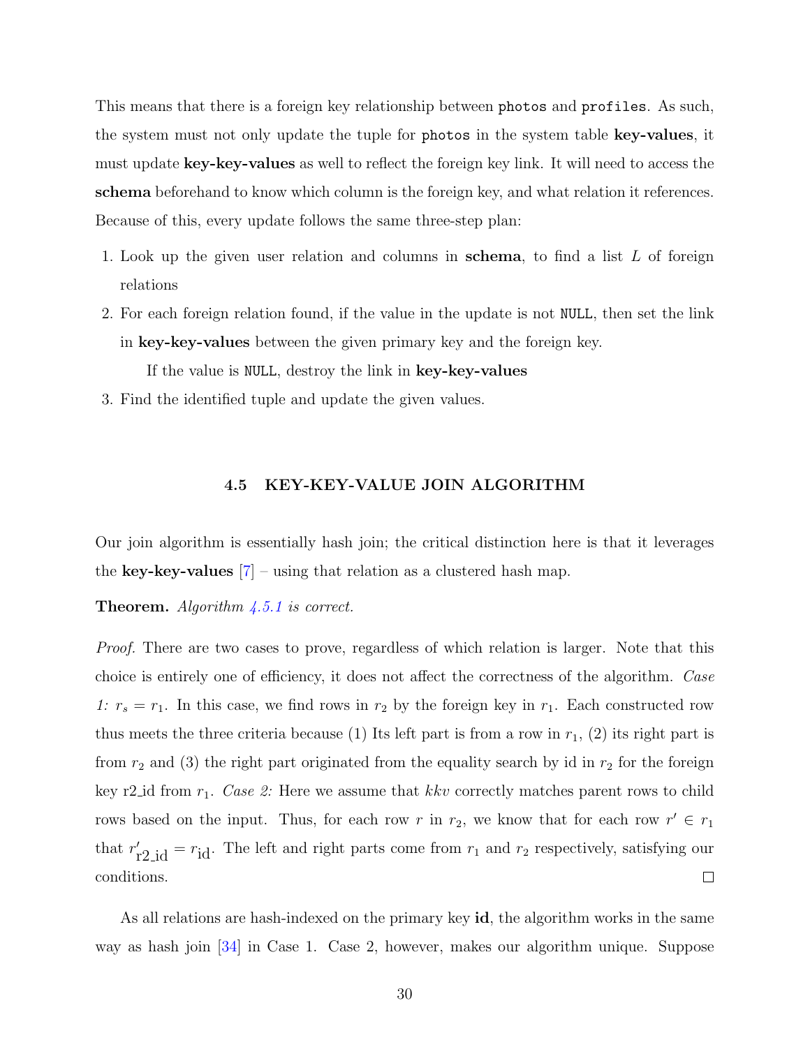This means that there is a foreign key relationship between `photos` and `profiles`. As such, the system must not only update the tuple for `photos` in the system table **key-values**, it must update **key-key-values** as well to reflect the foreign key link. It will need to access the **schema** beforehand to know which column is the foreign key, and what relation it references. Because of this, every update follows the same three-step plan:

1. Look up the given user relation and columns in **schema**, to find a list $L$ of foreign relations
2. For each foreign relation found, if the value in the update is not `NULL`, then set the link in **key-key-values** between the given primary key and the foreign key.

   If the value is `NULL`, destroy the link in **key-key-values**
3. Find the identified tuple and update the given values.

### 4.5 KEY-KEY-VALUE JOIN ALGORITHM

Our join algorithm is essentially hash join; the critical distinction here is that it leverages the **key-key-values** [7] – using that relation as a clustered hash map.

**Theorem.** *Algorithm 4.5.1 is correct.*

*Proof.* There are two cases to prove, regardless of which relation is larger. Note that this choice is entirely one of efficiency, it does not affect the correctness of the algorithm. *Case 1:* $r_s = r_1$. In this case, we find rows in $r_2$ by the foreign key in $r_1$. Each constructed row thus meets the three criteria because (1) Its left part is from a row in $r_1$, (2) its right part is from $r_2$ and (3) the right part originated from the equality search by id in $r_2$ for the foreign key r2_id from $r_1$. *Case 2:* Here we assume that *kkv* correctly matches parent rows to child rows based on the input. Thus, for each row $r$ in $r_2$, we know that for each row $r' \in r_1$ that $r'_{\text{r2\_id}} = r_{\text{id}}$. The left and right parts come from $r_1$ and $r_2$ respectively, satisfying our conditions. □

As all relations are hash-indexed on the primary key **id**, the algorithm works in the same way as hash join [34] in Case 1. Case 2, however, makes our algorithm unique. Suppose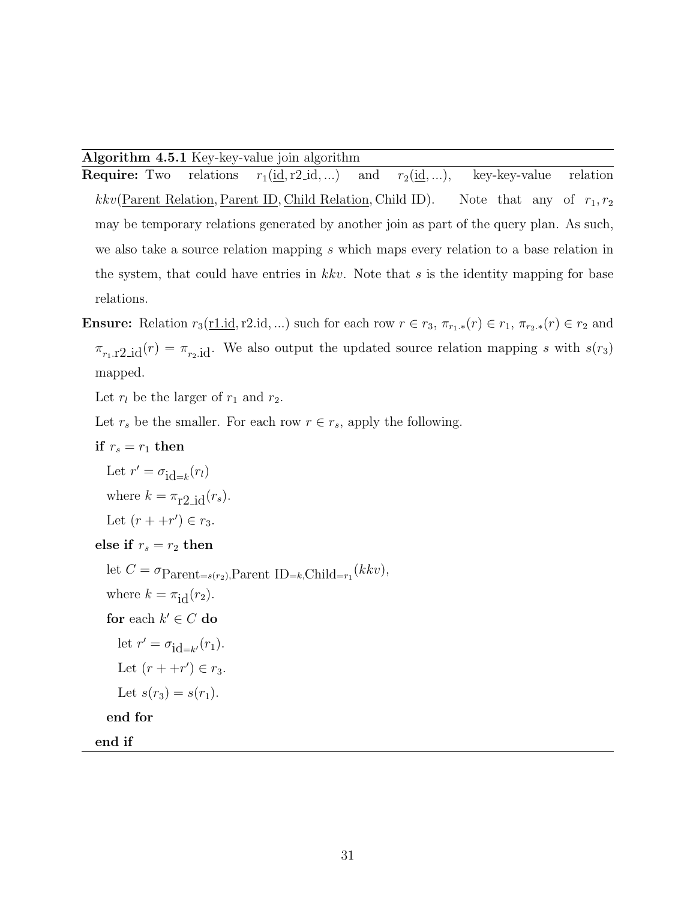**Algorithm 4.5.1** Key-key-value join algorithm

**Require:** Two relations $r_1(\underline{\text{id}}, \text{r2\_id}, ...)$ and $r_2(\underline{\text{id}}, ...)$, key-key-value relation $kkv(\underline{\text{Parent Relation}}, \underline{\text{Parent ID}}, \underline{\text{Child Relation}}, \text{Child ID})$. Note that any of $r_1, r_2$ may be temporary relations generated by another join as part of the query plan. As such, we also take a source relation mapping $s$ which maps every relation to a base relation in the system, that could have entries in $kkv$. Note that $s$ is the identity mapping for base relations.

**Ensure:** Relation $r_3(\underline{\text{r1.id}}, \text{r2.id}, ...)$ such for each row $r \in r_3$, $\pi_{r_1.*}(r) \in r_1$, $\pi_{r_2.*}(r) \in r_2$ and $\pi_{r_1.\text{r2\_id}}(r) = \pi_{r_2.\text{id}}$. We also output the updated source relation mapping $s$ with $s(r_3)$ mapped.

Let $r_l$ be the larger of $r_1$ and $r_2$.

Let $r_s$ be the smaller. For each row $r \in r_s$, apply the following.

**if** $r_s = r_1$ **then**

  Let $r' = \sigma_{\text{id}=k}(r_l)$

  where $k = \pi_{\text{r2\_id}}(r_s)$.

  Let $(r + +r') \in r_3$.

**else if** $r_s = r_2$ **then**

  let $C = \sigma_{\text{Parent}=s(r_2),\text{Parent ID}=k,\text{Child}=r_1}(kkv)$,

  where $k = \pi_{\text{id}}(r_2)$.

  **for** each $k' \in C$ **do**

    let $r' = \sigma_{\text{id}=k'}(r_1)$.

    Let $(r + +r') \in r_3$.

    Let $s(r_3) = s(r_1)$.

  **end for**

**end if**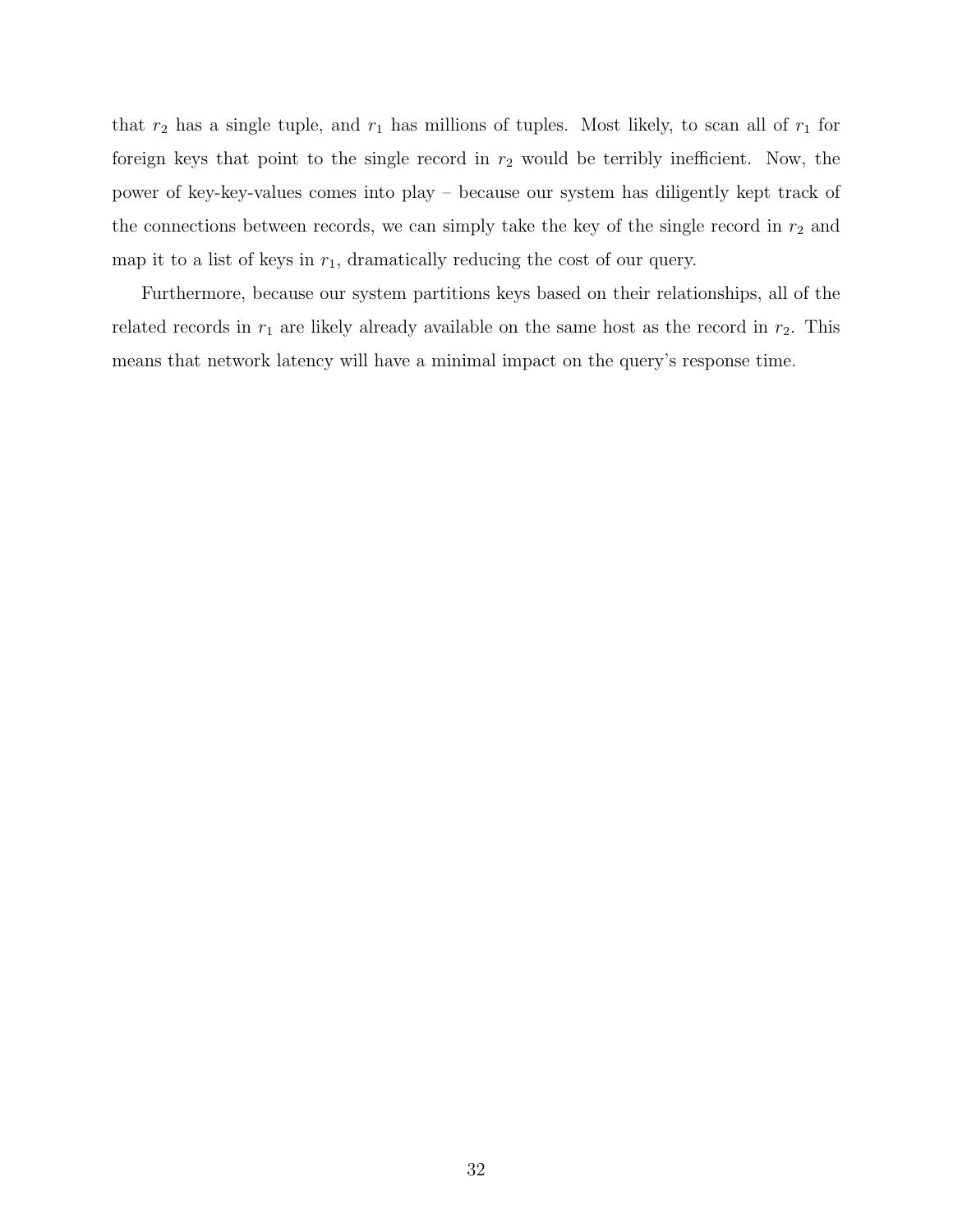that $r_2$ has a single tuple, and $r_1$ has millions of tuples. Most likely, to scan all of $r_1$ for foreign keys that point to the single record in $r_2$ would be terribly inefficient. Now, the power of key-key-values comes into play – because our system has diligently kept track of the connections between records, we can simply take the key of the single record in $r_2$ and map it to a list of keys in $r_1$, dramatically reducing the cost of our query.

Furthermore, because our system partitions keys based on their relationships, all of the related records in $r_1$ are likely already available on the same host as the record in $r_2$. This means that network latency will have a minimal impact on the query's response time.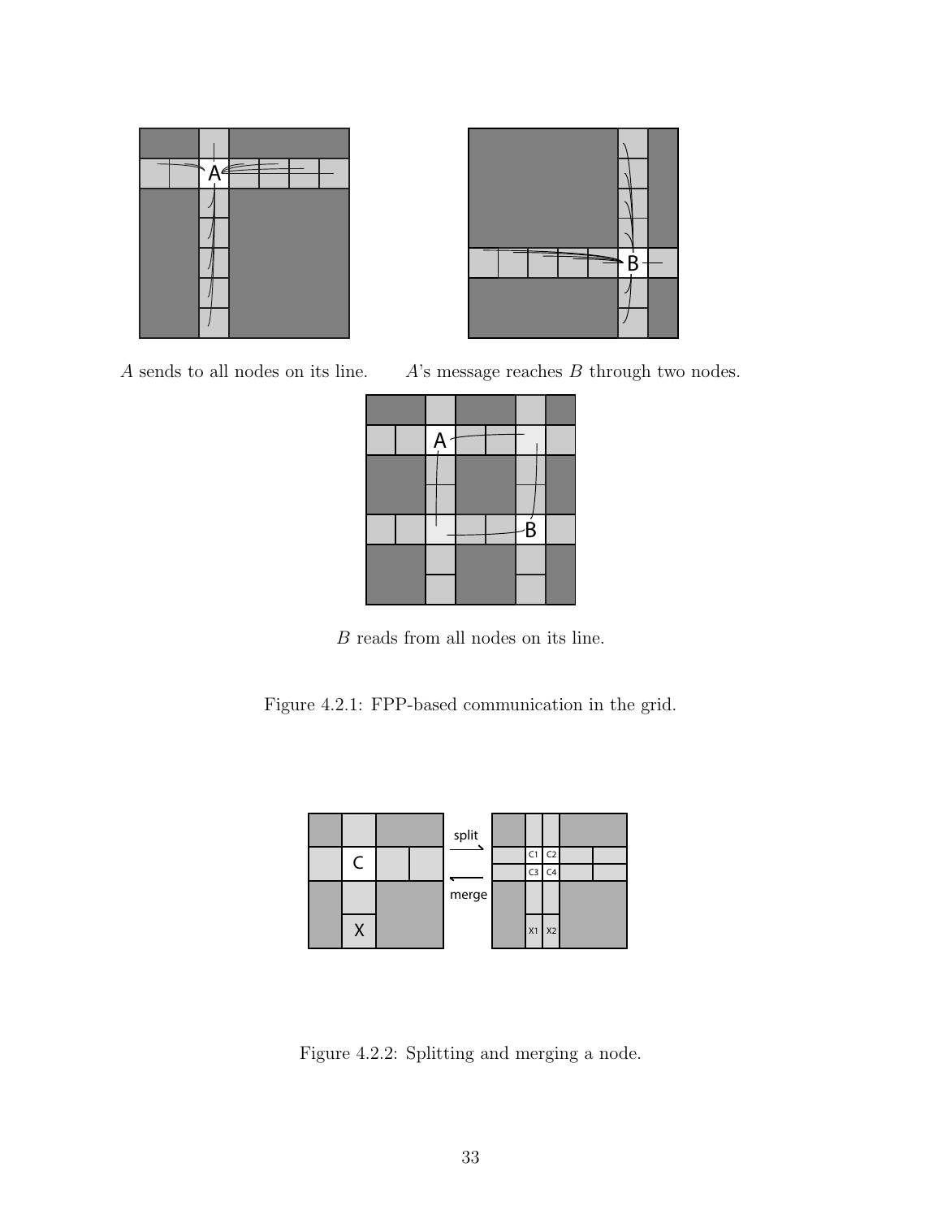$A$ sends to all nodes on its line.

$A$'s message reaches $B$ through two nodes.

$B$ reads from all nodes on its line.

Figure 4.2.1: FPP-based communication in the grid.

Figure 4.2.2: Splitting and merging a node.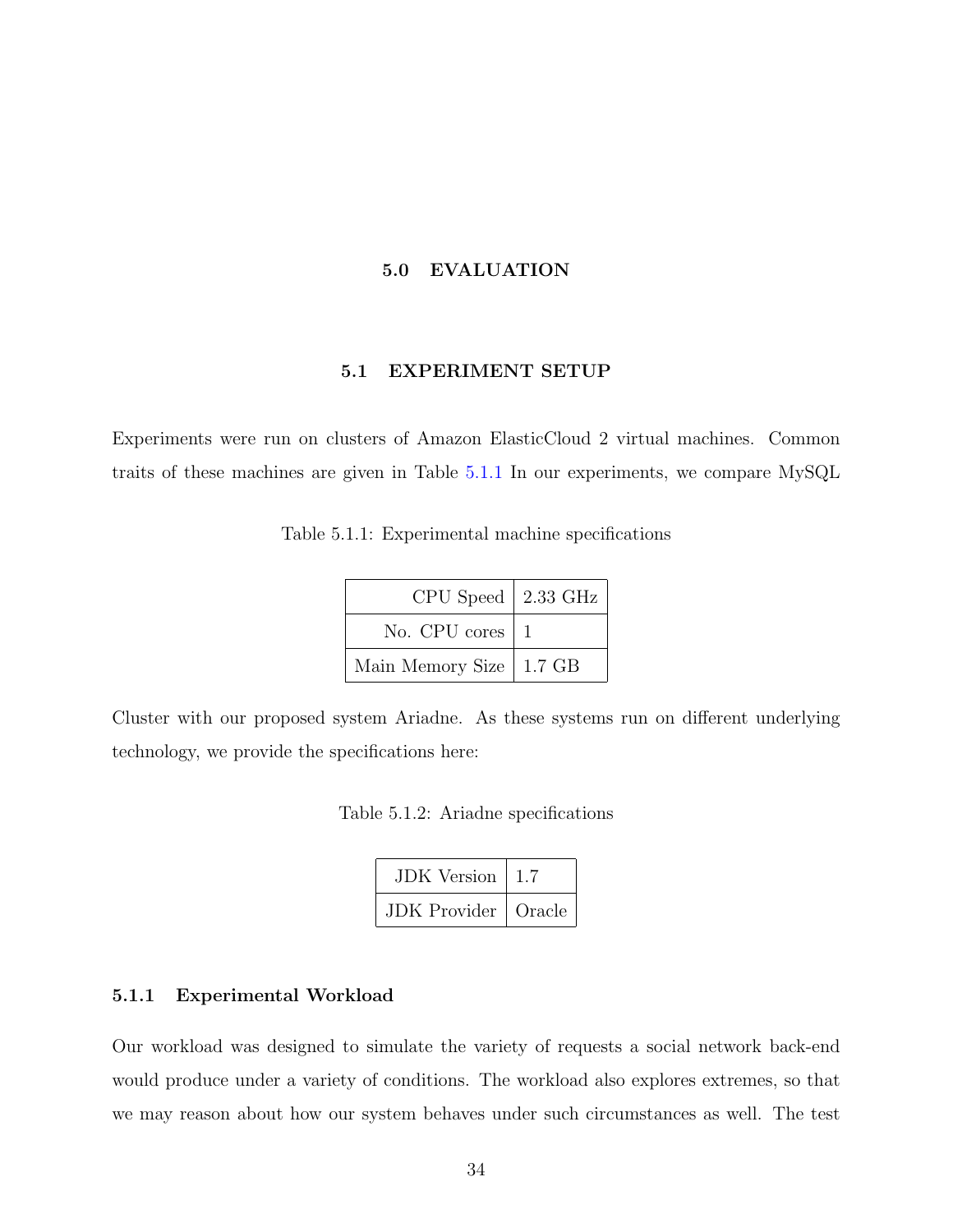# 5.0 EVALUATION

## 5.1 EXPERIMENT SETUP

Experiments were run on clusters of Amazon ElasticCloud 2 virtual machines. Common traits of these machines are given in Table 5.1.1 In our experiments, we compare MySQL

Table 5.1.1: Experimental machine specifications

| | |
|---|---|
| CPU Speed | 2.33 GHz |
| No. CPU cores | 1 |
| Main Memory Size | 1.7 GB |

Cluster with our proposed system Ariadne. As these systems run on different underlying technology, we provide the specifications here:

Table 5.1.2: Ariadne specifications

| | |
|---|---|
| JDK Version | 1.7 |
| JDK Provider | Oracle |

### 5.1.1 Experimental Workload

Our workload was designed to simulate the variety of requests a social network back-end would produce under a variety of conditions. The workload also explores extremes, so that we may reason about how our system behaves under such circumstances as well. The test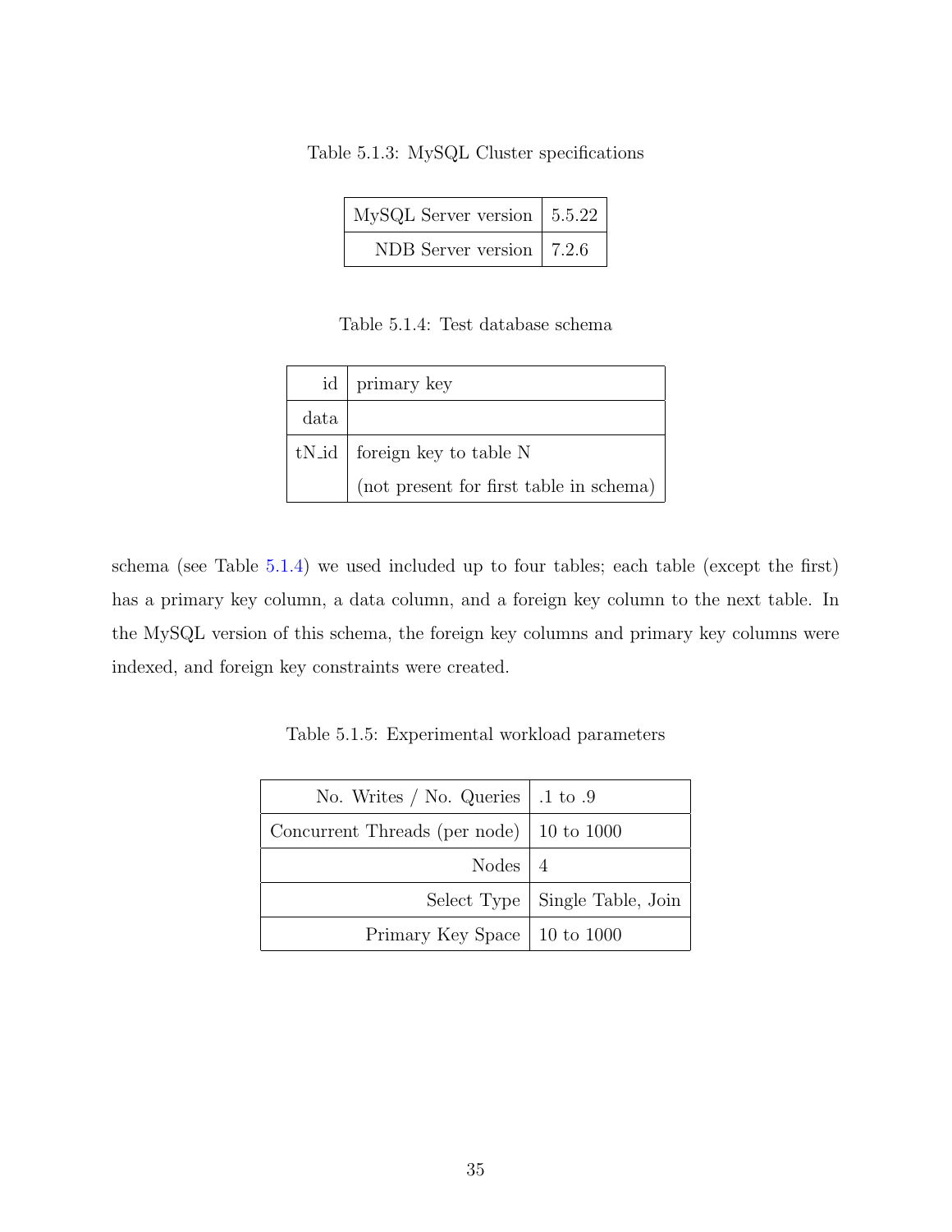Table 5.1.3: MySQL Cluster specifications

| | |
|---|---|
| MySQL Server version | 5.5.22 |
| NDB Server version | 7.2.6 |

Table 5.1.4: Test database schema

| | |
|---|---|
| id | primary key |
| data | |
| tN_id | foreign key to table N (not present for first table in schema) |

schema (see Table 5.1.4) we used included up to four tables; each table (except the first) has a primary key column, a data column, and a foreign key column to the next table. In the MySQL version of this schema, the foreign key columns and primary key columns were indexed, and foreign key constraints were created.

Table 5.1.5: Experimental workload parameters

| | |
|---|---|
| No. Writes / No. Queries | .1 to .9 |
| Concurrent Threads (per node) | 10 to 1000 |
| Nodes | 4 |
| Select Type | Single Table, Join |
| Primary Key Space | 10 to 1000 |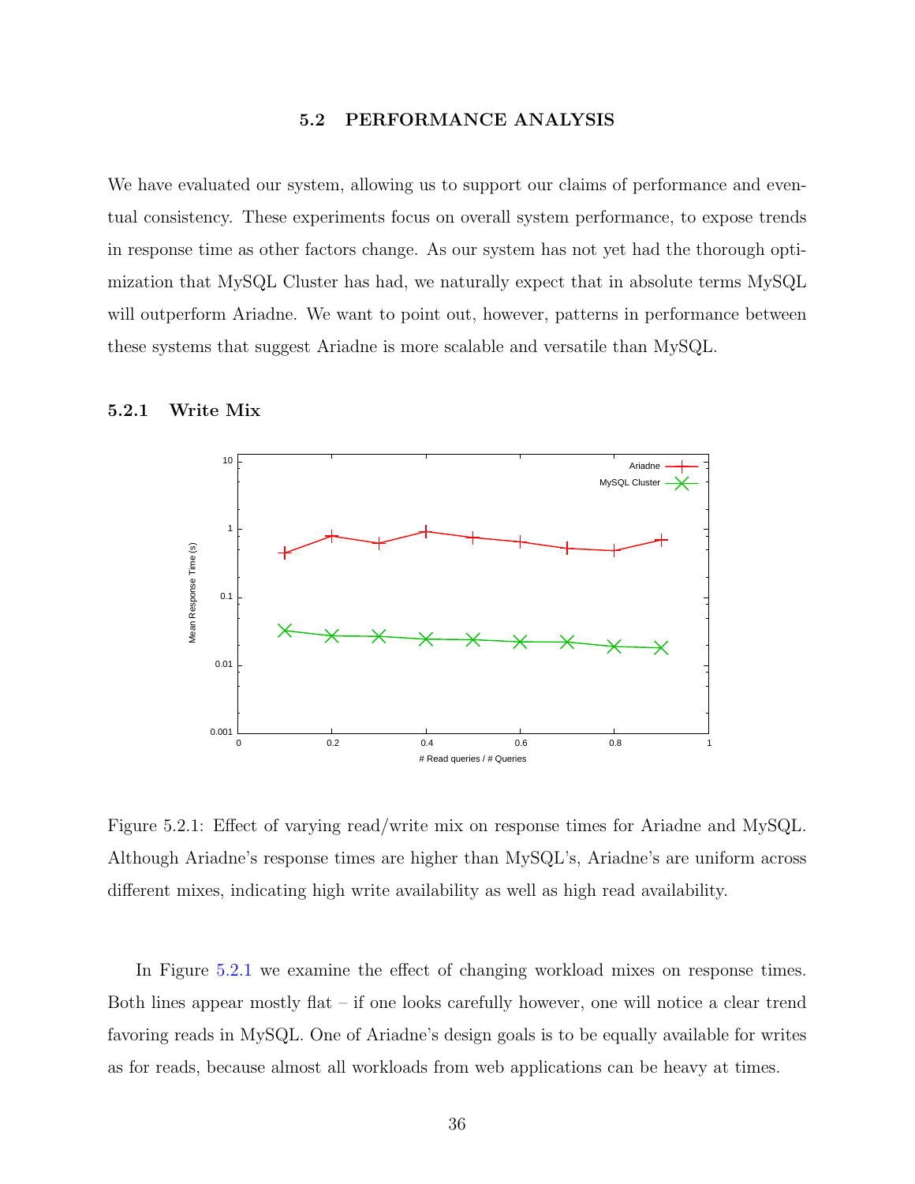## 5.2 PERFORMANCE ANALYSIS

We have evaluated our system, allowing us to support our claims of performance and eventual consistency. These experiments focus on overall system performance, to expose trends in response time as other factors change. As our system has not yet had the thorough optimization that MySQL Cluster has had, we naturally expect that in absolute terms MySQL will outperform Ariadne. We want to point out, however, patterns in performance between these systems that suggest Ariadne is more scalable and versatile than MySQL.

### 5.2.1 Write Mix

Figure 5.2.1: Effect of varying read/write mix on response times for Ariadne and MySQL. Although Ariadne's response times are higher than MySQL's, Ariadne's are uniform across different mixes, indicating high write availability as well as high read availability.

In Figure 5.2.1 we examine the effect of changing workload mixes on response times. Both lines appear mostly flat – if one looks carefully however, one will notice a clear trend favoring reads in MySQL. One of Ariadne's design goals is to be equally available for writes as for reads, because almost all workloads from web applications can be heavy at times.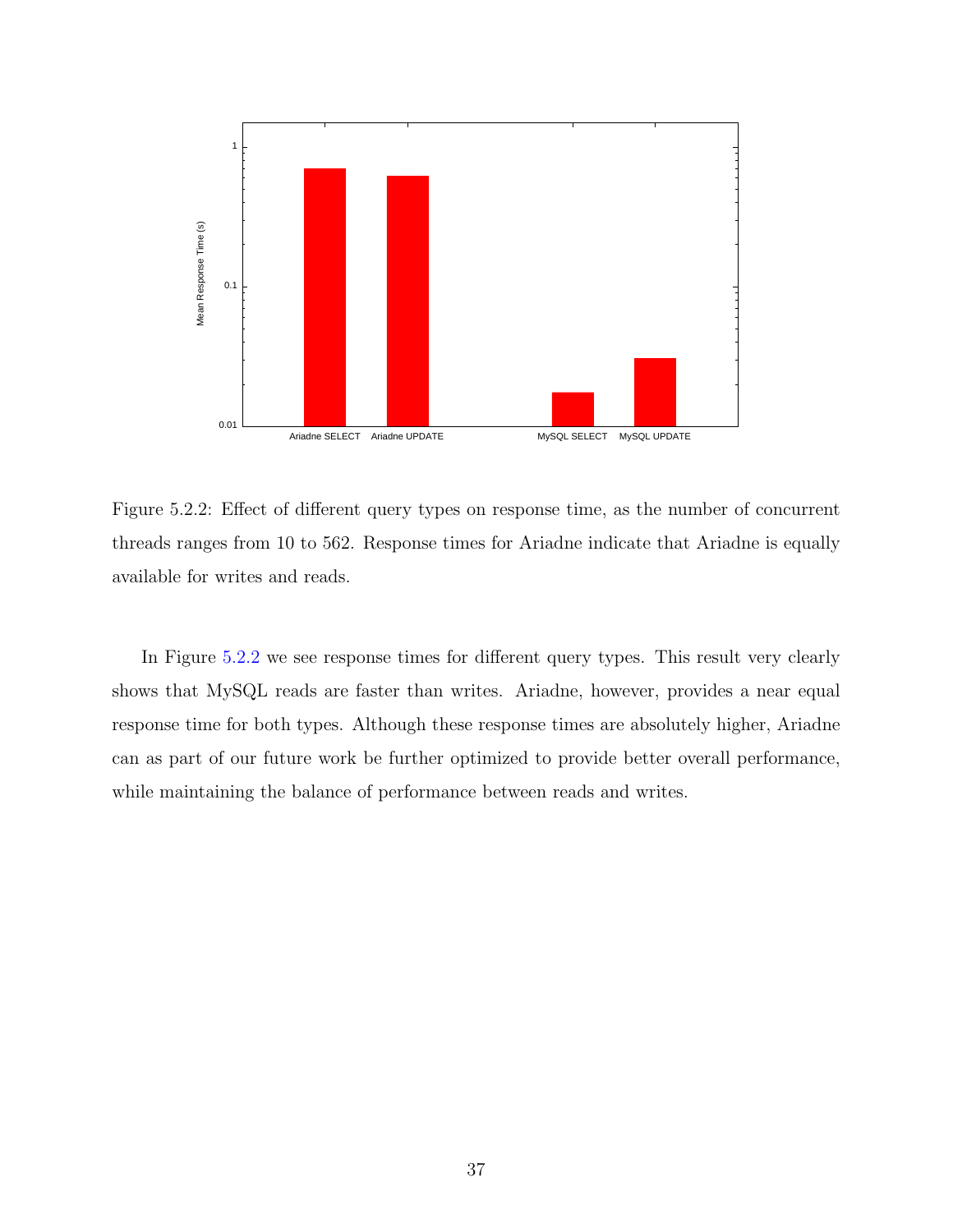Figure 5.2.2: Effect of different query types on response time, as the number of concurrent threads ranges from 10 to 562. Response times for Ariadne indicate that Ariadne is equally available for writes and reads.

In Figure 5.2.2 we see response times for different query types. This result very clearly shows that MySQL reads are faster than writes. Ariadne, however, provides a near equal response time for both types. Although these response times are absolutely higher, Ariadne can as part of our future work be further optimized to provide better overall performance, while maintaining the balance of performance between reads and writes.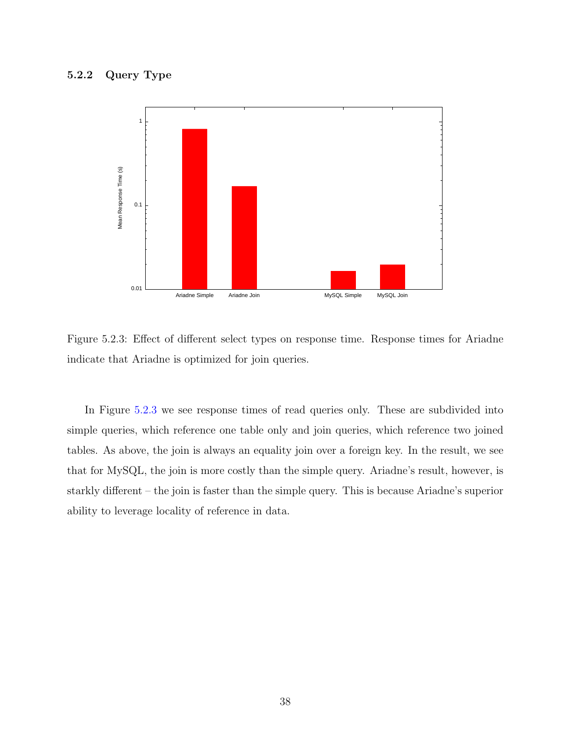### 5.2.2 Query Type

Figure 5.2.3: Effect of different select types on response time. Response times for Ariadne indicate that Ariadne is optimized for join queries.

In Figure 5.2.3 we see response times of read queries only. These are subdivided into simple queries, which reference one table only and join queries, which reference two joined tables. As above, the join is always an equality join over a foreign key. In the result, we see that for MySQL, the join is more costly than the simple query. Ariadne's result, however, is starkly different – the join is faster than the simple query. This is because Ariadne's superior ability to leverage locality of reference in data.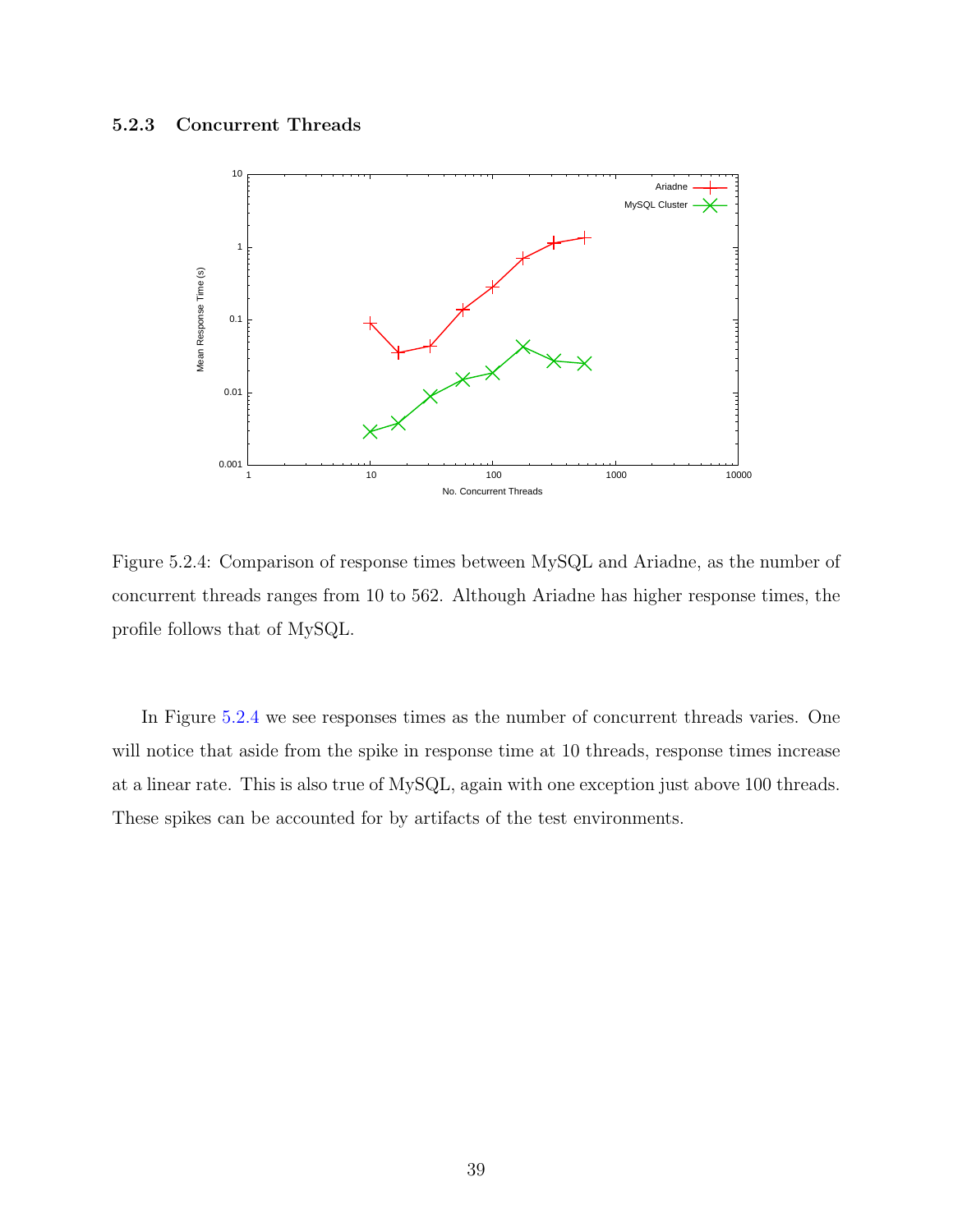### 5.2.3 Concurrent Threads

Figure 5.2.4: Comparison of response times between MySQL and Ariadne, as the number of concurrent threads ranges from 10 to 562. Although Ariadne has higher response times, the profile follows that of MySQL.

In Figure 5.2.4 we see responses times as the number of concurrent threads varies. One will notice that aside from the spike in response time at 10 threads, response times increase at a linear rate. This is also true of MySQL, again with one exception just above 100 threads. These spikes can be accounted for by artifacts of the test environments.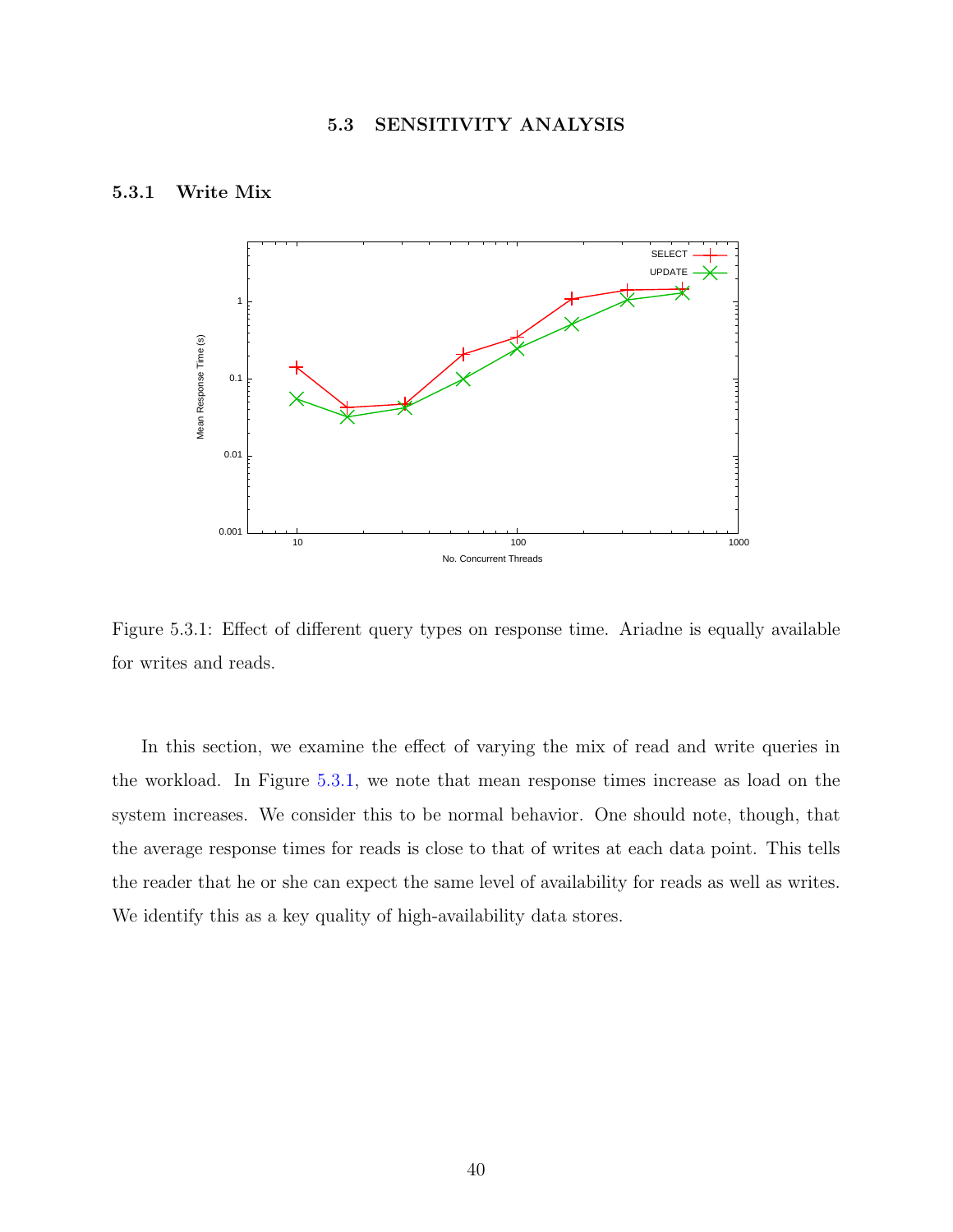## 5.3 SENSITIVITY ANALYSIS

### 5.3.1 Write Mix

Figure 5.3.1: Effect of different query types on response time. Ariadne is equally available for writes and reads.

In this section, we examine the effect of varying the mix of read and write queries in the workload. In Figure 5.3.1, we note that mean response times increase as load on the system increases. We consider this to be normal behavior. One should note, though, that the average response times for reads is close to that of writes at each data point. This tells the reader that he or she can expect the same level of availability for reads as well as writes. We identify this as a key quality of high-availability data stores.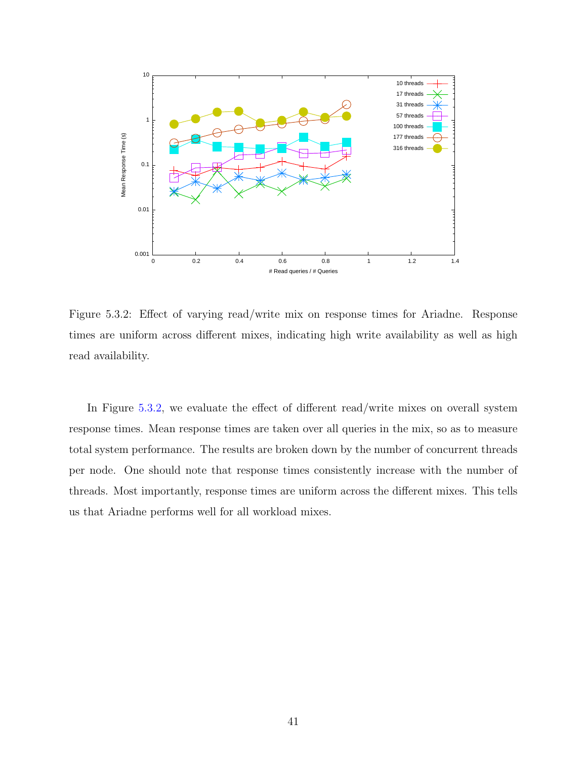Figure 5.3.2: Effect of varying read/write mix on response times for Ariadne. Response times are uniform across different mixes, indicating high write availability as well as high read availability.

In Figure 5.3.2, we evaluate the effect of different read/write mixes on overall system response times. Mean response times are taken over all queries in the mix, so as to measure total system performance. The results are broken down by the number of concurrent threads per node. One should note that response times consistently increase with the number of threads. Most importantly, response times are uniform across the different mixes. This tells us that Ariadne performs well for all workload mixes.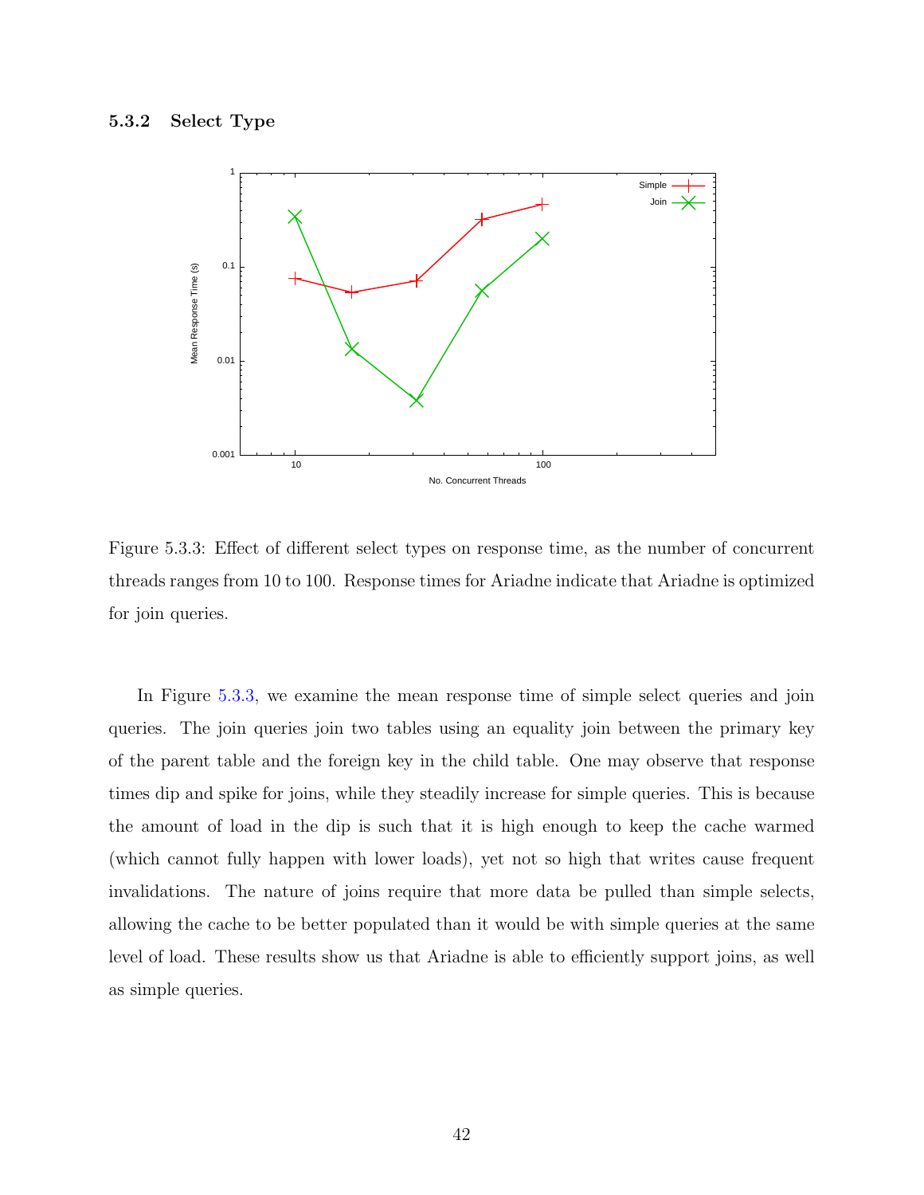### 5.3.2 Select Type

Figure 5.3.3: Effect of different select types on response time, as the number of concurrent threads ranges from 10 to 100. Response times for Ariadne indicate that Ariadne is optimized for join queries.

In Figure 5.3.3, we examine the mean response time of simple select queries and join queries. The join queries join two tables using an equality join between the primary key of the parent table and the foreign key in the child table. One may observe that response times dip and spike for joins, while they steadily increase for simple queries. This is because the amount of load in the dip is such that it is high enough to keep the cache warmed (which cannot fully happen with lower loads), yet not so high that writes cause frequent invalidations. The nature of joins require that more data be pulled than simple selects, allowing the cache to be better populated than it would be with simple queries at the same level of load. These results show us that Ariadne is able to efficiently support joins, as well as simple queries.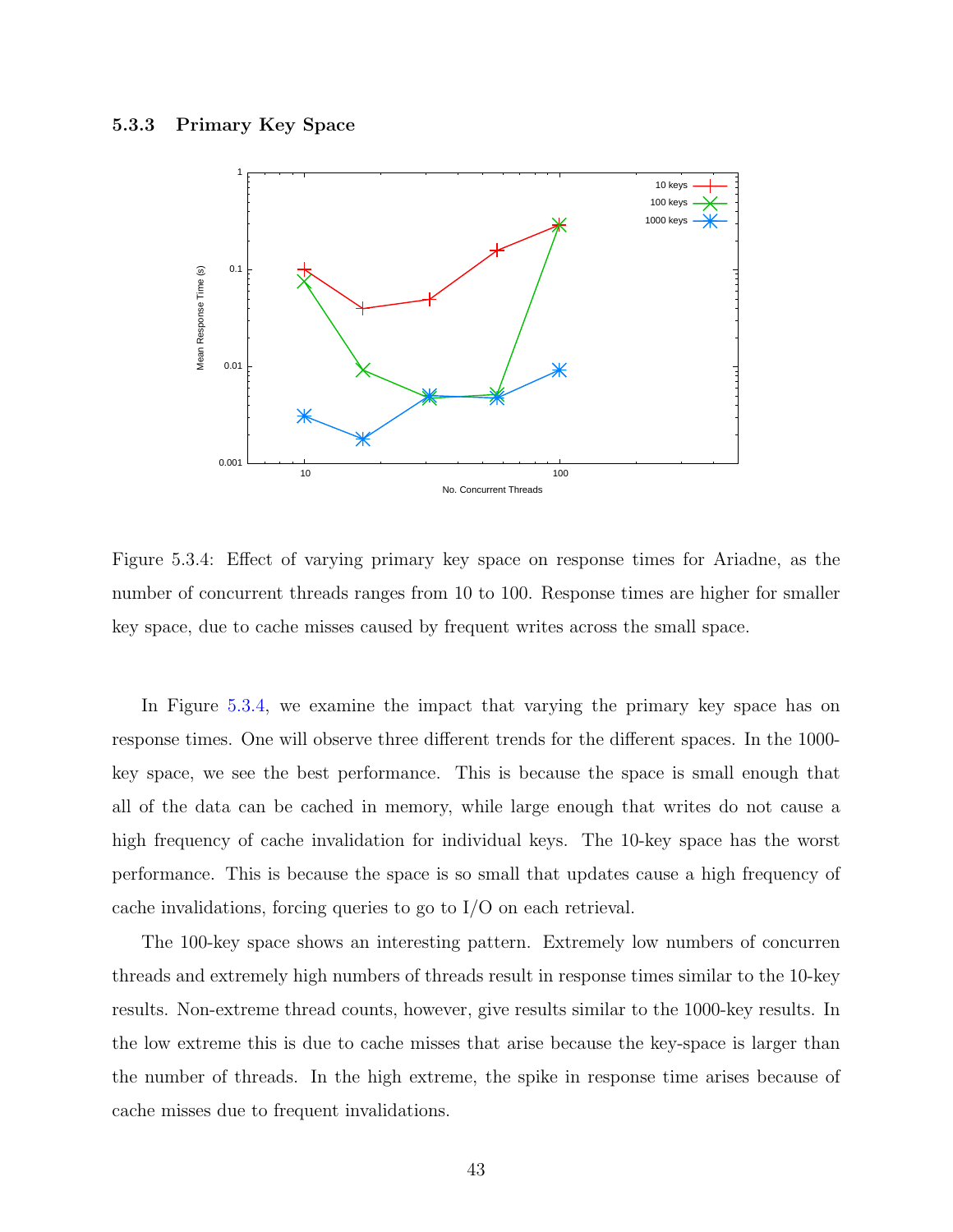### 5.3.3 Primary Key Space

Figure 5.3.4: Effect of varying primary key space on response times for Ariadne, as the number of concurrent threads ranges from 10 to 100. Response times are higher for smaller key space, due to cache misses caused by frequent writes across the small space.

In Figure 5.3.4, we examine the impact that varying the primary key space has on response times. One will observe three different trends for the different spaces. In the 1000-key space, we see the best performance. This is because the space is small enough that all of the data can be cached in memory, while large enough that writes do not cause a high frequency of cache invalidation for individual keys. The 10-key space has the worst performance. This is because the space is so small that updates cause a high frequency of cache invalidations, forcing queries to go to I/O on each retrieval.

The 100-key space shows an interesting pattern. Extremely low numbers of concurren threads and extremely high numbers of threads result in response times similar to the 10-key results. Non-extreme thread counts, however, give results similar to the 1000-key results. In the low extreme this is due to cache misses that arise because the key-space is larger than the number of threads. In the high extreme, the spike in response time arises because of cache misses due to frequent invalidations.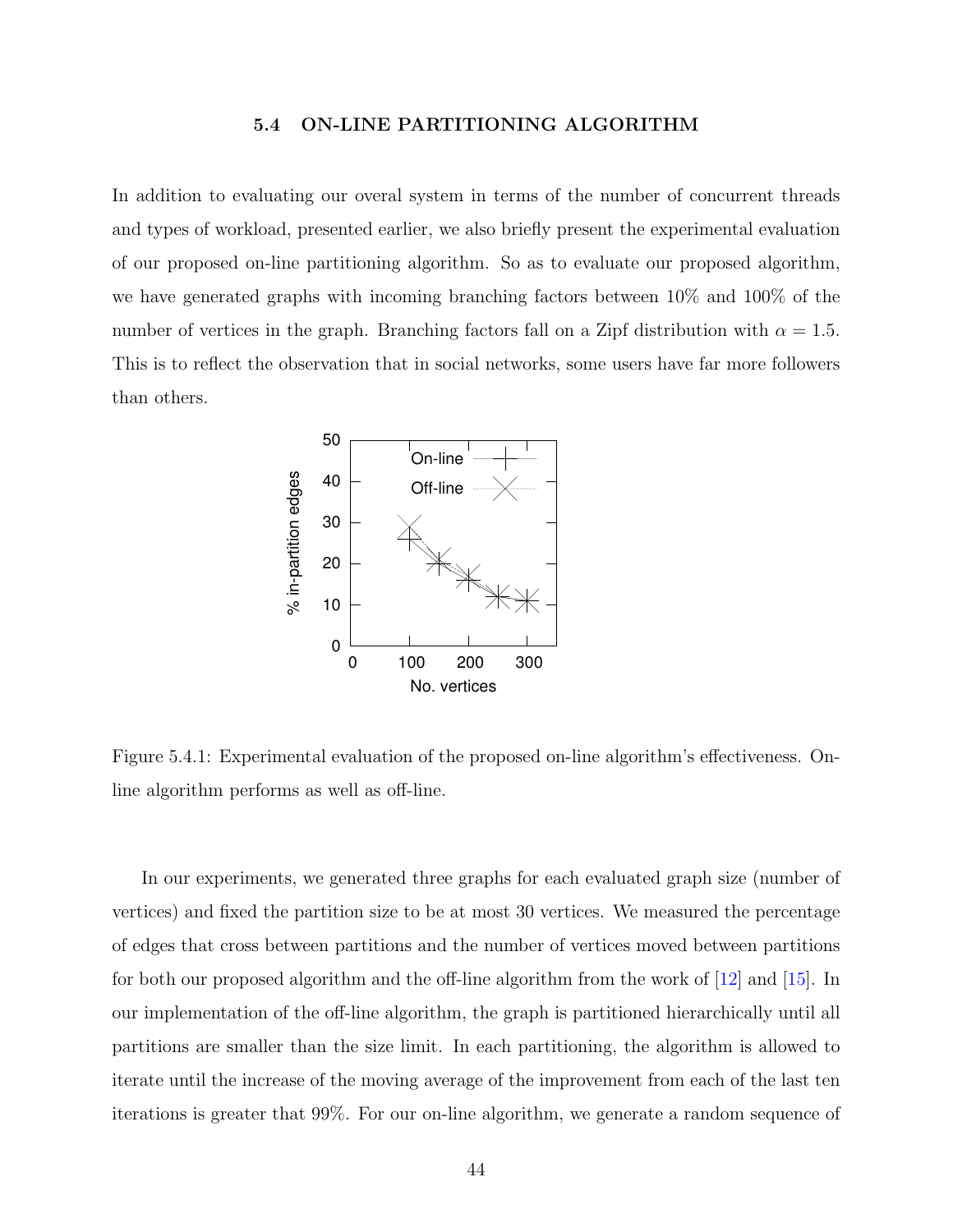## 5.4 ON-LINE PARTITIONING ALGORITHM

In addition to evaluating our overal system in terms of the number of concurrent threads and types of workload, presented earlier, we also briefly present the experimental evaluation of our proposed on-line partitioning algorithm. So as to evaluate our proposed algorithm, we have generated graphs with incoming branching factors between 10% and 100% of the number of vertices in the graph. Branching factors fall on a Zipf distribution with $\alpha = 1.5$. This is to reflect the observation that in social networks, some users have far more followers than others.

Figure 5.4.1: Experimental evaluation of the proposed on-line algorithm's effectiveness. On-line algorithm performs as well as off-line.

In our experiments, we generated three graphs for each evaluated graph size (number of vertices) and fixed the partition size to be at most 30 vertices. We measured the percentage of edges that cross between partitions and the number of vertices moved between partitions for both our proposed algorithm and the off-line algorithm from the work of [12] and [15]. In our implementation of the off-line algorithm, the graph is partitioned hierarchically until all partitions are smaller than the size limit. In each partitioning, the algorithm is allowed to iterate until the increase of the moving average of the improvement from each of the last ten iterations is greater that 99%. For our on-line algorithm, we generate a random sequence of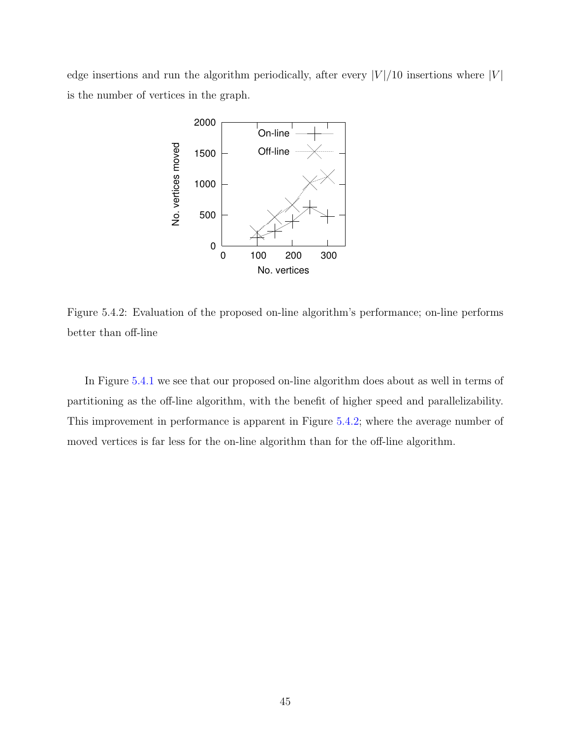edge insertions and run the algorithm periodically, after every $|V|/10$ insertions where $|V|$ is the number of vertices in the graph.

Figure 5.4.2: Evaluation of the proposed on-line algorithm's performance; on-line performs better than off-line

In Figure 5.4.1 we see that our proposed on-line algorithm does about as well in terms of partitioning as the off-line algorithm, with the benefit of higher speed and parallelizability. This improvement in performance is apparent in Figure 5.4.2; where the average number of moved vertices is far less for the on-line algorithm than for the off-line algorithm.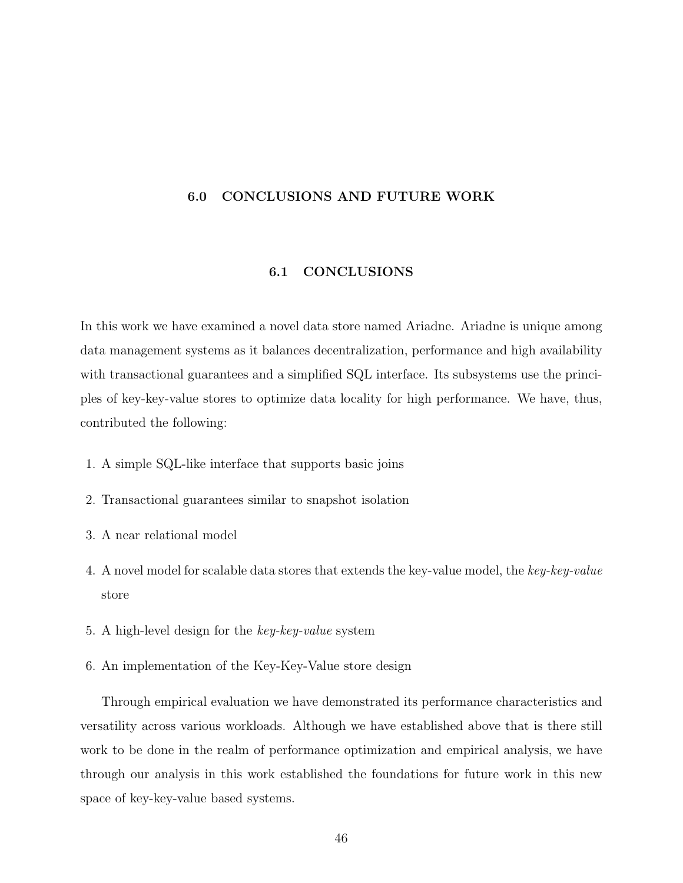# 6.0 CONCLUSIONS AND FUTURE WORK

## 6.1 CONCLUSIONS

In this work we have examined a novel data store named Ariadne. Ariadne is unique among data management systems as it balances decentralization, performance and high availability with transactional guarantees and a simplified SQL interface. Its subsystems use the principles of key-key-value stores to optimize data locality for high performance. We have, thus, contributed the following:

1. A simple SQL-like interface that supports basic joins
2. Transactional guarantees similar to snapshot isolation
3. A near relational model
4. A novel model for scalable data stores that extends the key-value model, the *key-key-value* store
5. A high-level design for the *key-key-value* system
6. An implementation of the Key-Key-Value store design

Through empirical evaluation we have demonstrated its performance characteristics and versatility across various workloads. Although we have established above that is there still work to be done in the realm of performance optimization and empirical analysis, we have through our analysis in this work established the foundations for future work in this new space of key-key-value based systems.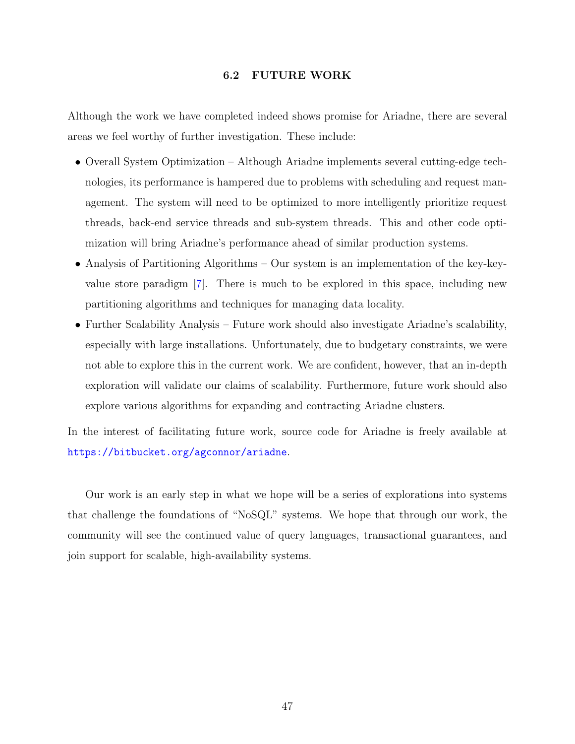## 6.2 FUTURE WORK

Although the work we have completed indeed shows promise for Ariadne, there are several areas we feel worthy of further investigation. These include:

- Overall System Optimization – Although Ariadne implements several cutting-edge technologies, its performance is hampered due to problems with scheduling and request management. The system will need to be optimized to more intelligently prioritize request threads, back-end service threads and sub-system threads. This and other code optimization will bring Ariadne's performance ahead of similar production systems.
- Analysis of Partitioning Algorithms – Our system is an implementation of the key-key-value store paradigm [7]. There is much to be explored in this space, including new partitioning algorithms and techniques for managing data locality.
- Further Scalability Analysis – Future work should also investigate Ariadne's scalability, especially with large installations. Unfortunately, due to budgetary constraints, we were not able to explore this in the current work. We are confident, however, that an in-depth exploration will validate our claims of scalability. Furthermore, future work should also explore various algorithms for expanding and contracting Ariadne clusters.

In the interest of facilitating future work, source code for Ariadne is freely available at https://bitbucket.org/agconnor/ariadne.

Our work is an early step in what we hope will be a series of explorations into systems that challenge the foundations of "NoSQL" systems. We hope that through our work, the community will see the continued value of query languages, transactional guarantees, and join support for scalable, high-availability systems.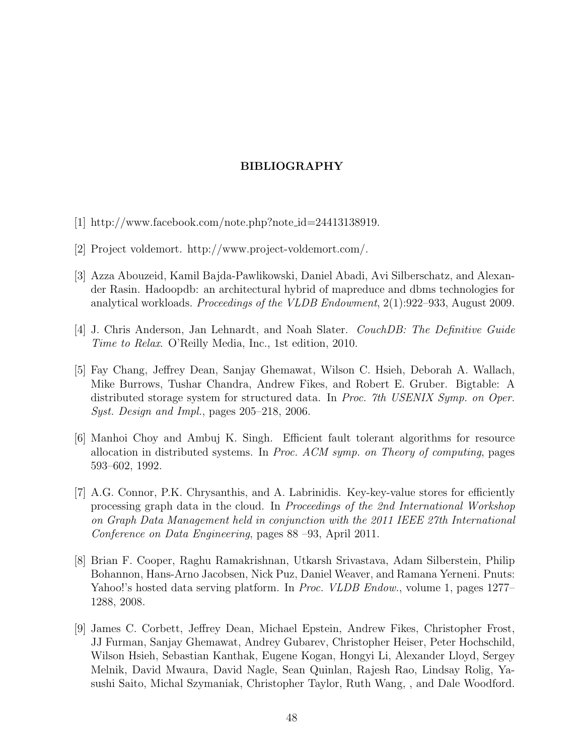# BIBLIOGRAPHY

[1] http://www.facebook.com/note.php?note_id=24413138919.

[2] Project voldemort. http://www.project-voldemort.com/.

[3] Azza Abouzeid, Kamil Bajda-Pawlikowski, Daniel Abadi, Avi Silberschatz, and Alexander Rasin. Hadoopdb: an architectural hybrid of mapreduce and dbms technologies for analytical workloads. *Proceedings of the VLDB Endowment*, 2(1):922–933, August 2009.

[4] J. Chris Anderson, Jan Lehnardt, and Noah Slater. *CouchDB: The Definitive Guide Time to Relax*. O'Reilly Media, Inc., 1st edition, 2010.

[5] Fay Chang, Jeffrey Dean, Sanjay Ghemawat, Wilson C. Hsieh, Deborah A. Wallach, Mike Burrows, Tushar Chandra, Andrew Fikes, and Robert E. Gruber. Bigtable: A distributed storage system for structured data. In *Proc. 7th USENIX Symp. on Oper. Syst. Design and Impl.*, pages 205–218, 2006.

[6] Manhoi Choy and Ambuj K. Singh. Efficient fault tolerant algorithms for resource allocation in distributed systems. In *Proc. ACM symp. on Theory of computing*, pages 593–602, 1992.

[7] A.G. Connor, P.K. Chrysanthis, and A. Labrinidis. Key-key-value stores for efficiently processing graph data in the cloud. In *Proceedings of the 2nd International Workshop on Graph Data Management held in conjunction with the 2011 IEEE 27th International Conference on Data Engineering*, pages 88 –93, April 2011.

[8] Brian F. Cooper, Raghu Ramakrishnan, Utkarsh Srivastava, Adam Silberstein, Philip Bohannon, Hans-Arno Jacobsen, Nick Puz, Daniel Weaver, and Ramana Yerneni. Pnuts: Yahoo!'s hosted data serving platform. In *Proc. VLDB Endow.*, volume 1, pages 1277–1288, 2008.

[9] James C. Corbett, Jeffrey Dean, Michael Epstein, Andrew Fikes, Christopher Frost, JJ Furman, Sanjay Ghemawat, Andrey Gubarev, Christopher Heiser, Peter Hochschild, Wilson Hsieh, Sebastian Kanthak, Eugene Kogan, Hongyi Li, Alexander Lloyd, Sergey Melnik, David Mwaura, David Nagle, Sean Quinlan, Rajesh Rao, Lindsay Rolig, Yasushi Saito, Michal Szymaniak, Christopher Taylor, Ruth Wang, , and Dale Woodford.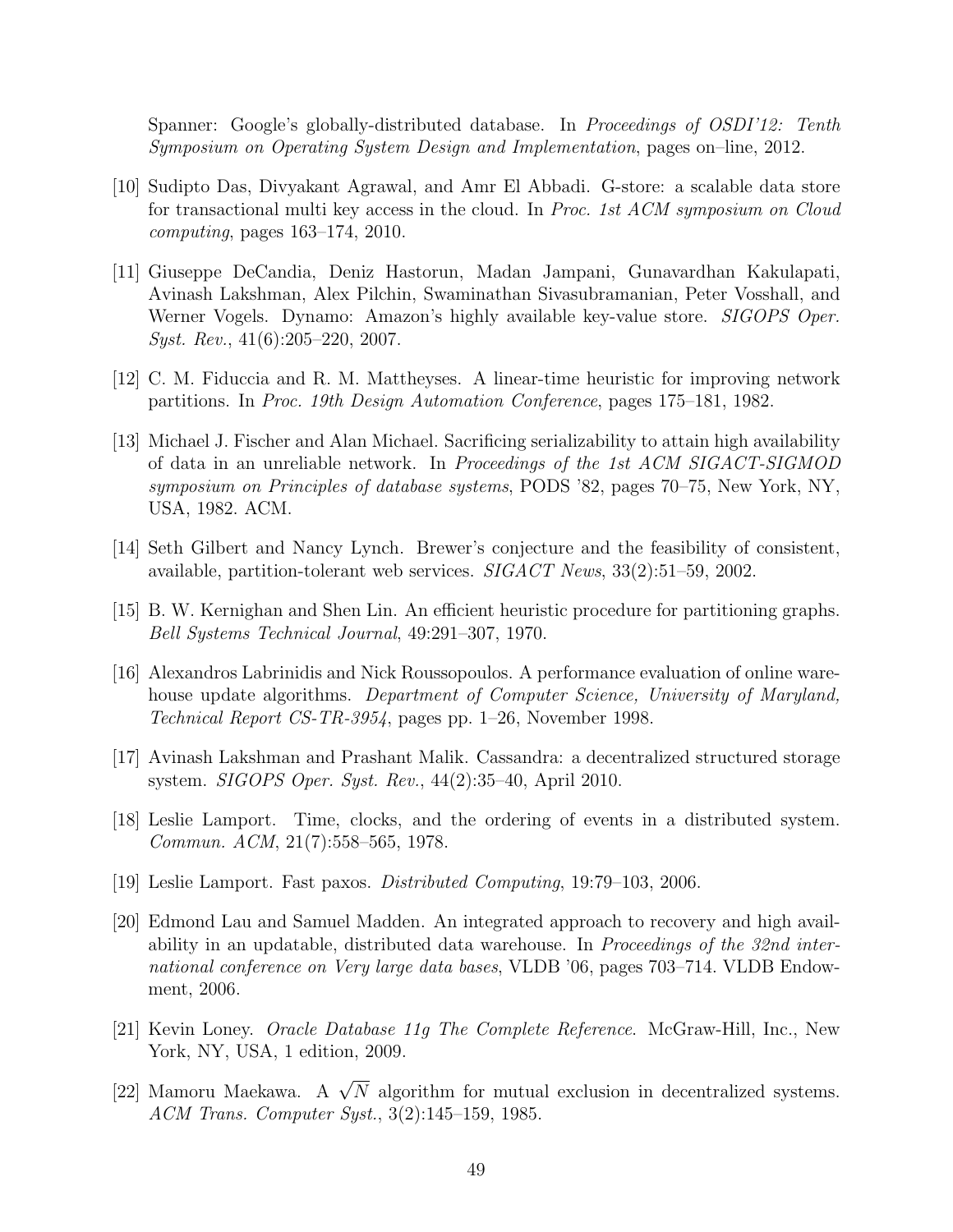Spanner: Google's globally-distributed database. In *Proceedings of OSDI'12: Tenth Symposium on Operating System Design and Implementation*, pages on–line, 2012.

[10] Sudipto Das, Divyakant Agrawal, and Amr El Abbadi. G-store: a scalable data store for transactional multi key access in the cloud. In *Proc. 1st ACM symposium on Cloud computing*, pages 163–174, 2010.

[11] Giuseppe DeCandia, Deniz Hastorun, Madan Jampani, Gunavardhan Kakulapati, Avinash Lakshman, Alex Pilchin, Swaminathan Sivasubramanian, Peter Vosshall, and Werner Vogels. Dynamo: Amazon's highly available key-value store. *SIGOPS Oper. Syst. Rev.*, 41(6):205–220, 2007.

[12] C. M. Fiduccia and R. M. Mattheyses. A linear-time heuristic for improving network partitions. In *Proc. 19th Design Automation Conference*, pages 175–181, 1982.

[13] Michael J. Fischer and Alan Michael. Sacrificing serializability to attain high availability of data in an unreliable network. In *Proceedings of the 1st ACM SIGACT-SIGMOD symposium on Principles of database systems*, PODS '82, pages 70–75, New York, NY, USA, 1982. ACM.

[14] Seth Gilbert and Nancy Lynch. Brewer's conjecture and the feasibility of consistent, available, partition-tolerant web services. *SIGACT News*, 33(2):51–59, 2002.

[15] B. W. Kernighan and Shen Lin. An efficient heuristic procedure for partitioning graphs. *Bell Systems Technical Journal*, 49:291–307, 1970.

[16] Alexandros Labrinidis and Nick Roussopoulos. A performance evaluation of online warehouse update algorithms. *Department of Computer Science, University of Maryland, Technical Report CS-TR-3954*, pages pp. 1–26, November 1998.

[17] Avinash Lakshman and Prashant Malik. Cassandra: a decentralized structured storage system. *SIGOPS Oper. Syst. Rev.*, 44(2):35–40, April 2010.

[18] Leslie Lamport. Time, clocks, and the ordering of events in a distributed system. *Commun. ACM*, 21(7):558–565, 1978.

[19] Leslie Lamport. Fast paxos. *Distributed Computing*, 19:79–103, 2006.

[20] Edmond Lau and Samuel Madden. An integrated approach to recovery and high availability in an updatable, distributed data warehouse. In *Proceedings of the 32nd international conference on Very large data bases*, VLDB '06, pages 703–714. VLDB Endowment, 2006.

[21] Kevin Loney. *Oracle Database 11g The Complete Reference*. McGraw-Hill, Inc., New York, NY, USA, 1 edition, 2009.

[22] Mamoru Maekawa. A $\sqrt{N}$ algorithm for mutual exclusion in decentralized systems. *ACM Trans. Computer Syst.*, 3(2):145–159, 1985.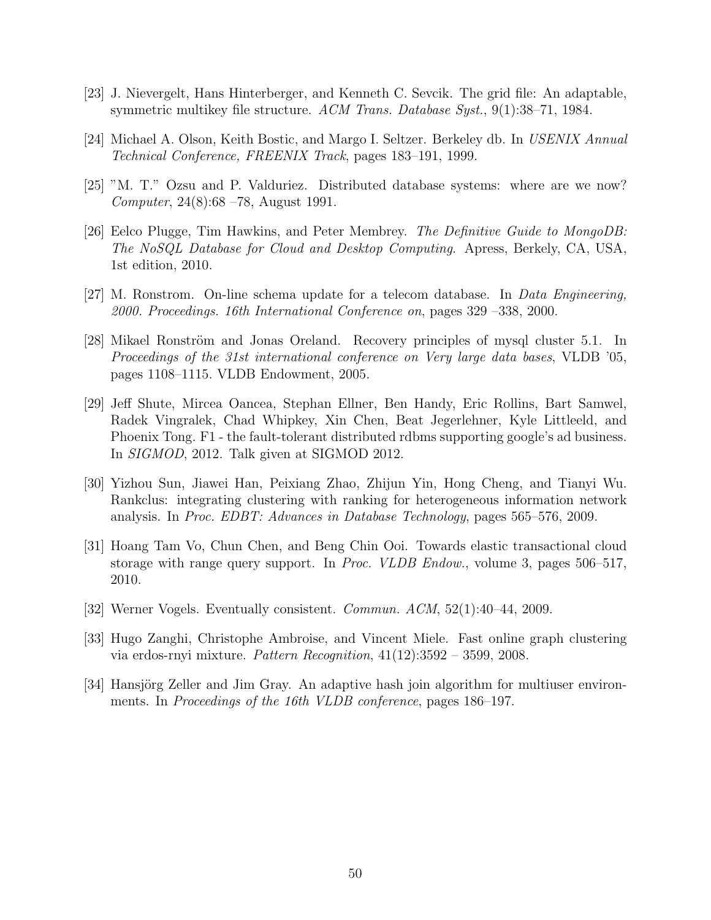[23] J. Nievergelt, Hans Hinterberger, and Kenneth C. Sevcik. The grid file: An adaptable, symmetric multikey file structure. *ACM Trans. Database Syst.*, 9(1):38–71, 1984.

[24] Michael A. Olson, Keith Bostic, and Margo I. Seltzer. Berkeley db. In *USENIX Annual Technical Conference, FREENIX Track*, pages 183–191, 1999.

[25] "M. T." Ozsu and P. Valduriez. Distributed database systems: where are we now? *Computer*, 24(8):68 –78, August 1991.

[26] Eelco Plugge, Tim Hawkins, and Peter Membrey. *The Definitive Guide to MongoDB: The NoSQL Database for Cloud and Desktop Computing*. Apress, Berkely, CA, USA, 1st edition, 2010.

[27] M. Ronstrom. On-line schema update for a telecom database. In *Data Engineering, 2000. Proceedings. 16th International Conference on*, pages 329 –338, 2000.

[28] Mikael Ronström and Jonas Oreland. Recovery principles of mysql cluster 5.1. In *Proceedings of the 31st international conference on Very large data bases*, VLDB '05, pages 1108–1115. VLDB Endowment, 2005.

[29] Jeff Shute, Mircea Oancea, Stephan Ellner, Ben Handy, Eric Rollins, Bart Samwel, Radek Vingralek, Chad Whipkey, Xin Chen, Beat Jegerlehner, Kyle Littleeld, and Phoenix Tong. F1 - the fault-tolerant distributed rdbms supporting google's ad business. In *SIGMOD*, 2012. Talk given at SIGMOD 2012.

[30] Yizhou Sun, Jiawei Han, Peixiang Zhao, Zhijun Yin, Hong Cheng, and Tianyi Wu. Rankclus: integrating clustering with ranking for heterogeneous information network analysis. In *Proc. EDBT: Advances in Database Technology*, pages 565–576, 2009.

[31] Hoang Tam Vo, Chun Chen, and Beng Chin Ooi. Towards elastic transactional cloud storage with range query support. In *Proc. VLDB Endow.*, volume 3, pages 506–517, 2010.

[32] Werner Vogels. Eventually consistent. *Commun. ACM*, 52(1):40–44, 2009.

[33] Hugo Zanghi, Christophe Ambroise, and Vincent Miele. Fast online graph clustering via erdos-rnyi mixture. *Pattern Recognition*, 41(12):3592 – 3599, 2008.

[34] Hansjörg Zeller and Jim Gray. An adaptive hash join algorithm for multiuser environments. In *Proceedings of the 16th VLDB conference*, pages 186–197.